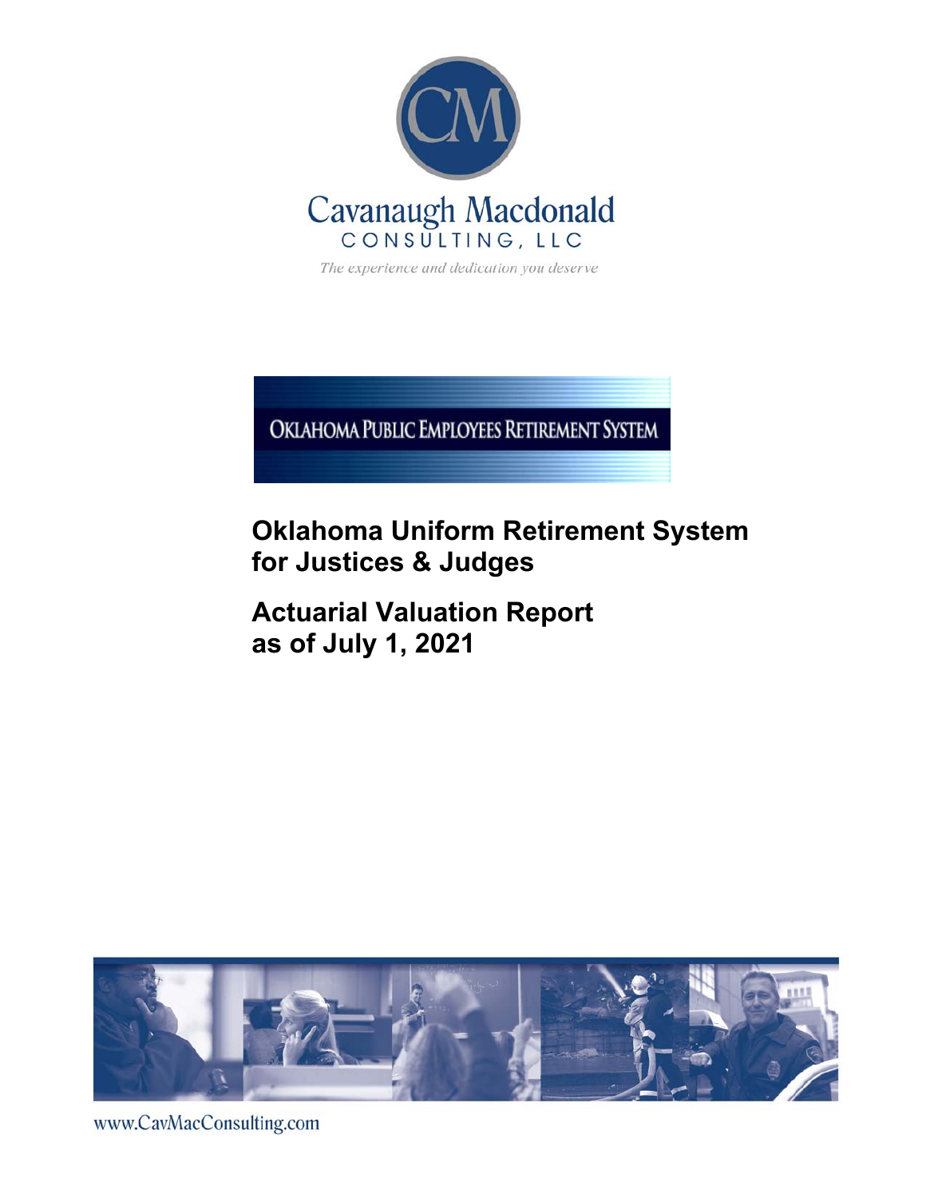Cavanaugh Macdonald

CONSULTING, LLC

*The experience and dedication you deserve*

OKLAHOMA PUBLIC EMPLOYEES RETIREMENT SYSTEM

# Oklahoma Uniform Retirement System for Justices & Judges

# Actuarial Valuation Report as of July 1, 2021

www.CavMacConsulting.com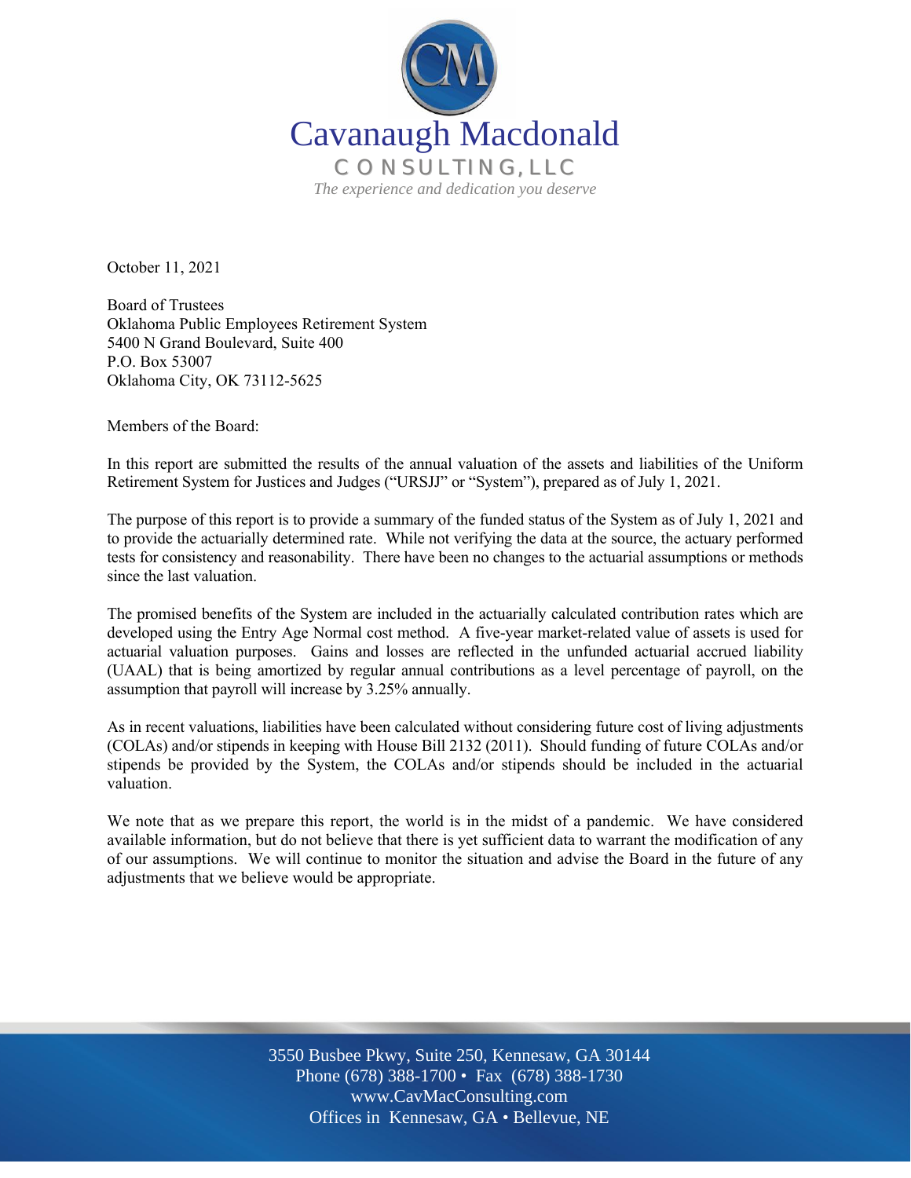Cavanaugh Macdonald

CONSULTING, LLC

*The experience and dedication you deserve*

October 11, 2021

Board of Trustees
Oklahoma Public Employees Retirement System
5400 N Grand Boulevard, Suite 400
P.O. Box 53007
Oklahoma City, OK 73112-5625

Members of the Board:

In this report are submitted the results of the annual valuation of the assets and liabilities of the Uniform Retirement System for Justices and Judges ("URSJJ" or "System"), prepared as of July 1, 2021.

The purpose of this report is to provide a summary of the funded status of the System as of July 1, 2021 and to provide the actuarially determined rate. While not verifying the data at the source, the actuary performed tests for consistency and reasonability. There have been no changes to the actuarial assumptions or methods since the last valuation.

The promised benefits of the System are included in the actuarially calculated contribution rates which are developed using the Entry Age Normal cost method. A five-year market-related value of assets is used for actuarial valuation purposes. Gains and losses are reflected in the unfunded actuarial accrued liability (UAAL) that is being amortized by regular annual contributions as a level percentage of payroll, on the assumption that payroll will increase by 3.25% annually.

As in recent valuations, liabilities have been calculated without considering future cost of living adjustments (COLAs) and/or stipends in keeping with House Bill 2132 (2011). Should funding of future COLAs and/or stipends be provided by the System, the COLAs and/or stipends should be included in the actuarial valuation.

We note that as we prepare this report, the world is in the midst of a pandemic. We have considered available information, but do not believe that there is yet sufficient data to warrant the modification of any of our assumptions. We will continue to monitor the situation and advise the Board in the future of any adjustments that we believe would be appropriate.

3550 Busbee Pkwy, Suite 250, Kennesaw, GA 30144
Phone (678) 388-1700 • Fax (678) 388-1730
www.CavMacConsulting.com
Offices in Kennesaw, GA • Bellevue, NE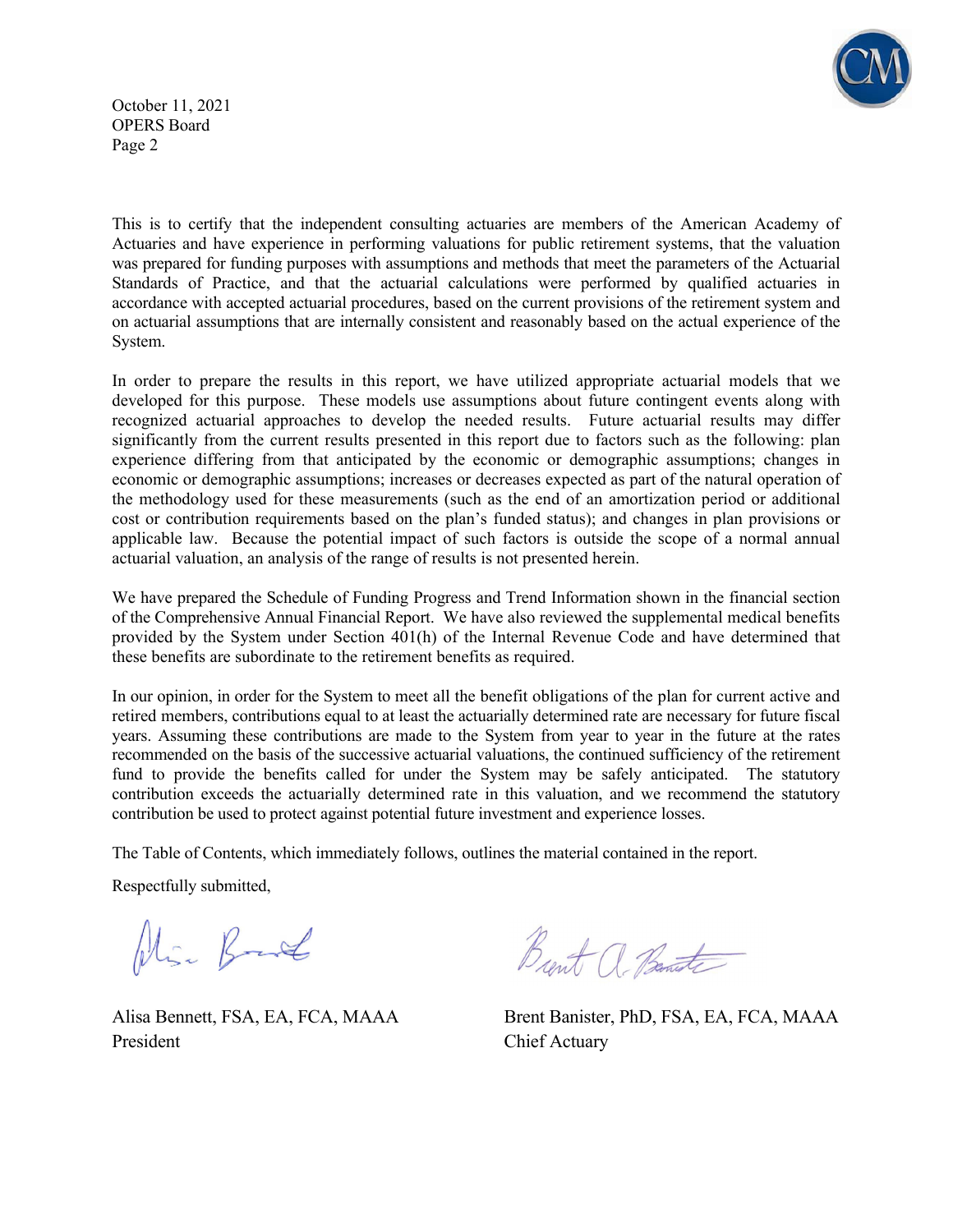This is to certify that the independent consulting actuaries are members of the American Academy of Actuaries and have experience in performing valuations for public retirement systems, that the valuation was prepared for funding purposes with assumptions and methods that meet the parameters of the Actuarial Standards of Practice, and that the actuarial calculations were performed by qualified actuaries in accordance with accepted actuarial procedures, based on the current provisions of the retirement system and on actuarial assumptions that are internally consistent and reasonably based on the actual experience of the System.

In order to prepare the results in this report, we have utilized appropriate actuarial models that we developed for this purpose. These models use assumptions about future contingent events along with recognized actuarial approaches to develop the needed results. Future actuarial results may differ significantly from the current results presented in this report due to factors such as the following: plan experience differing from that anticipated by the economic or demographic assumptions; changes in economic or demographic assumptions; increases or decreases expected as part of the natural operation of the methodology used for these measurements (such as the end of an amortization period or additional cost or contribution requirements based on the plan's funded status); and changes in plan provisions or applicable law. Because the potential impact of such factors is outside the scope of a normal annual actuarial valuation, an analysis of the range of results is not presented herein.

We have prepared the Schedule of Funding Progress and Trend Information shown in the financial section of the Comprehensive Annual Financial Report. We have also reviewed the supplemental medical benefits provided by the System under Section 401(h) of the Internal Revenue Code and have determined that these benefits are subordinate to the retirement benefits as required.

In our opinion, in order for the System to meet all the benefit obligations of the plan for current active and retired members, contributions equal to at least the actuarially determined rate are necessary for future fiscal years. Assuming these contributions are made to the System from year to year in the future at the rates recommended on the basis of the successive actuarial valuations, the continued sufficiency of the retirement fund to provide the benefits called for under the System may be safely anticipated. The statutory contribution exceeds the actuarially determined rate in this valuation, and we recommend the statutory contribution be used to protect against potential future investment and experience losses.

The Table of Contents, which immediately follows, outlines the material contained in the report.

Respectfully submitted,

Alisa Bennett, FSA, EA, FCA, MAAA
President

Brent Banister, PhD, FSA, EA, FCA, MAAA
Chief Actuary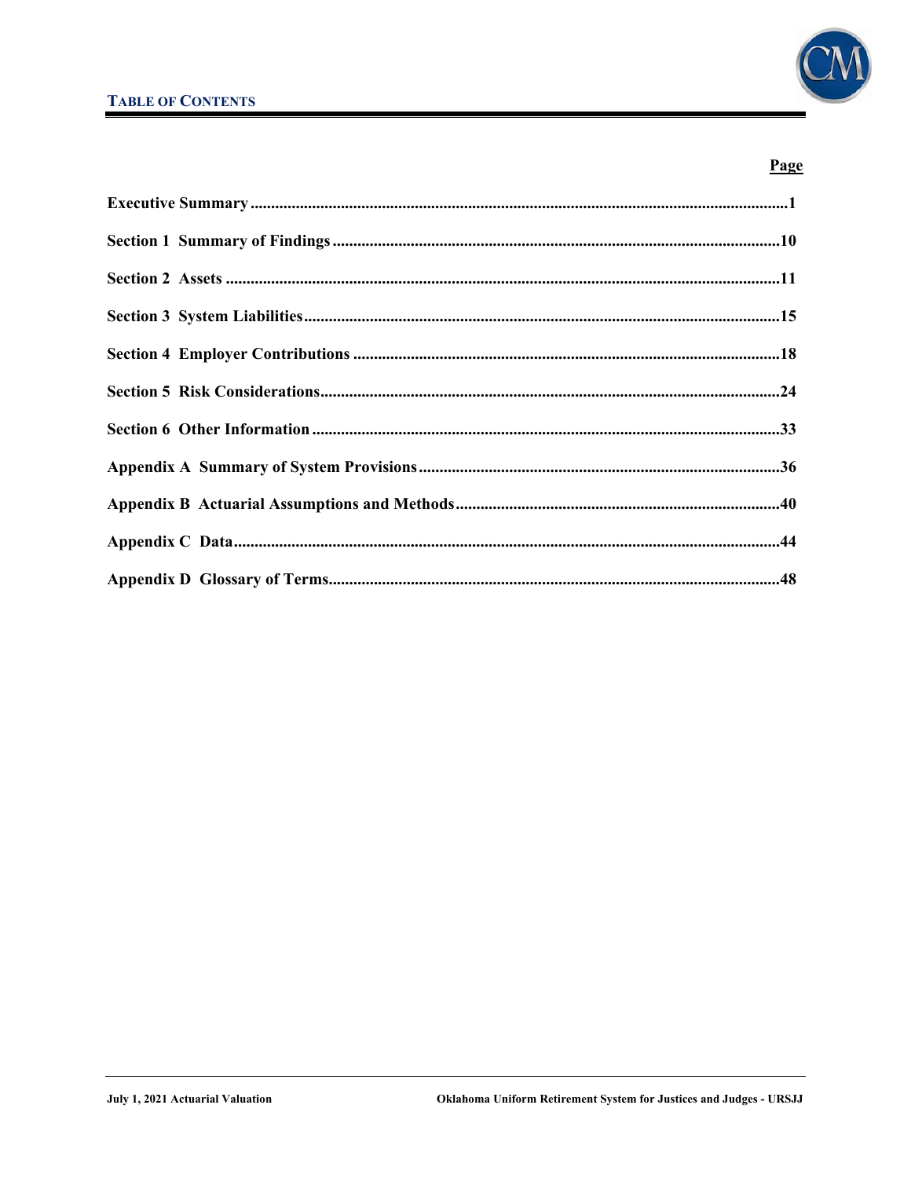# TABLE OF CONTENTS

| | Page |
|---|---|
| **Executive Summary** | **1** |
| **Section 1 Summary of Findings** | **10** |
| **Section 2 Assets** | **11** |
| **Section 3 System Liabilities** | **15** |
| **Section 4 Employer Contributions** | **18** |
| **Section 5 Risk Considerations** | **24** |
| **Section 6 Other Information** | **33** |
| **Appendix A Summary of System Provisions** | **36** |
| **Appendix B Actuarial Assumptions and Methods** | **40** |
| **Appendix C Data** | **44** |
| **Appendix D Glossary of Terms** | **48** |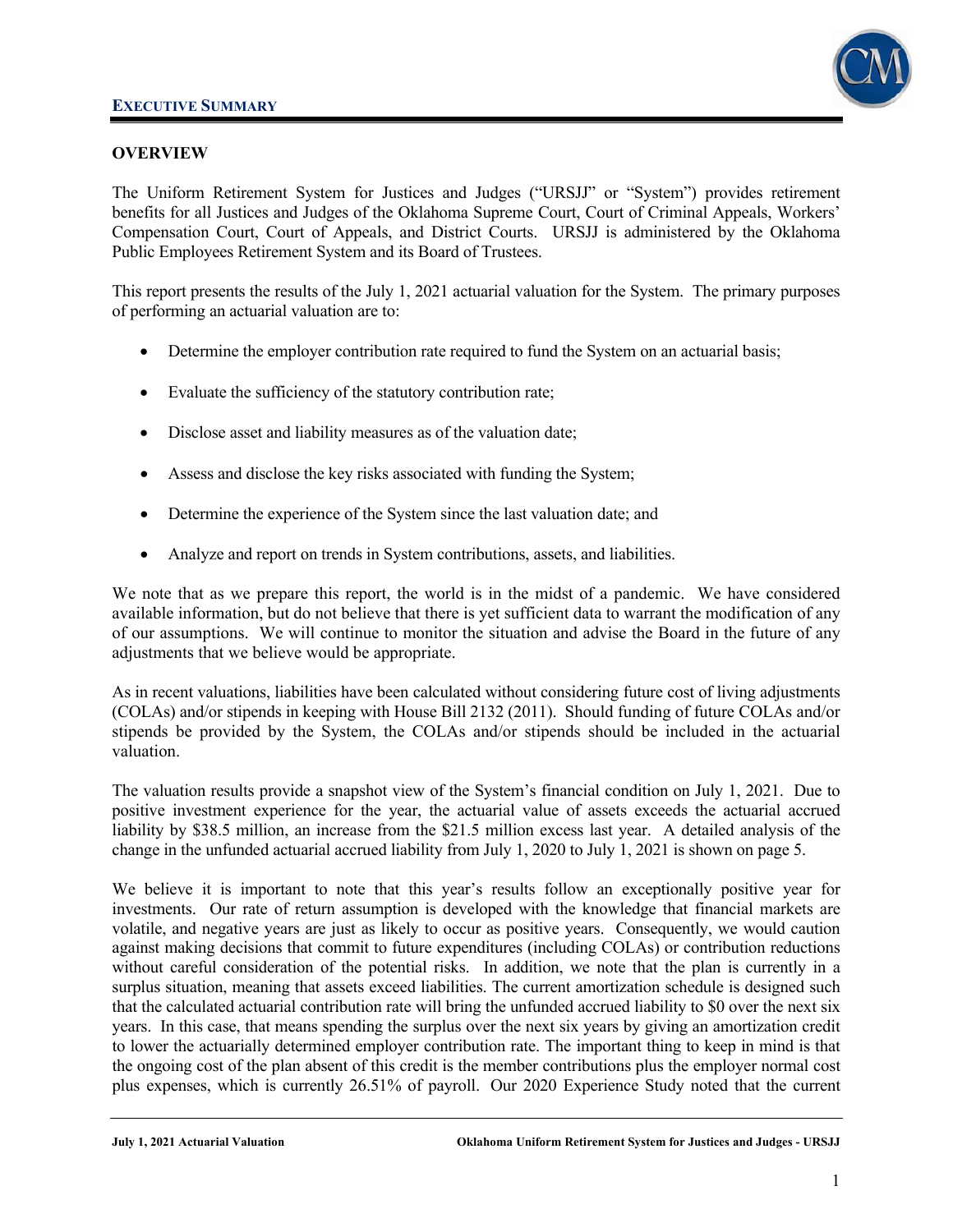**EXECUTIVE SUMMARY**

## OVERVIEW

The Uniform Retirement System for Justices and Judges ("URSJJ" or "System") provides retirement benefits for all Justices and Judges of the Oklahoma Supreme Court, Court of Criminal Appeals, Workers' Compensation Court, Court of Appeals, and District Courts. URSJJ is administered by the Oklahoma Public Employees Retirement System and its Board of Trustees.

This report presents the results of the July 1, 2021 actuarial valuation for the System. The primary purposes of performing an actuarial valuation are to:

- Determine the employer contribution rate required to fund the System on an actuarial basis;
- Evaluate the sufficiency of the statutory contribution rate;
- Disclose asset and liability measures as of the valuation date;
- Assess and disclose the key risks associated with funding the System;
- Determine the experience of the System since the last valuation date; and
- Analyze and report on trends in System contributions, assets, and liabilities.

We note that as we prepare this report, the world is in the midst of a pandemic. We have considered available information, but do not believe that there is yet sufficient data to warrant the modification of any of our assumptions. We will continue to monitor the situation and advise the Board in the future of any adjustments that we believe would be appropriate.

As in recent valuations, liabilities have been calculated without considering future cost of living adjustments (COLAs) and/or stipends in keeping with House Bill 2132 (2011). Should funding of future COLAs and/or stipends be provided by the System, the COLAs and/or stipends should be included in the actuarial valuation.

The valuation results provide a snapshot view of the System's financial condition on July 1, 2021. Due to positive investment experience for the year, the actuarial value of assets exceeds the actuarial accrued liability by $38.5 million, an increase from the $21.5 million excess last year. A detailed analysis of the change in the unfunded actuarial accrued liability from July 1, 2020 to July 1, 2021 is shown on page 5.

We believe it is important to note that this year's results follow an exceptionally positive year for investments. Our rate of return assumption is developed with the knowledge that financial markets are volatile, and negative years are just as likely to occur as positive years. Consequently, we would caution against making decisions that commit to future expenditures (including COLAs) or contribution reductions without careful consideration of the potential risks. In addition, we note that the plan is currently in a surplus situation, meaning that assets exceed liabilities. The current amortization schedule is designed such that the calculated actuarial contribution rate will bring the unfunded accrued liability to $0 over the next six years. In this case, that means spending the surplus over the next six years by giving an amortization credit to lower the actuarially determined employer contribution rate. The important thing to keep in mind is that the ongoing cost of the plan absent of this credit is the member contributions plus the employer normal cost plus expenses, which is currently 26.51% of payroll. Our 2020 Experience Study noted that the current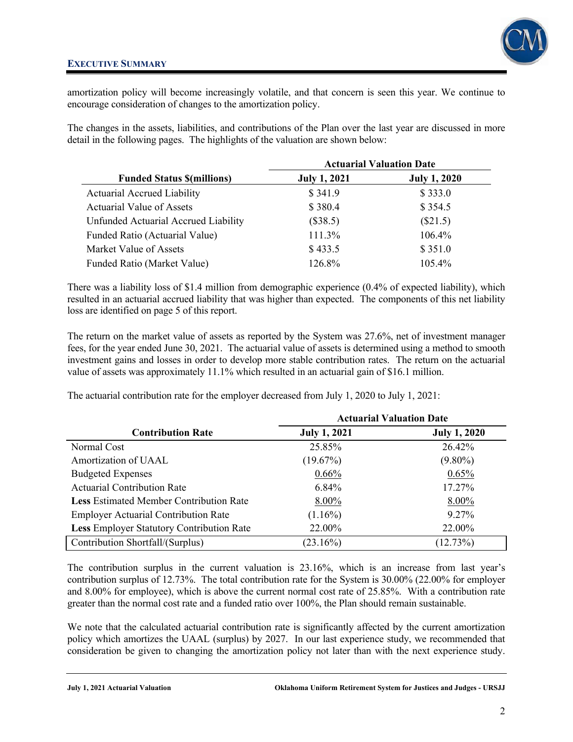amortization policy will become increasingly volatile, and that concern is seen this year. We continue to encourage consideration of changes to the amortization policy.

The changes in the assets, liabilities, and contributions of the Plan over the last year are discussed in more detail in the following pages. The highlights of the valuation are shown below:

| | Actuarial Valuation Date | |
|---|---|---|
| **Funded Status $(millions)** | **July 1, 2021** | **July 1, 2020** |
| Actuarial Accrued Liability | $ 341.9 | $ 333.0 |
| Actuarial Value of Assets | $ 380.4 | $ 354.5 |
| Unfunded Actuarial Accrued Liability | ($38.5) | ($21.5) |
| Funded Ratio (Actuarial Value) | 111.3% | 106.4% |
| Market Value of Assets | $ 433.5 | $ 351.0 |
| Funded Ratio (Market Value) | 126.8% | 105.4% |

There was a liability loss of $1.4 million from demographic experience (0.4% of expected liability), which resulted in an actuarial accrued liability that was higher than expected. The components of this net liability loss are identified on page 5 of this report.

The return on the market value of assets as reported by the System was 27.6%, net of investment manager fees, for the year ended June 30, 2021. The actuarial value of assets is determined using a method to smooth investment gains and losses in order to develop more stable contribution rates. The return on the actuarial value of assets was approximately 11.1% which resulted in an actuarial gain of $16.1 million.

The actuarial contribution rate for the employer decreased from July 1, 2020 to July 1, 2021:

| | Actuarial Valuation Date | |
|---|---|---|
| **Contribution Rate** | **July 1, 2021** | **July 1, 2020** |
| Normal Cost | 25.85% | 26.42% |
| Amortization of UAAL | (19.67%) | (9.80%) |
| Budgeted Expenses | 0.66% | 0.65% |
| Actuarial Contribution Rate | 6.84% | 17.27% |
| **Less** Estimated Member Contribution Rate | 8.00% | 8.00% |
| Employer Actuarial Contribution Rate | (1.16%) | 9.27% |
| **Less** Employer Statutory Contribution Rate | 22.00% | 22.00% |
| Contribution Shortfall/(Surplus) | (23.16%) | (12.73%) |

The contribution surplus in the current valuation is 23.16%, which is an increase from last year's contribution surplus of 12.73%. The total contribution rate for the System is 30.00% (22.00% for employer and 8.00% for employee), which is above the current normal cost rate of 25.85%. With a contribution rate greater than the normal cost rate and a funded ratio over 100%, the Plan should remain sustainable.

We note that the calculated actuarial contribution rate is significantly affected by the current amortization policy which amortizes the UAAL (surplus) by 2027. In our last experience study, we recommended that consideration be given to changing the amortization policy not later than with the next experience study.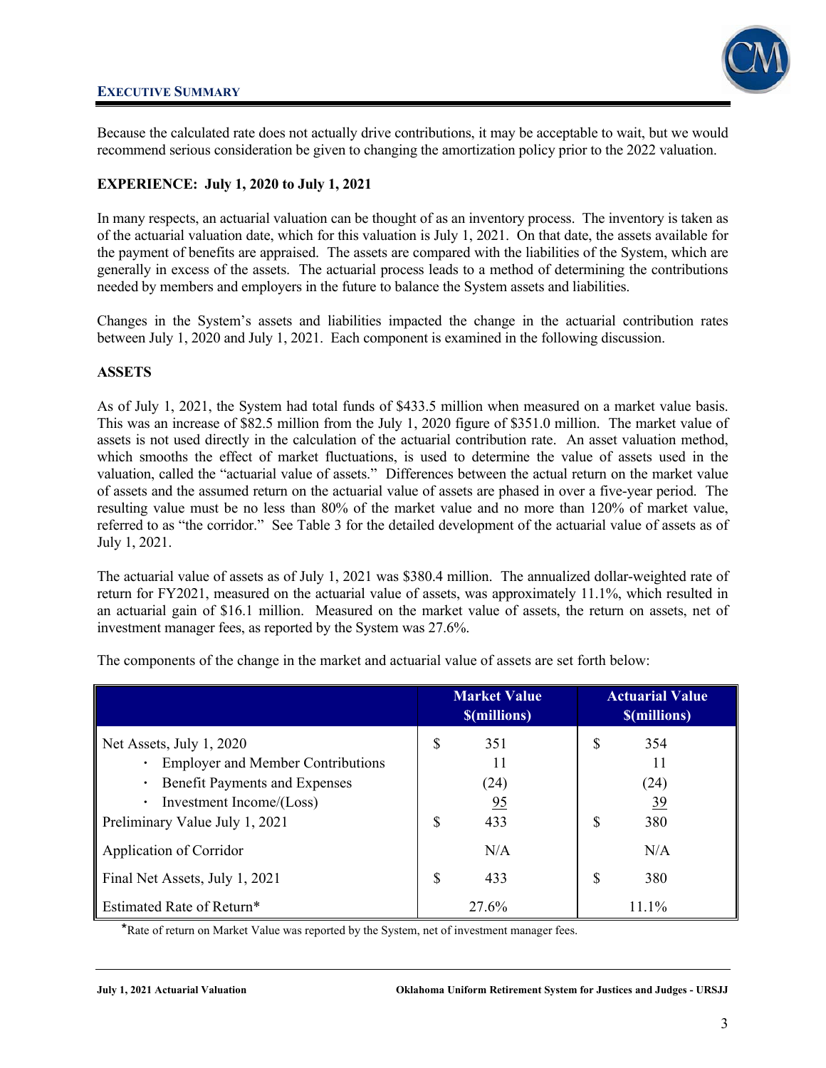Because the calculated rate does not actually drive contributions, it may be acceptable to wait, but we would recommend serious consideration be given to changing the amortization policy prior to the 2022 valuation.

## EXPERIENCE: July 1, 2020 to July 1, 2021

In many respects, an actuarial valuation can be thought of as an inventory process. The inventory is taken as of the actuarial valuation date, which for this valuation is July 1, 2021. On that date, the assets available for the payment of benefits are appraised. The assets are compared with the liabilities of the System, which are generally in excess of the assets. The actuarial process leads to a method of determining the contributions needed by members and employers in the future to balance the System assets and liabilities.

Changes in the System's assets and liabilities impacted the change in the actuarial contribution rates between July 1, 2020 and July 1, 2021. Each component is examined in the following discussion.

## ASSETS

As of July 1, 2021, the System had total funds of $433.5 million when measured on a market value basis. This was an increase of $82.5 million from the July 1, 2020 figure of $351.0 million. The market value of assets is not used directly in the calculation of the actuarial contribution rate. An asset valuation method, which smooths the effect of market fluctuations, is used to determine the value of assets used in the valuation, called the "actuarial value of assets." Differences between the actual return on the market value of assets and the assumed return on the actuarial value of assets are phased in over a five-year period. The resulting value must be no less than 80% of the market value and no more than 120% of market value, referred to as "the corridor." See Table 3 for the detailed development of the actuarial value of assets as of July 1, 2021.

The actuarial value of assets as of July 1, 2021 was $380.4 million. The annualized dollar-weighted rate of return for FY2021, measured on the actuarial value of assets, was approximately 11.1%, which resulted in an actuarial gain of $16.1 million. Measured on the market value of assets, the return on assets, net of investment manager fees, as reported by the System was 27.6%.

The components of the change in the market and actuarial value of assets are set forth below:

| | Market Value $(millions) | Actuarial Value $(millions) |
|---|---|---|
| Net Assets, July 1, 2020 | $ 351 | $ 354 |
| • Employer and Member Contributions | 11 | 11 |
| • Benefit Payments and Expenses | (24) | (24) |
| • Investment Income/(Loss) | 95 | 39 |
| Preliminary Value July 1, 2021 | $ 433 | $ 380 |
| Application of Corridor | N/A | N/A |
| Final Net Assets, July 1, 2021 | $ 433 | $ 380 |
| Estimated Rate of Return* | 27.6% | 11.1% |

*Rate of return on Market Value was reported by the System, net of investment manager fees.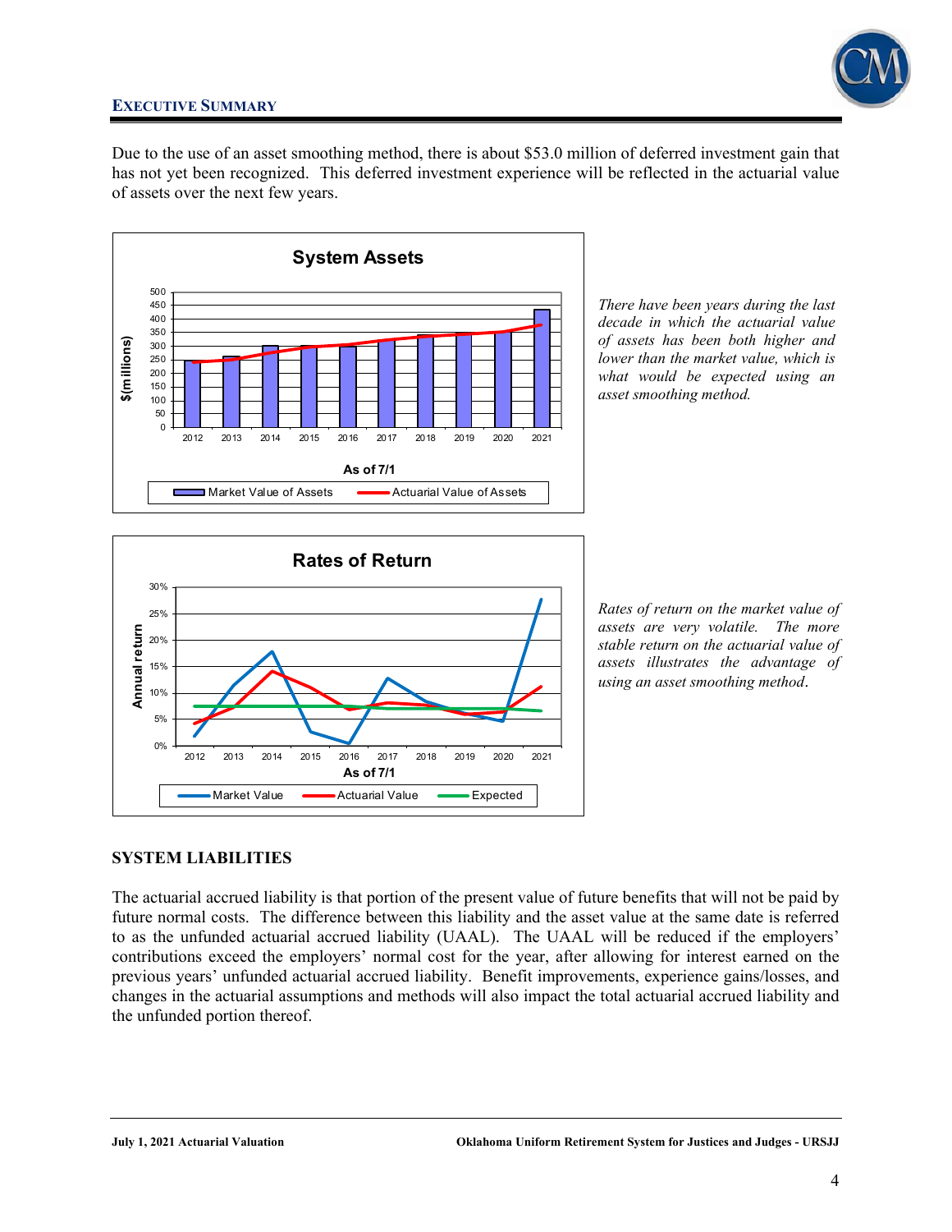## EXECUTIVE SUMMARY

Due to the use of an asset smoothing method, there is about $53.0 million of deferred investment gain that has not yet been recognized. This deferred investment experience will be reflected in the actuarial value of assets over the next few years.

**System Assets**

*There have been years during the last decade in which the actuarial value of assets has been both higher and lower than the market value, which is what would be expected using an asset smoothing method.*

**Rates of Return**

*Rates of return on the market value of assets are very volatile. The more stable return on the actuarial value of assets illustrates the advantage of using an asset smoothing method.*

### SYSTEM LIABILITIES

The actuarial accrued liability is that portion of the present value of future benefits that will not be paid by future normal costs. The difference between this liability and the asset value at the same date is referred to as the unfunded actuarial accrued liability (UAAL). The UAAL will be reduced if the employers' contributions exceed the employers' normal cost for the year, after allowing for interest earned on the previous years' unfunded actuarial accrued liability. Benefit improvements, experience gains/losses, and changes in the actuarial assumptions and methods will also impact the total actuarial accrued liability and the unfunded portion thereof.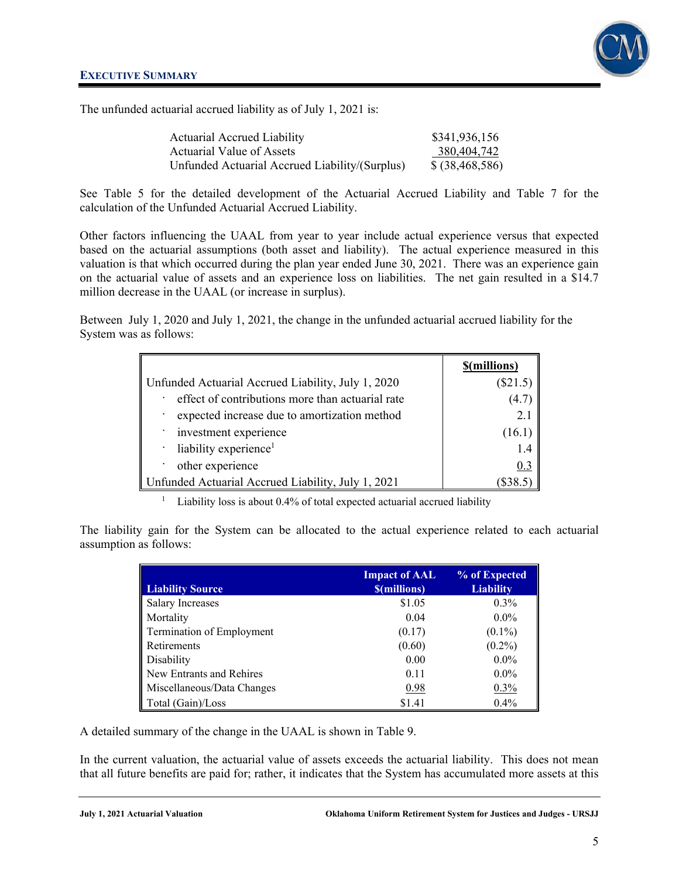## EXECUTIVE SUMMARY

The unfunded actuarial accrued liability as of July 1, 2021 is:

| | |
|---|---|
| Actuarial Accrued Liability | $341,936,156 |
| Actuarial Value of Assets | 380,404,742 |
| Unfunded Actuarial Accrued Liability/(Surplus) | $ (38,468,586) |

See Table 5 for the detailed development of the Actuarial Accrued Liability and Table 7 for the calculation of the Unfunded Actuarial Accrued Liability.

Other factors influencing the UAAL from year to year include actual experience versus that expected based on the actuarial assumptions (both asset and liability). The actual experience measured in this valuation is that which occurred during the plan year ended June 30, 2021. There was an experience gain on the actuarial value of assets and an experience loss on liabilities. The net gain resulted in a $14.7 million decrease in the UAAL (or increase in surplus).

Between July 1, 2020 and July 1, 2021, the change in the unfunded actuarial accrued liability for the System was as follows:

| | $(millions) |
|---|---|
| Unfunded Actuarial Accrued Liability, July 1, 2020 | ($21.5) |
| · effect of contributions more than actuarial rate | (4.7) |
| · expected increase due to amortization method | 2.1 |
| · investment experience | (16.1) |
| · liability experience[1] | 1.4 |
| · other experience | 0.3 |
| Unfunded Actuarial Accrued Liability, July 1, 2021 | ($38.5) |

[1] Liability loss is about 0.4% of total expected actuarial accrued liability

The liability gain for the System can be allocated to the actual experience related to each actuarial assumption as follows:

| Liability Source | Impact of AAL $(millions) | % of Expected Liability |
|---|---|---|
| Salary Increases | $1.05 | 0.3% |
| Mortality | 0.04 | 0.0% |
| Termination of Employment | (0.17) | (0.1%) |
| Retirements | (0.60) | (0.2%) |
| Disability | 0.00 | 0.0% |
| New Entrants and Rehires | 0.11 | 0.0% |
| Miscellaneous/Data Changes | 0.98 | 0.3% |
| Total (Gain)/Loss | $1.41 | 0.4% |

A detailed summary of the change in the UAAL is shown in Table 9.

In the current valuation, the actuarial value of assets exceeds the actuarial liability. This does not mean that all future benefits are paid for; rather, it indicates that the System has accumulated more assets at this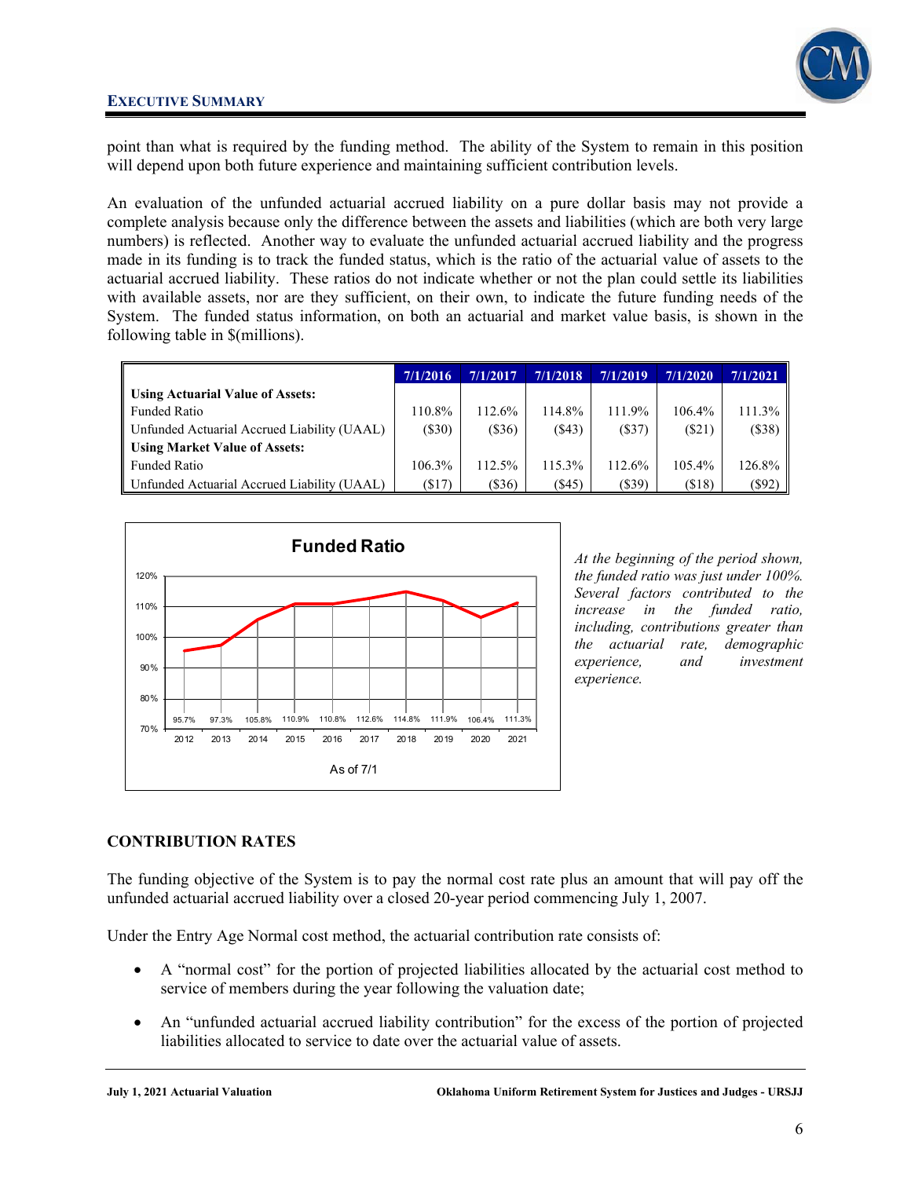point than what is required by the funding method. The ability of the System to remain in this position will depend upon both future experience and maintaining sufficient contribution levels.

An evaluation of the unfunded actuarial accrued liability on a pure dollar basis may not provide a complete analysis because only the difference between the assets and liabilities (which are both very large numbers) is reflected. Another way to evaluate the unfunded actuarial accrued liability and the progress made in its funding is to track the funded status, which is the ratio of the actuarial value of assets to the actuarial accrued liability. These ratios do not indicate whether or not the plan could settle its liabilities with available assets, nor are they sufficient, on their own, to indicate the future funding needs of the System. The funded status information, on both an actuarial and market value basis, is shown in the following table in $(millions).

| | 7/1/2016 | 7/1/2017 | 7/1/2018 | 7/1/2019 | 7/1/2020 | 7/1/2021 |
|---|---|---|---|---|---|---|
| **Using Actuarial Value of Assets:** | | | | | | |
| Funded Ratio | 110.8% | 112.6% | 114.8% | 111.9% | 106.4% | 111.3% |
| Unfunded Actuarial Accrued Liability (UAAL) | ($30) | ($36) | ($43) | ($37) | ($21) | ($38) |
| **Using Market Value of Assets:** | | | | | | |
| Funded Ratio | 106.3% | 112.5% | 115.3% | 112.6% | 105.4% | 126.8% |
| Unfunded Actuarial Accrued Liability (UAAL) | ($17) | ($36) | ($45) | ($39) | ($18) | ($92) |

**Funded Ratio**

| As of 7/1 | 2012 | 2013 | 2014 | 2015 | 2016 | 2017 | 2018 | 2019 | 2020 | 2021 |
|---|---|---|---|---|---|---|---|---|---|---|
| Funded Ratio | 95.7% | 97.3% | 105.8% | 110.9% | 110.8% | 112.6% | 114.8% | 111.9% | 106.4% | 111.3% |

*At the beginning of the period shown, the funded ratio was just under 100%. Several factors contributed to the increase in the funded ratio, including, contributions greater than the actuarial rate, demographic experience, and investment experience.*

## CONTRIBUTION RATES

The funding objective of the System is to pay the normal cost rate plus an amount that will pay off the unfunded actuarial accrued liability over a closed 20-year period commencing July 1, 2007.

Under the Entry Age Normal cost method, the actuarial contribution rate consists of:

- A "normal cost" for the portion of projected liabilities allocated by the actuarial cost method to service of members during the year following the valuation date;
- An "unfunded actuarial accrued liability contribution" for the excess of the portion of projected liabilities allocated to service to date over the actuarial value of assets.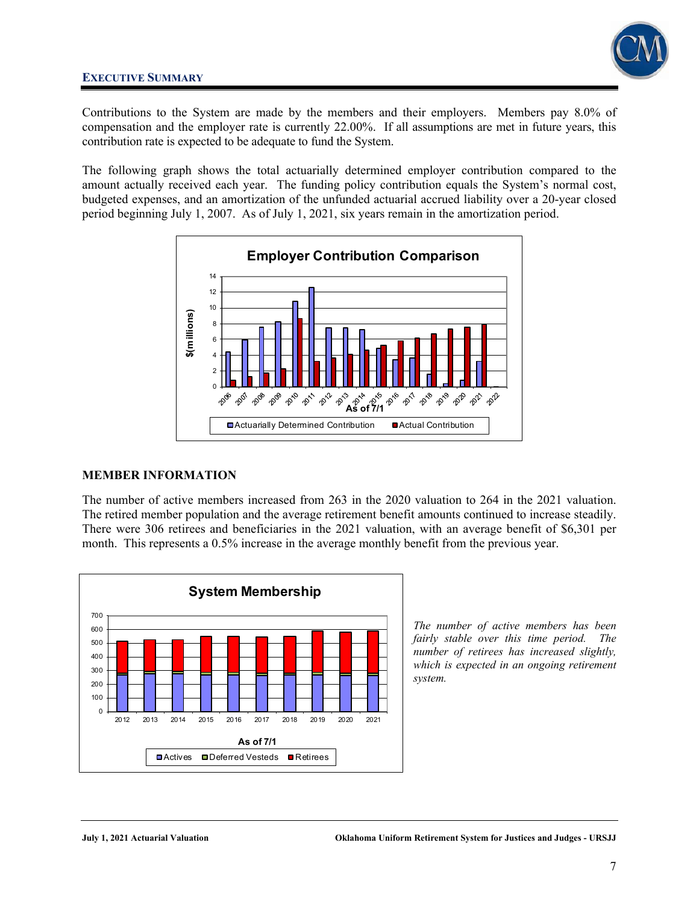**EXECUTIVE SUMMARY**

Contributions to the System are made by the members and their employers. Members pay 8.0% of compensation and the employer rate is currently 22.00%. If all assumptions are met in future years, this contribution rate is expected to be adequate to fund the System.

The following graph shows the total actuarially determined employer contribution compared to the amount actually received each year. The funding policy contribution equals the System's normal cost, budgeted expenses, and an amortization of the unfunded actuarial accrued liability over a 20-year closed period beginning July 1, 2007. As of July 1, 2021, six years remain in the amortization period.

**Employer Contribution Comparison**

$(millions) by year, As of 7/1: 2006–2022. Legend: Actuarially Determined Contribution; Actual Contribution.

## MEMBER INFORMATION

The number of active members increased from 263 in the 2020 valuation to 264 in the 2021 valuation. The retired member population and the average retirement benefit amounts continued to increase steadily. There were 306 retirees and beneficiaries in the 2021 valuation, with an average benefit of $6,301 per month. This represents a 0.5% increase in the average monthly benefit from the previous year.

**System Membership**

As of 7/1: 2012–2021. Legend: Actives; Deferred Vesteds; Retirees.

*The number of active members has been fairly stable over this time period. The number of retirees has increased slightly, which is expected in an ongoing retirement system.*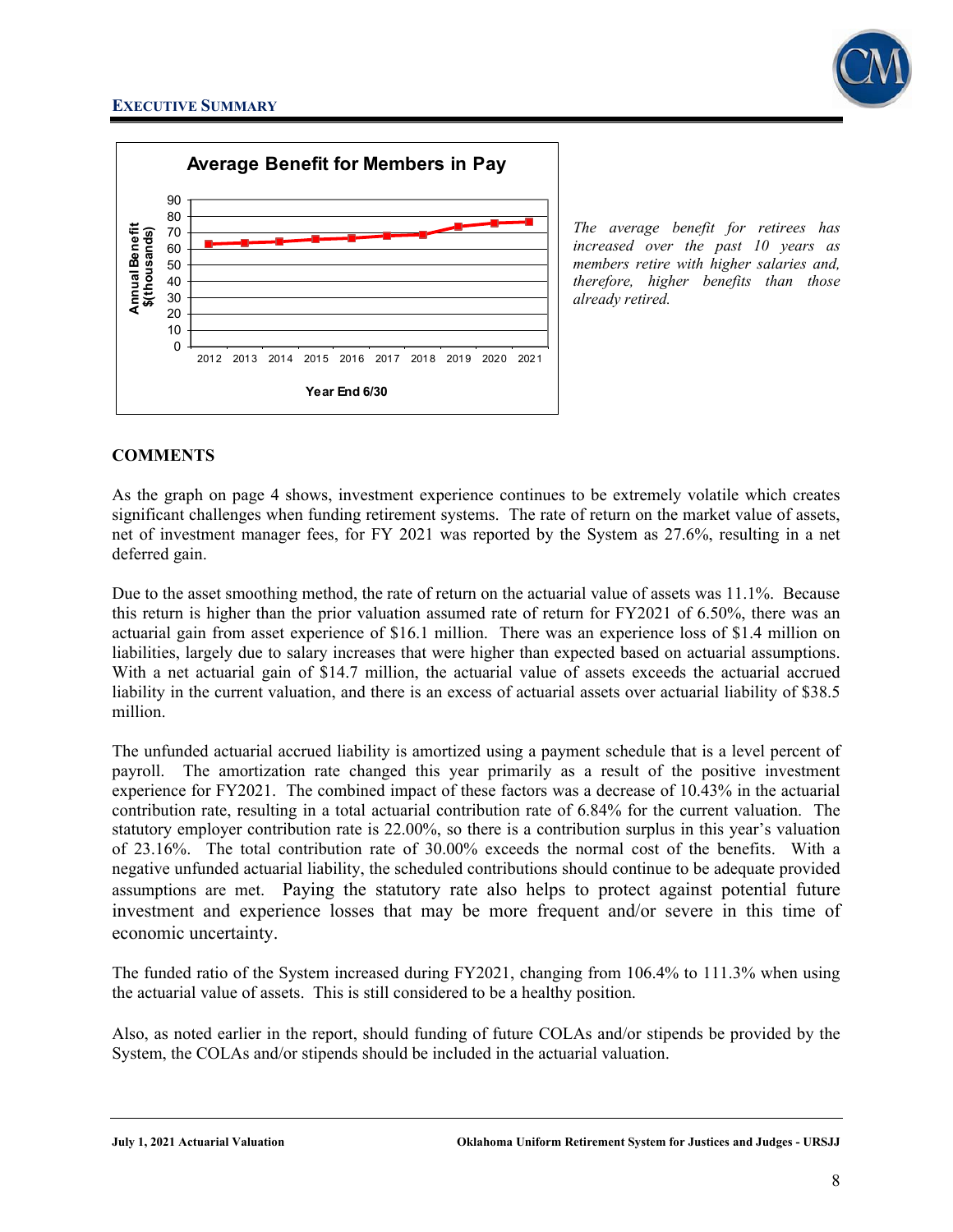**Average Benefit for Members in Pay**

*The average benefit for retirees has increased over the past 10 years as members retire with higher salaries and, therefore, higher benefits than those already retired.*

## COMMENTS

As the graph on page 4 shows, investment experience continues to be extremely volatile which creates significant challenges when funding retirement systems. The rate of return on the market value of assets, net of investment manager fees, for FY 2021 was reported by the System as 27.6%, resulting in a net deferred gain.

Due to the asset smoothing method, the rate of return on the actuarial value of assets was 11.1%. Because this return is higher than the prior valuation assumed rate of return for FY2021 of 6.50%, there was an actuarial gain from asset experience of $16.1 million. There was an experience loss of $1.4 million on liabilities, largely due to salary increases that were higher than expected based on actuarial assumptions. With a net actuarial gain of $14.7 million, the actuarial value of assets exceeds the actuarial accrued liability in the current valuation, and there is an excess of actuarial assets over actuarial liability of $38.5 million.

The unfunded actuarial accrued liability is amortized using a payment schedule that is a level percent of payroll. The amortization rate changed this year primarily as a result of the positive investment experience for FY2021. The combined impact of these factors was a decrease of 10.43% in the actuarial contribution rate, resulting in a total actuarial contribution rate of 6.84% for the current valuation. The statutory employer contribution rate is 22.00%, so there is a contribution surplus in this year's valuation of 23.16%. The total contribution rate of 30.00% exceeds the normal cost of the benefits. With a negative unfunded actuarial liability, the scheduled contributions should continue to be adequate provided assumptions are met. Paying the statutory rate also helps to protect against potential future investment and experience losses that may be more frequent and/or severe in this time of economic uncertainty.

The funded ratio of the System increased during FY2021, changing from 106.4% to 111.3% when using the actuarial value of assets. This is still considered to be a healthy position.

Also, as noted earlier in the report, should funding of future COLAs and/or stipends be provided by the System, the COLAs and/or stipends should be included in the actuarial valuation.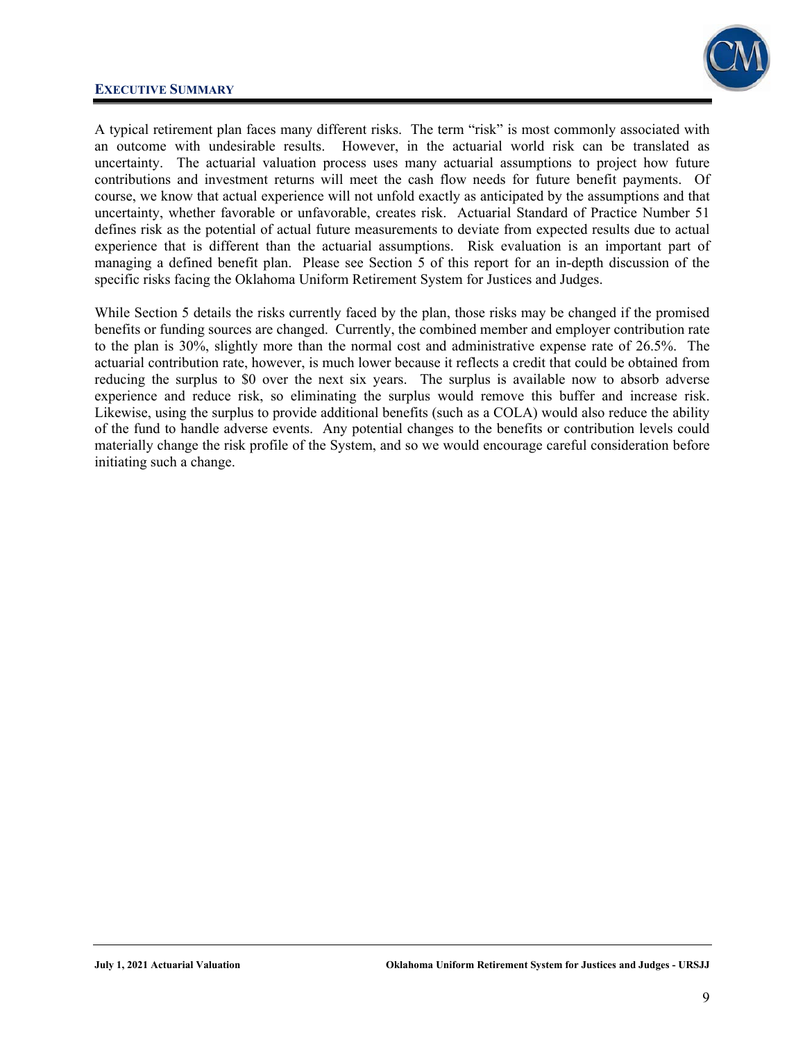A typical retirement plan faces many different risks. The term "risk" is most commonly associated with an outcome with undesirable results. However, in the actuarial world risk can be translated as uncertainty. The actuarial valuation process uses many actuarial assumptions to project how future contributions and investment returns will meet the cash flow needs for future benefit payments. Of course, we know that actual experience will not unfold exactly as anticipated by the assumptions and that uncertainty, whether favorable or unfavorable, creates risk. Actuarial Standard of Practice Number 51 defines risk as the potential of actual future measurements to deviate from expected results due to actual experience that is different than the actuarial assumptions. Risk evaluation is an important part of managing a defined benefit plan. Please see Section 5 of this report for an in-depth discussion of the specific risks facing the Oklahoma Uniform Retirement System for Justices and Judges.

While Section 5 details the risks currently faced by the plan, those risks may be changed if the promised benefits or funding sources are changed. Currently, the combined member and employer contribution rate to the plan is 30%, slightly more than the normal cost and administrative expense rate of 26.5%. The actuarial contribution rate, however, is much lower because it reflects a credit that could be obtained from reducing the surplus to $0 over the next six years. The surplus is available now to absorb adverse experience and reduce risk, so eliminating the surplus would remove this buffer and increase risk. Likewise, using the surplus to provide additional benefits (such as a COLA) would also reduce the ability of the fund to handle adverse events. Any potential changes to the benefits or contribution levels could materially change the risk profile of the System, and so we would encourage careful consideration before initiating such a change.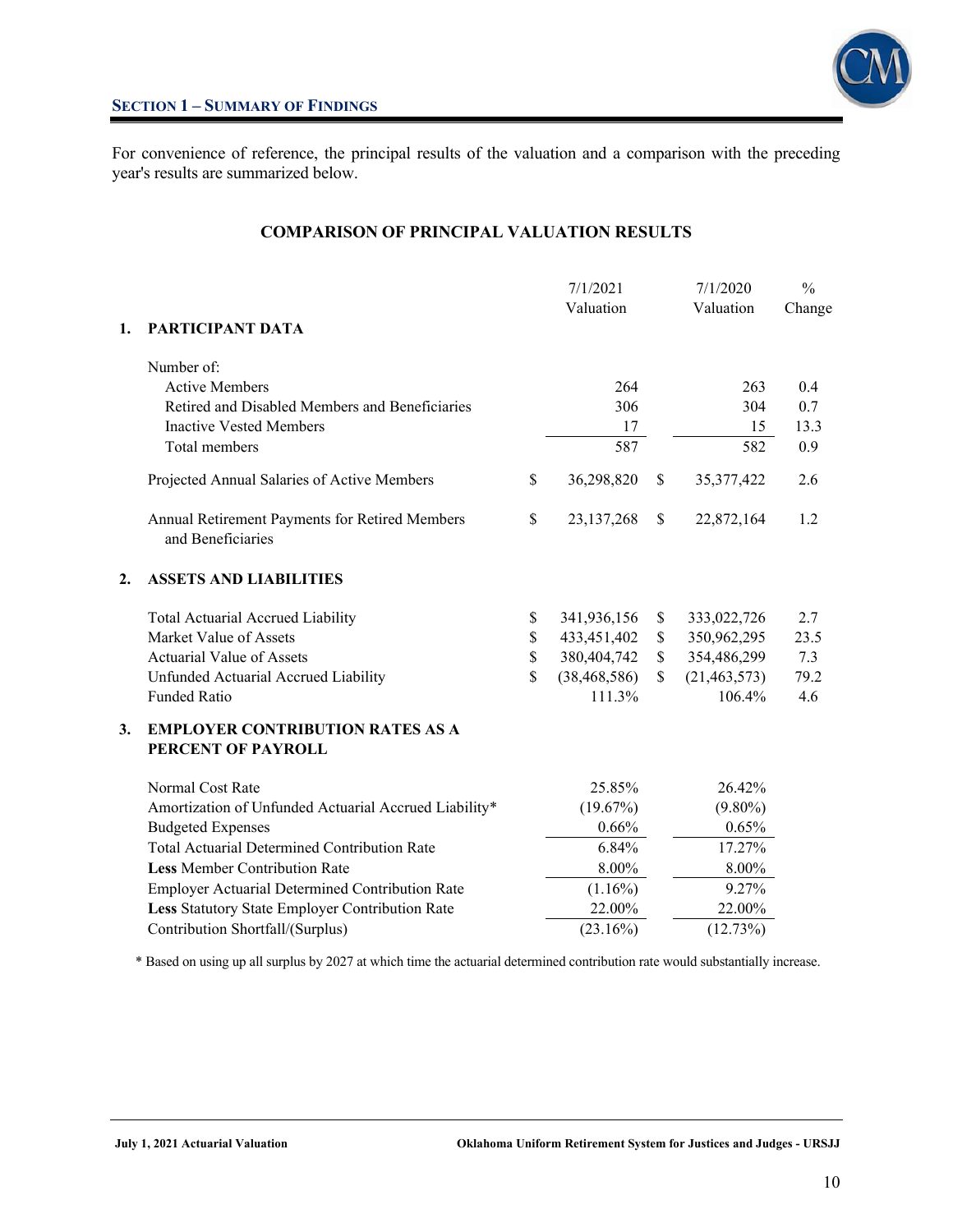## SECTION 1 – SUMMARY OF FINDINGS

For convenience of reference, the principal results of the valuation and a comparison with the preceding year's results are summarized below.

### COMPARISON OF PRINCIPAL VALUATION RESULTS

| | | 7/1/2021 Valuation | 7/1/2020 Valuation | % Change |
|---|---|---|---|---|
| **1.** | **PARTICIPANT DATA** | | | |
| | Number of: | | | |
| | Active Members | 264 | 263 | 0.4 |
| | Retired and Disabled Members and Beneficiaries | 306 | 304 | 0.7 |
| | Inactive Vested Members | 17 | 15 | 13.3 |
| | Total members | 587 | 582 | 0.9 |
| | Projected Annual Salaries of Active Members | $ 36,298,820 | $ 35,377,422 | 2.6 |
| | Annual Retirement Payments for Retired Members and Beneficiaries | $ 23,137,268 | $ 22,872,164 | 1.2 |
| **2.** | **ASSETS AND LIABILITIES** | | | |
| | Total Actuarial Accrued Liability | $ 341,936,156 | $ 333,022,726 | 2.7 |
| | Market Value of Assets | $ 433,451,402 | $ 350,962,295 | 23.5 |
| | Actuarial Value of Assets | $ 380,404,742 | $ 354,486,299 | 7.3 |
| | Unfunded Actuarial Accrued Liability | $ (38,468,586) | $ (21,463,573) | 79.2 |
| | Funded Ratio | 111.3% | 106.4% | 4.6 |
| **3.** | **EMPLOYER CONTRIBUTION RATES AS A PERCENT OF PAYROLL** | | | |
| | Normal Cost Rate | 25.85% | 26.42% | |
| | Amortization of Unfunded Actuarial Accrued Liability* | (19.67%) | (9.80%) | |
| | Budgeted Expenses | 0.66% | 0.65% | |
| | Total Actuarial Determined Contribution Rate | 6.84% | 17.27% | |
| | **Less** Member Contribution Rate | 8.00% | 8.00% | |
| | Employer Actuarial Determined Contribution Rate | (1.16%) | 9.27% | |
| | **Less** Statutory State Employer Contribution Rate | 22.00% | 22.00% | |
| | Contribution Shortfall/(Surplus) | (23.16%) | (12.73%) | |

\* Based on using up all surplus by 2027 at which time the actuarial determined contribution rate would substantially increase.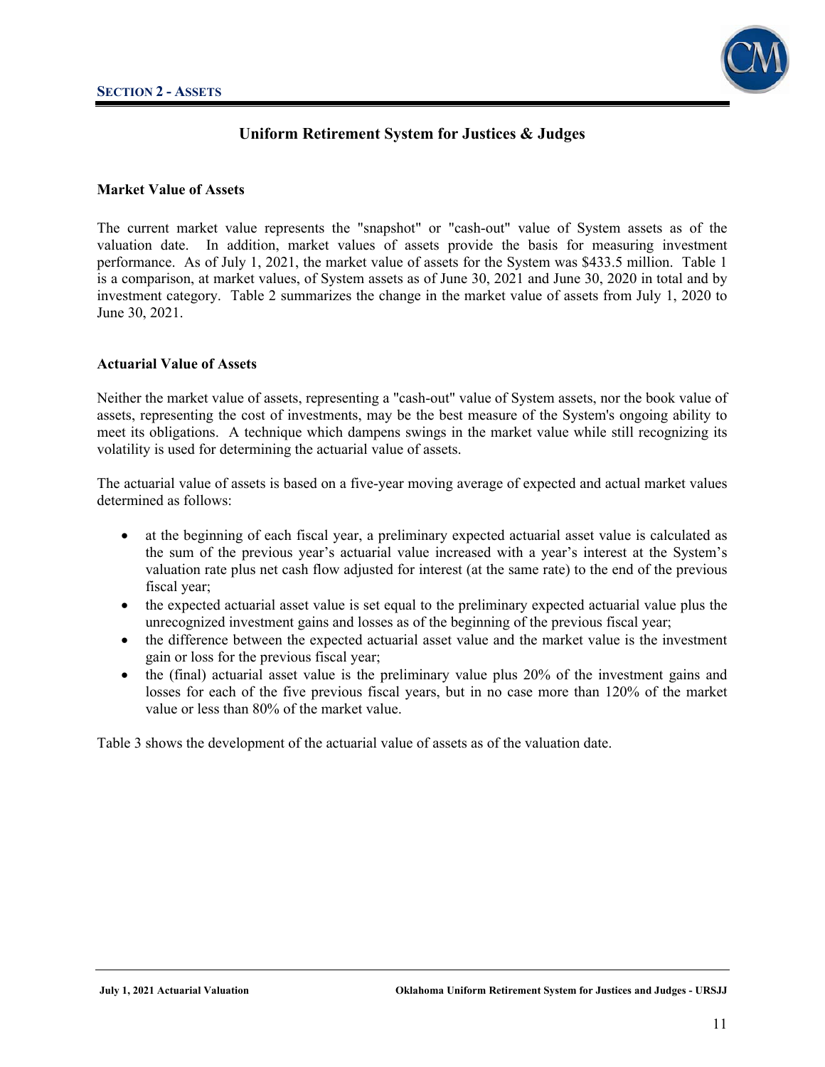## Section 2 - Assets

# Uniform Retirement System for Justices & Judges

### Market Value of Assets

The current market value represents the "snapshot" or "cash-out" value of System assets as of the valuation date. In addition, market values of assets provide the basis for measuring investment performance. As of July 1, 2021, the market value of assets for the System was $433.5 million. Table 1 is a comparison, at market values, of System assets as of June 30, 2021 and June 30, 2020 in total and by investment category. Table 2 summarizes the change in the market value of assets from July 1, 2020 to June 30, 2021.

### Actuarial Value of Assets

Neither the market value of assets, representing a "cash-out" value of System assets, nor the book value of assets, representing the cost of investments, may be the best measure of the System's ongoing ability to meet its obligations. A technique which dampens swings in the market value while still recognizing its volatility is used for determining the actuarial value of assets.

The actuarial value of assets is based on a five-year moving average of expected and actual market values determined as follows:

- at the beginning of each fiscal year, a preliminary expected actuarial asset value is calculated as the sum of the previous year's actuarial value increased with a year's interest at the System's valuation rate plus net cash flow adjusted for interest (at the same rate) to the end of the previous fiscal year;
- the expected actuarial asset value is set equal to the preliminary expected actuarial value plus the unrecognized investment gains and losses as of the beginning of the previous fiscal year;
- the difference between the expected actuarial asset value and the market value is the investment gain or loss for the previous fiscal year;
- the (final) actuarial asset value is the preliminary value plus 20% of the investment gains and losses for each of the five previous fiscal years, but in no case more than 120% of the market value or less than 80% of the market value.

Table 3 shows the development of the actuarial value of assets as of the valuation date.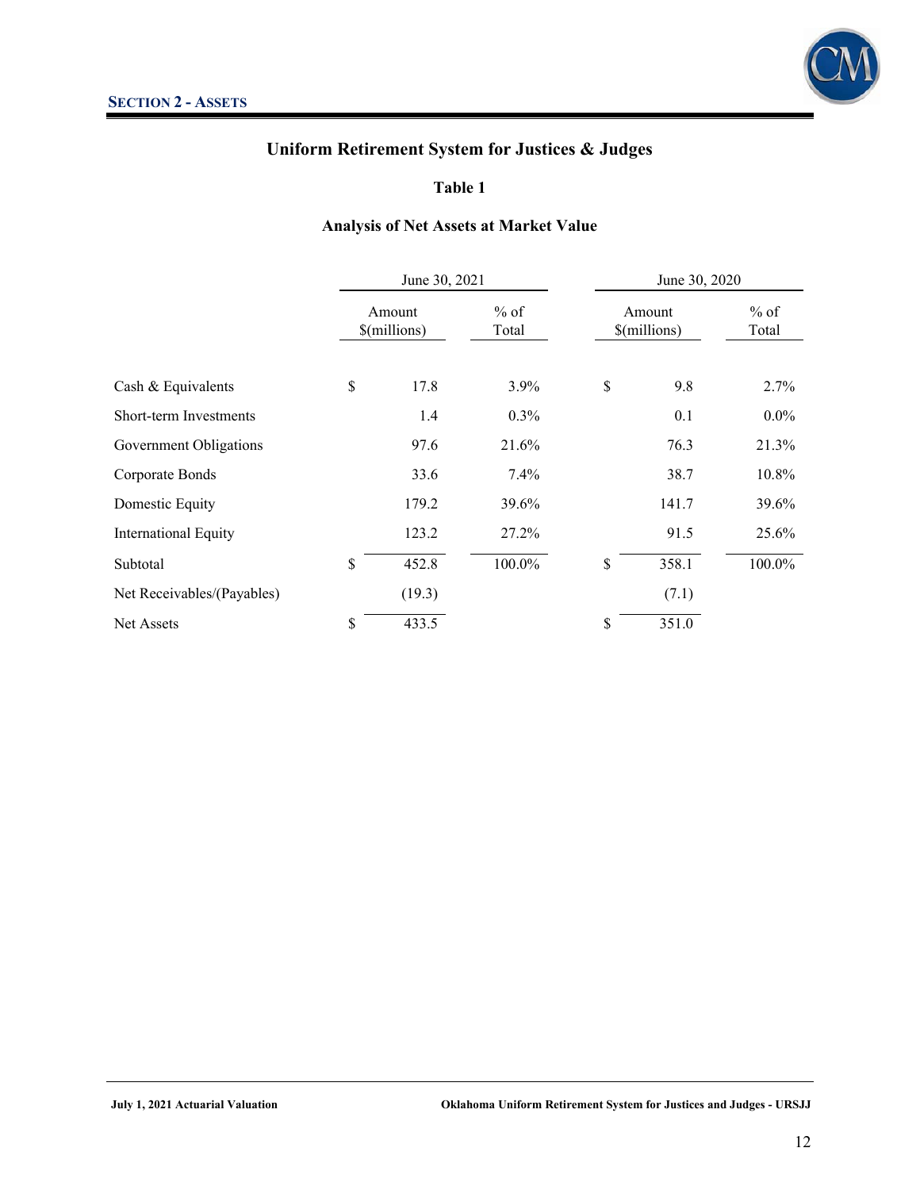## SECTION 2 - ASSETS

# Uniform Retirement System for Justices & Judges

## Table 1

### Analysis of Net Assets at Market Value

| | June 30, 2021 | | June 30, 2020 | |
|---|---|---|---|---|
| | Amount $(millions) | % of Total | Amount $(millions) | % of Total |
| Cash & Equivalents | $ 17.8 | 3.9% | $ 9.8 | 2.7% |
| Short-term Investments | 1.4 | 0.3% | 0.1 | 0.0% |
| Government Obligations | 97.6 | 21.6% | 76.3 | 21.3% |
| Corporate Bonds | 33.6 | 7.4% | 38.7 | 10.8% |
| Domestic Equity | 179.2 | 39.6% | 141.7 | 39.6% |
| International Equity | 123.2 | 27.2% | 91.5 | 25.6% |
| Subtotal | $ 452.8 | 100.0% | $ 358.1 | 100.0% |
| Net Receivables/(Payables) | (19.3) | | (7.1) | |
| Net Assets | $ 433.5 | | $ 351.0 | |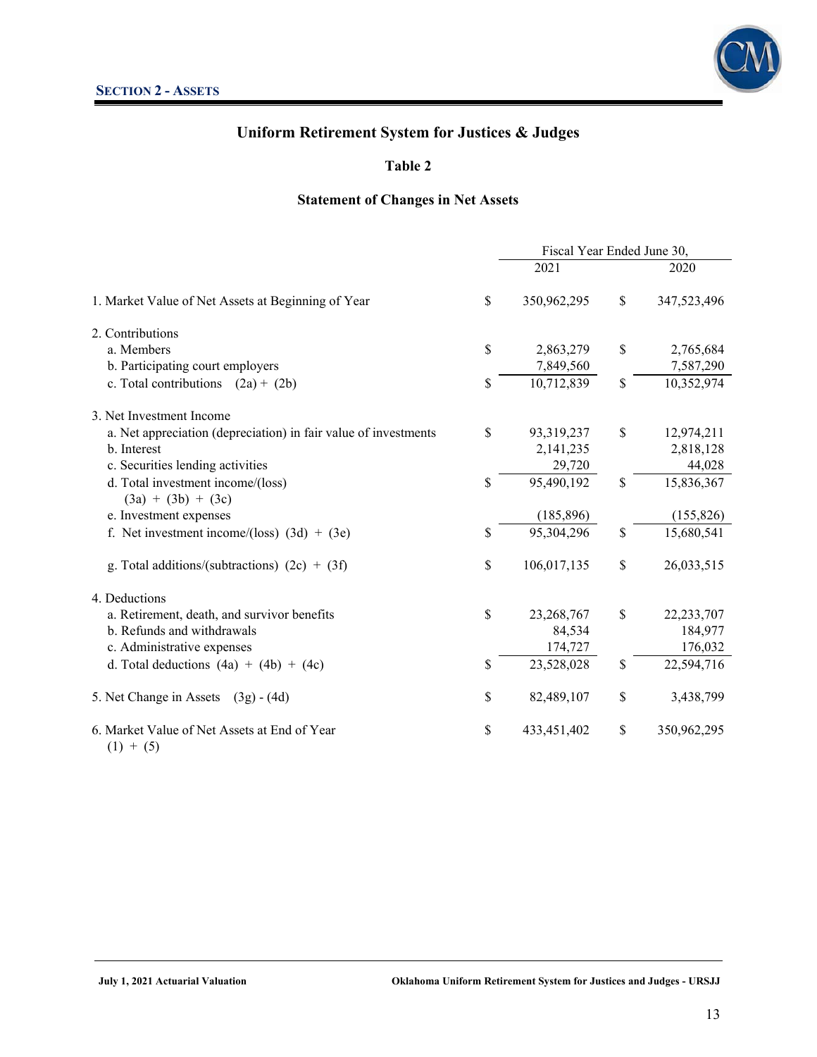**SECTION 2 - ASSETS**

# Uniform Retirement System for Justices & Judges

## Table 2

### Statement of Changes in Net Assets

| | Fiscal Year Ended June 30, 2021 | Fiscal Year Ended June 30, 2020 |
|---|---|---|
| 1. Market Value of Net Assets at Beginning of Year | $ 350,962,295 | $ 347,523,496 |
| 2. Contributions | | |
| a. Members | $ 2,863,279 | $ 2,765,684 |
| b. Participating court employers | 7,849,560 | 7,587,290 |
| c. Total contributions (2a) + (2b) | $ 10,712,839 | $ 10,352,974 |
| 3. Net Investment Income | | |
| a. Net appreciation (depreciation) in fair value of investments | $ 93,319,237 | $ 12,974,211 |
| b. Interest | 2,141,235 | 2,818,128 |
| c. Securities lending activities | 29,720 | 44,028 |
| d. Total investment income/(loss) (3a) + (3b) + (3c) | $ 95,490,192 | $ 15,836,367 |
| e. Investment expenses | (185,896) | (155,826) |
| f. Net investment income/(loss) (3d) + (3e) | $ 95,304,296 | $ 15,680,541 |
| g. Total additions/(subtractions) (2c) + (3f) | $ 106,017,135 | $ 26,033,515 |
| 4. Deductions | | |
| a. Retirement, death, and survivor benefits | $ 23,268,767 | $ 22,233,707 |
| b. Refunds and withdrawals | 84,534 | 184,977 |
| c. Administrative expenses | 174,727 | 176,032 |
| d. Total deductions (4a) + (4b) + (4c) | $ 23,528,028 | $ 22,594,716 |
| 5. Net Change in Assets (3g) - (4d) | $ 82,489,107 | $ 3,438,799 |
| 6. Market Value of Net Assets at End of Year (1) + (5) | $ 433,451,402 | $ 350,962,295 |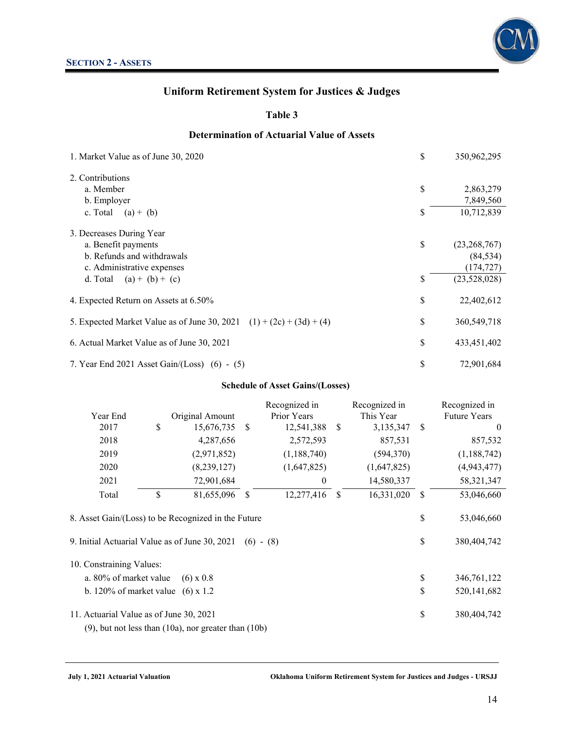## SECTION 2 - ASSETS

### Uniform Retirement System for Justices & Judges

#### Table 3

#### Determination of Actuarial Value of Assets

| | | |
|---|---|---|
| 1. Market Value as of June 30, 2020 | $ | 350,962,295 |
| 2. Contributions | | |
| a. Member | $ | 2,863,279 |
| b. Employer | | 7,849,560 |
| c. Total (a) + (b) | $ | 10,712,839 |
| 3. Decreases During Year | | |
| a. Benefit payments | $ | (23,268,767) |
| b. Refunds and withdrawals | | (84,534) |
| c. Administrative expenses | | (174,727) |
| d. Total (a) + (b) + (c) | $ | (23,528,028) |
| 4. Expected Return on Assets at 6.50% | $ | 22,402,612 |
| 5. Expected Market Value as of June 30, 2021 (1) + (2c) + (3d) + (4) | $ | 360,549,718 |
| 6. Actual Market Value as of June 30, 2021 | $ | 433,451,402 |
| 7. Year End 2021 Asset Gain/(Loss) (6) - (5) | $ | 72,901,684 |

**Schedule of Asset Gains/(Losses)**

| Year End | Original Amount | Recognized in Prior Years | Recognized in This Year | Recognized in Future Years |
|---|---|---|---|---|
| 2017 | $ 15,676,735 | $ 12,541,388 | $ 3,135,347 | $ 0 |
| 2018 | 4,287,656 | 2,572,593 | 857,531 | 857,532 |
| 2019 | (2,971,852) | (1,188,740) | (594,370) | (1,188,742) |
| 2020 | (8,239,127) | (1,647,825) | (1,647,825) | (4,943,477) |
| 2021 | 72,901,684 | 0 | 14,580,337 | 58,321,347 |
| Total | $ 81,655,096 | $ 12,277,416 | $ 16,331,020 | $ 53,046,660 |

| | | |
|---|---|---|
| 8. Asset Gain/(Loss) to be Recognized in the Future | $ | 53,046,660 |
| 9. Initial Actuarial Value as of June 30, 2021 (6) - (8) | $ | 380,404,742 |
| 10. Constraining Values: | | |
| a. 80% of market value (6) x 0.8 | $ | 346,761,122 |
| b. 120% of market value (6) x 1.2 | $ | 520,141,682 |
| 11. Actuarial Value as of June 30, 2021<br>(9), but not less than (10a), nor greater than (10b) | $ | 380,404,742 |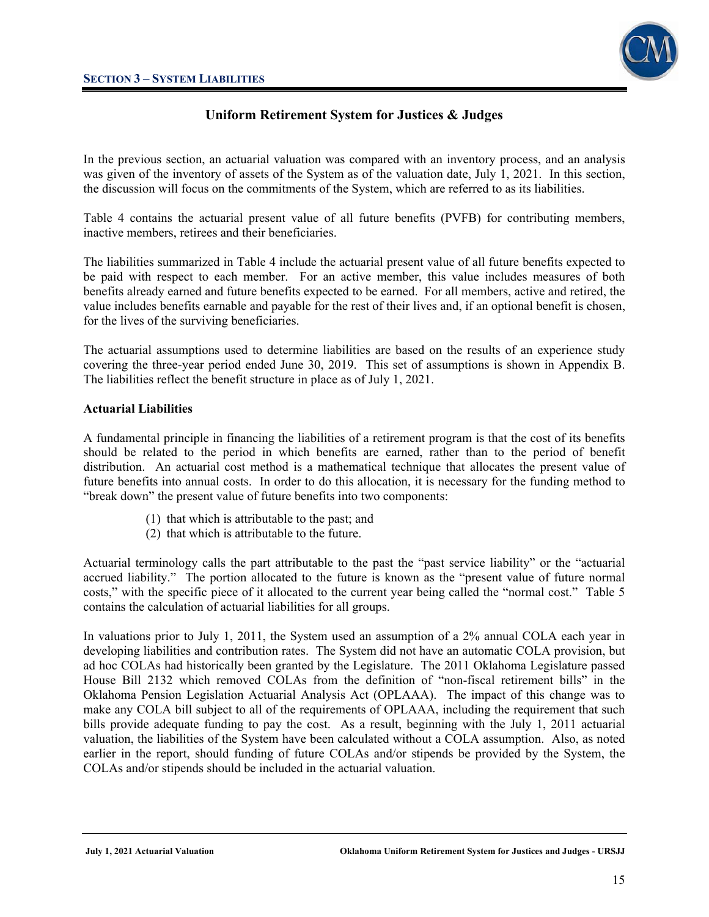## Uniform Retirement System for Justices & Judges

In the previous section, an actuarial valuation was compared with an inventory process, and an analysis was given of the inventory of assets of the System as of the valuation date, July 1, 2021. In this section, the discussion will focus on the commitments of the System, which are referred to as its liabilities.

Table 4 contains the actuarial present value of all future benefits (PVFB) for contributing members, inactive members, retirees and their beneficiaries.

The liabilities summarized in Table 4 include the actuarial present value of all future benefits expected to be paid with respect to each member. For an active member, this value includes measures of both benefits already earned and future benefits expected to be earned. For all members, active and retired, the value includes benefits earnable and payable for the rest of their lives and, if an optional benefit is chosen, for the lives of the surviving beneficiaries.

The actuarial assumptions used to determine liabilities are based on the results of an experience study covering the three-year period ended June 30, 2019. This set of assumptions is shown in Appendix B. The liabilities reflect the benefit structure in place as of July 1, 2021.

### Actuarial Liabilities

A fundamental principle in financing the liabilities of a retirement program is that the cost of its benefits should be related to the period in which benefits are earned, rather than to the period of benefit distribution. An actuarial cost method is a mathematical technique that allocates the present value of future benefits into annual costs. In order to do this allocation, it is necessary for the funding method to "break down" the present value of future benefits into two components:

(1) that which is attributable to the past; and
(2) that which is attributable to the future.

Actuarial terminology calls the part attributable to the past the "past service liability" or the "actuarial accrued liability." The portion allocated to the future is known as the "present value of future normal costs," with the specific piece of it allocated to the current year being called the "normal cost." Table 5 contains the calculation of actuarial liabilities for all groups.

In valuations prior to July 1, 2011, the System used an assumption of a 2% annual COLA each year in developing liabilities and contribution rates. The System did not have an automatic COLA provision, but ad hoc COLAs had historically been granted by the Legislature. The 2011 Oklahoma Legislature passed House Bill 2132 which removed COLAs from the definition of "non-fiscal retirement bills" in the Oklahoma Pension Legislation Actuarial Analysis Act (OPLAAA). The impact of this change was to make any COLA bill subject to all of the requirements of OPLAAA, including the requirement that such bills provide adequate funding to pay the cost. As a result, beginning with the July 1, 2011 actuarial valuation, the liabilities of the System have been calculated without a COLA assumption. Also, as noted earlier in the report, should funding of future COLAs and/or stipends be provided by the System, the COLAs and/or stipends should be included in the actuarial valuation.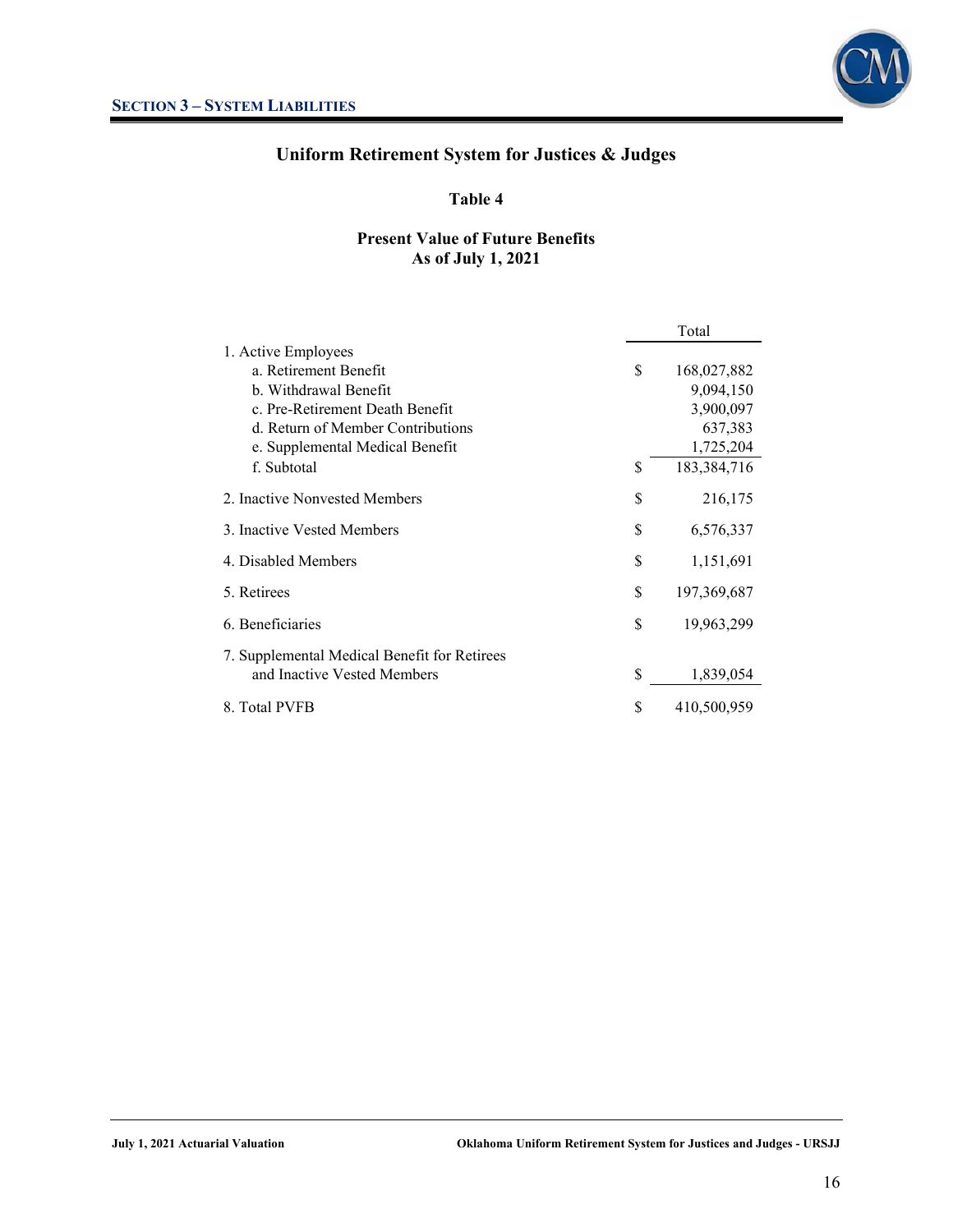## SECTION 3 – SYSTEM LIABILITIES

### Uniform Retirement System for Justices & Judges

**Table 4**

**Present Value of Future Benefits**
**As of July 1, 2021**

| | Total |
|---|---|
| 1. Active Employees | |
| a. Retirement Benefit | $ 168,027,882 |
| b. Withdrawal Benefit | 9,094,150 |
| c. Pre-Retirement Death Benefit | 3,900,097 |
| d. Return of Member Contributions | 637,383 |
| e. Supplemental Medical Benefit | 1,725,204 |
| f. Subtotal | $ 183,384,716 |
| 2. Inactive Nonvested Members | $ 216,175 |
| 3. Inactive Vested Members | $ 6,576,337 |
| 4. Disabled Members | $ 1,151,691 |
| 5. Retirees | $ 197,369,687 |
| 6. Beneficiaries | $ 19,963,299 |
| 7. Supplemental Medical Benefit for Retirees and Inactive Vested Members | $ 1,839,054 |
| 8. Total PVFB | $ 410,500,959 |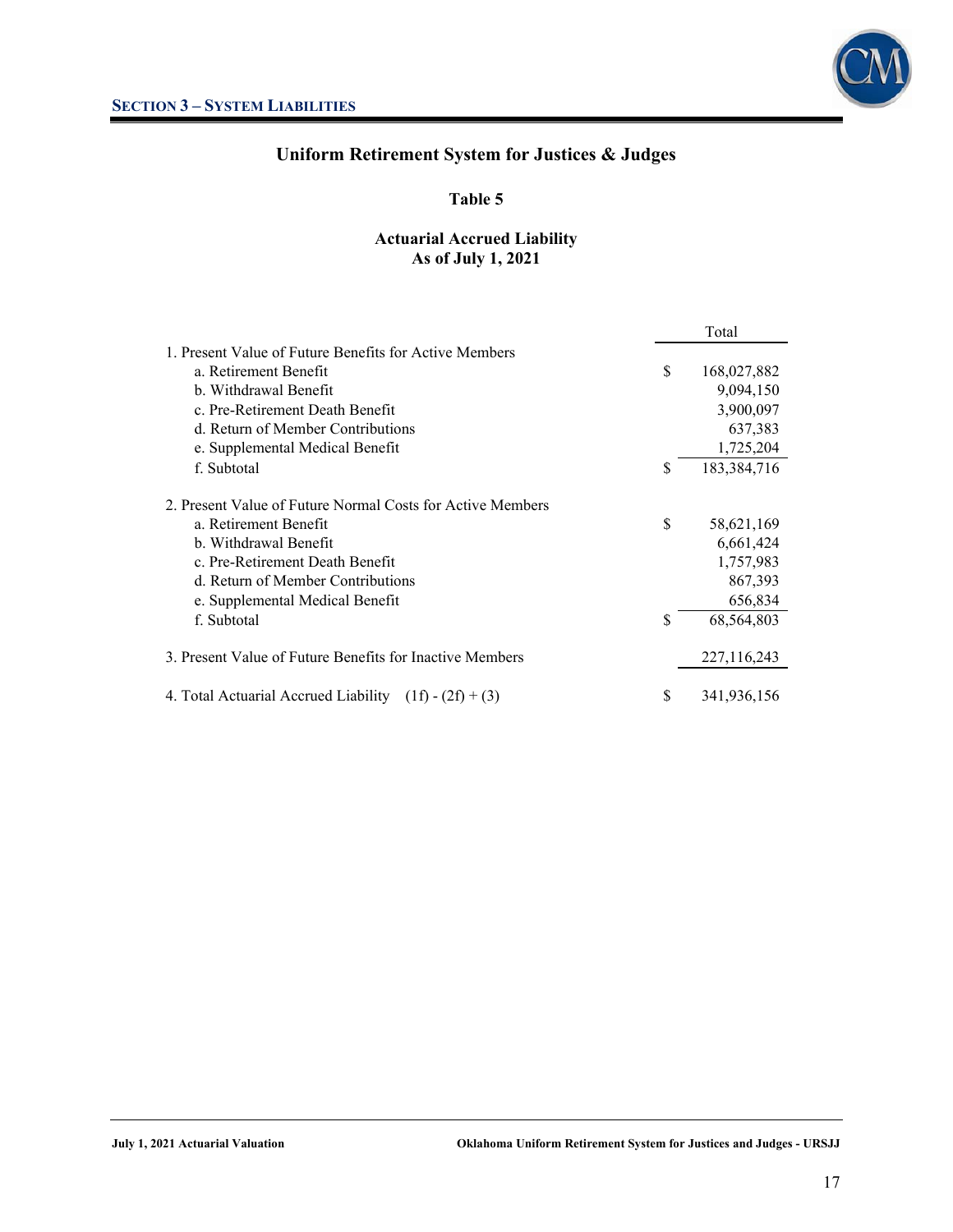## Uniform Retirement System for Justices & Judges

### Table 5

### Actuarial Accrued Liability
### As of July 1, 2021

| | | Total |
|---|---|---|
| 1. Present Value of Future Benefits for Active Members | | |
| a. Retirement Benefit | $ | 168,027,882 |
| b. Withdrawal Benefit | | 9,094,150 |
| c. Pre-Retirement Death Benefit | | 3,900,097 |
| d. Return of Member Contributions | | 637,383 |
| e. Supplemental Medical Benefit | | 1,725,204 |
| f. Subtotal | $ | 183,384,716 |
| 2. Present Value of Future Normal Costs for Active Members | | |
| a. Retirement Benefit | $ | 58,621,169 |
| b. Withdrawal Benefit | | 6,661,424 |
| c. Pre-Retirement Death Benefit | | 1,757,983 |
| d. Return of Member Contributions | | 867,393 |
| e. Supplemental Medical Benefit | | 656,834 |
| f. Subtotal | $ | 68,564,803 |
| 3. Present Value of Future Benefits for Inactive Members | | 227,116,243 |
| 4. Total Actuarial Accrued Liability (1f) - (2f) + (3) | $ | 341,936,156 |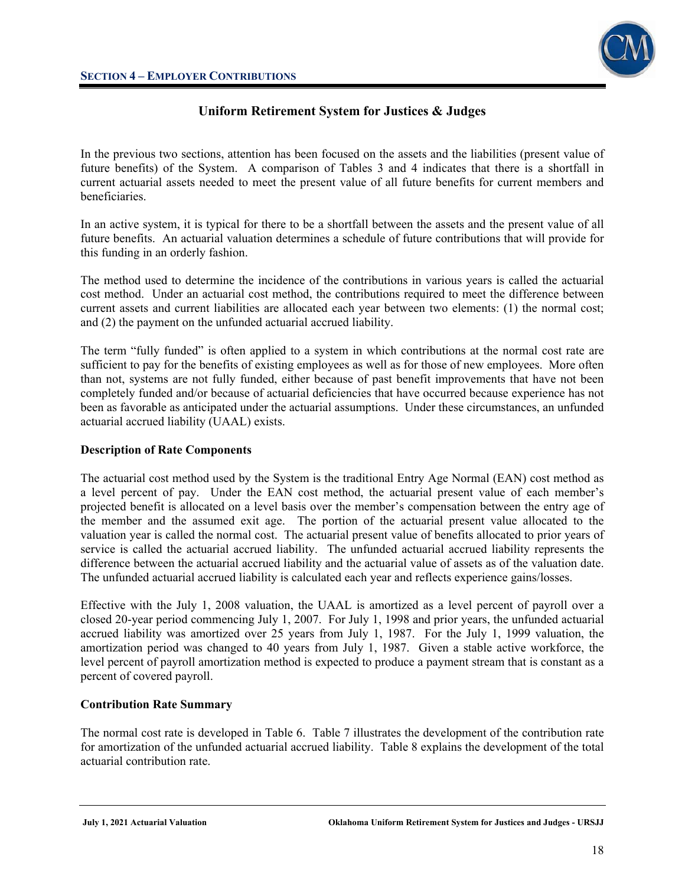## Uniform Retirement System for Justices & Judges

In the previous two sections, attention has been focused on the assets and the liabilities (present value of future benefits) of the System. A comparison of Tables 3 and 4 indicates that there is a shortfall in current actuarial assets needed to meet the present value of all future benefits for current members and beneficiaries.

In an active system, it is typical for there to be a shortfall between the assets and the present value of all future benefits. An actuarial valuation determines a schedule of future contributions that will provide for this funding in an orderly fashion.

The method used to determine the incidence of the contributions in various years is called the actuarial cost method. Under an actuarial cost method, the contributions required to meet the difference between current assets and current liabilities are allocated each year between two elements: (1) the normal cost; and (2) the payment on the unfunded actuarial accrued liability.

The term "fully funded" is often applied to a system in which contributions at the normal cost rate are sufficient to pay for the benefits of existing employees as well as for those of new employees. More often than not, systems are not fully funded, either because of past benefit improvements that have not been completely funded and/or because of actuarial deficiencies that have occurred because experience has not been as favorable as anticipated under the actuarial assumptions. Under these circumstances, an unfunded actuarial accrued liability (UAAL) exists.

**Description of Rate Components**

The actuarial cost method used by the System is the traditional Entry Age Normal (EAN) cost method as a level percent of pay. Under the EAN cost method, the actuarial present value of each member's projected benefit is allocated on a level basis over the member's compensation between the entry age of the member and the assumed exit age. The portion of the actuarial present value allocated to the valuation year is called the normal cost. The actuarial present value of benefits allocated to prior years of service is called the actuarial accrued liability. The unfunded actuarial accrued liability represents the difference between the actuarial accrued liability and the actuarial value of assets as of the valuation date. The unfunded actuarial accrued liability is calculated each year and reflects experience gains/losses.

Effective with the July 1, 2008 valuation, the UAAL is amortized as a level percent of payroll over a closed 20-year period commencing July 1, 2007. For July 1, 1998 and prior years, the unfunded actuarial accrued liability was amortized over 25 years from July 1, 1987. For the July 1, 1999 valuation, the amortization period was changed to 40 years from July 1, 1987. Given a stable active workforce, the level percent of payroll amortization method is expected to produce a payment stream that is constant as a percent of covered payroll.

**Contribution Rate Summary**

The normal cost rate is developed in Table 6. Table 7 illustrates the development of the contribution rate for amortization of the unfunded actuarial accrued liability. Table 8 explains the development of the total actuarial contribution rate.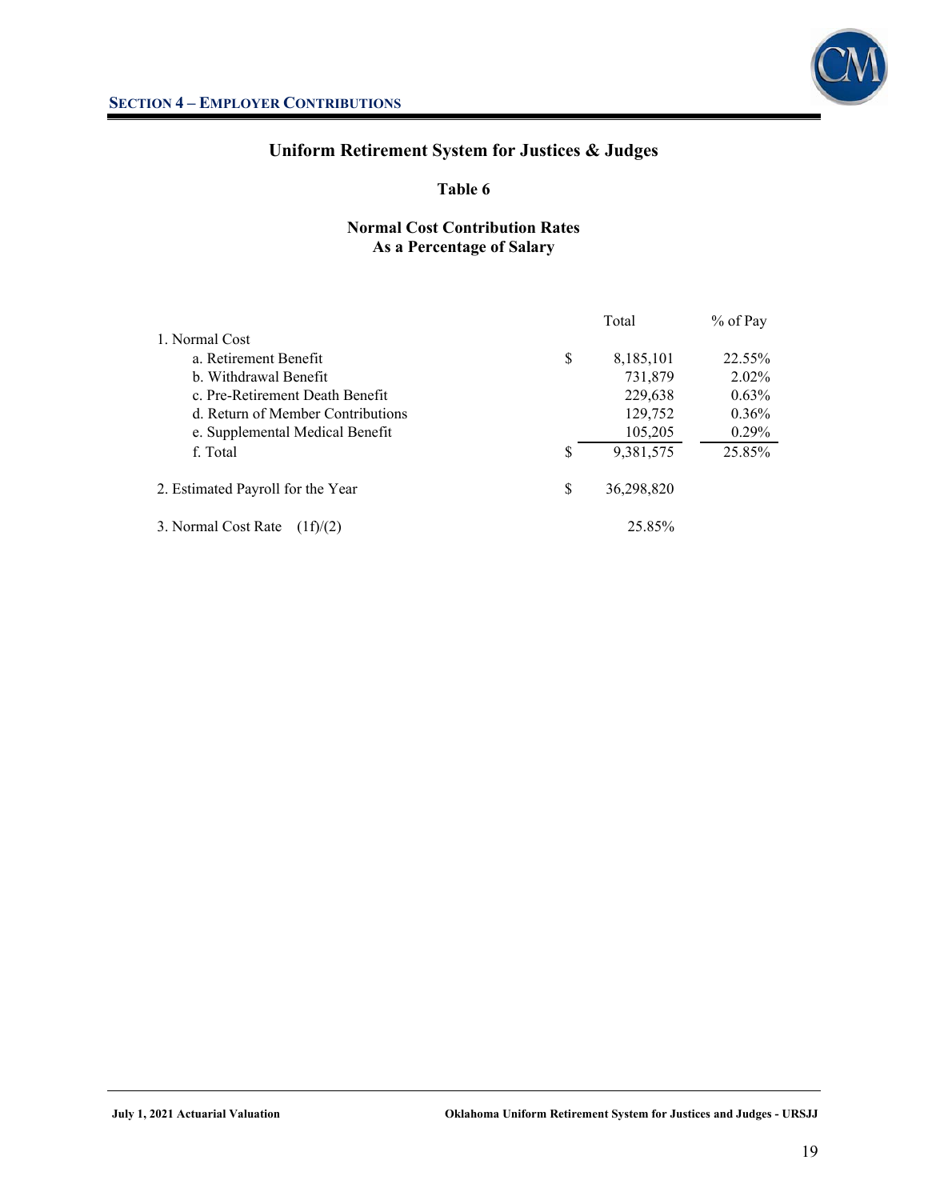## Section 4 – Employer Contributions

### Uniform Retirement System for Justices & Judges

#### Table 6

#### Normal Cost Contribution Rates
#### As a Percentage of Salary

| | Total | % of Pay |
|---|---|---|
| 1. Normal Cost | | |
| a. Retirement Benefit | $ 8,185,101 | 22.55% |
| b. Withdrawal Benefit | 731,879 | 2.02% |
| c. Pre-Retirement Death Benefit | 229,638 | 0.63% |
| d. Return of Member Contributions | 129,752 | 0.36% |
| e. Supplemental Medical Benefit | 105,205 | 0.29% |
| f. Total | $ 9,381,575 | 25.85% |
| 2. Estimated Payroll for the Year | $ 36,298,820 | |
| 3. Normal Cost Rate (1f)/(2) | 25.85% | |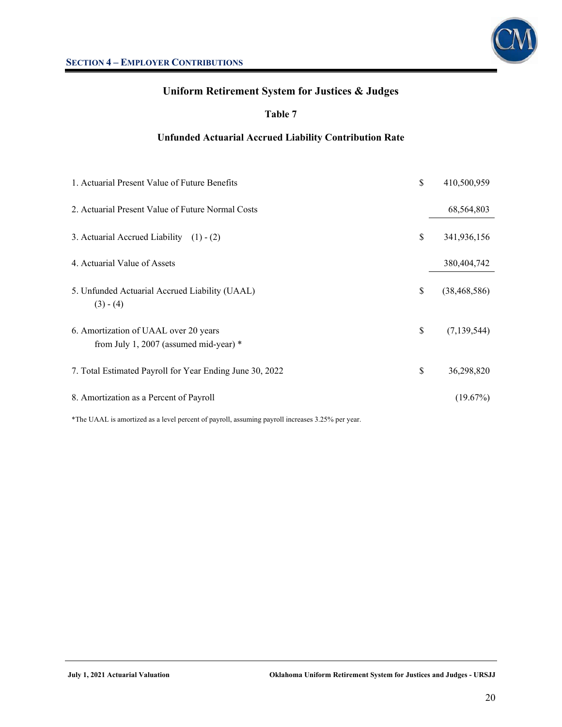## Section 4 – Employer Contributions

### Uniform Retirement System for Justices & Judges

**Table 7**

**Unfunded Actuarial Accrued Liability Contribution Rate**

| | | |
|---|---|---|
| 1. Actuarial Present Value of Future Benefits | $ | 410,500,959 |
| 2. Actuarial Present Value of Future Normal Costs | | 68,564,803 |
| 3. Actuarial Accrued Liability (1) - (2) | $ | 341,936,156 |
| 4. Actuarial Value of Assets | | 380,404,742 |
| 5. Unfunded Actuarial Accrued Liability (UAAL) (3) - (4) | $ | (38,468,586) |
| 6. Amortization of UAAL over 20 years from July 1, 2007 (assumed mid-year) * | $ | (7,139,544) |
| 7. Total Estimated Payroll for Year Ending June 30, 2022 | $ | 36,298,820 |
| 8. Amortization as a Percent of Payroll | | (19.67%) |

*The UAAL is amortized as a level percent of payroll, assuming payroll increases 3.25% per year.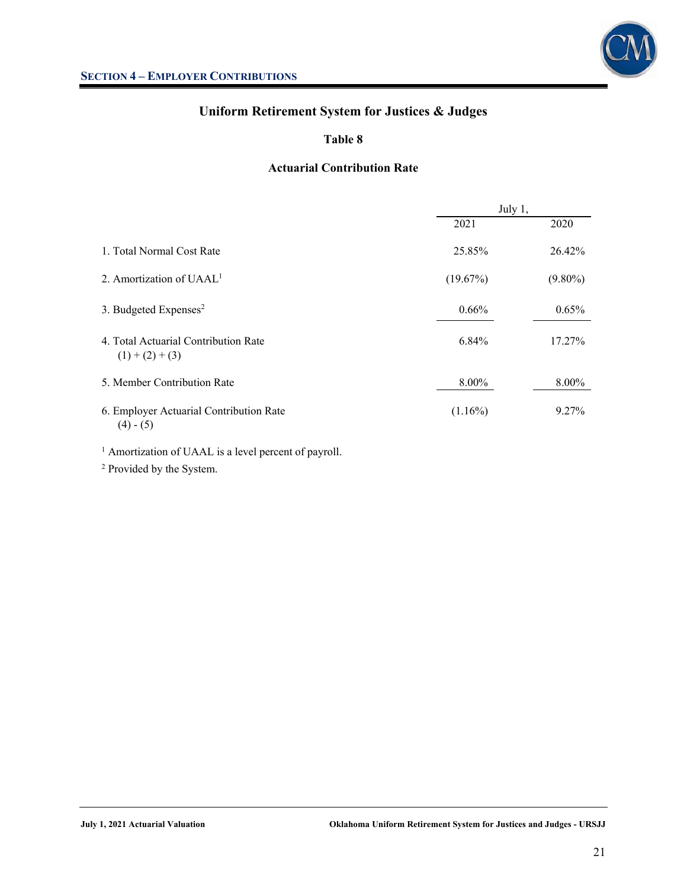## Section 4 – Employer Contributions

### Uniform Retirement System for Justices & Judges

#### Table 8

#### Actuarial Contribution Rate

| | July 1, 2021 | July 1, 2020 |
|---|---|---|
| 1. Total Normal Cost Rate | 25.85% | 26.42% |
| 2. Amortization of UAAL[1] | (19.67%) | (9.80%) |
| 3. Budgeted Expenses[2] | 0.66% | 0.65% |
| 4. Total Actuarial Contribution Rate (1) + (2) + (3) | 6.84% | 17.27% |
| 5. Member Contribution Rate | 8.00% | 8.00% |
| 6. Employer Actuarial Contribution Rate (4) - (5) | (1.16%) | 9.27% |

[1] Amortization of UAAL is a level percent of payroll.

[2] Provided by the System.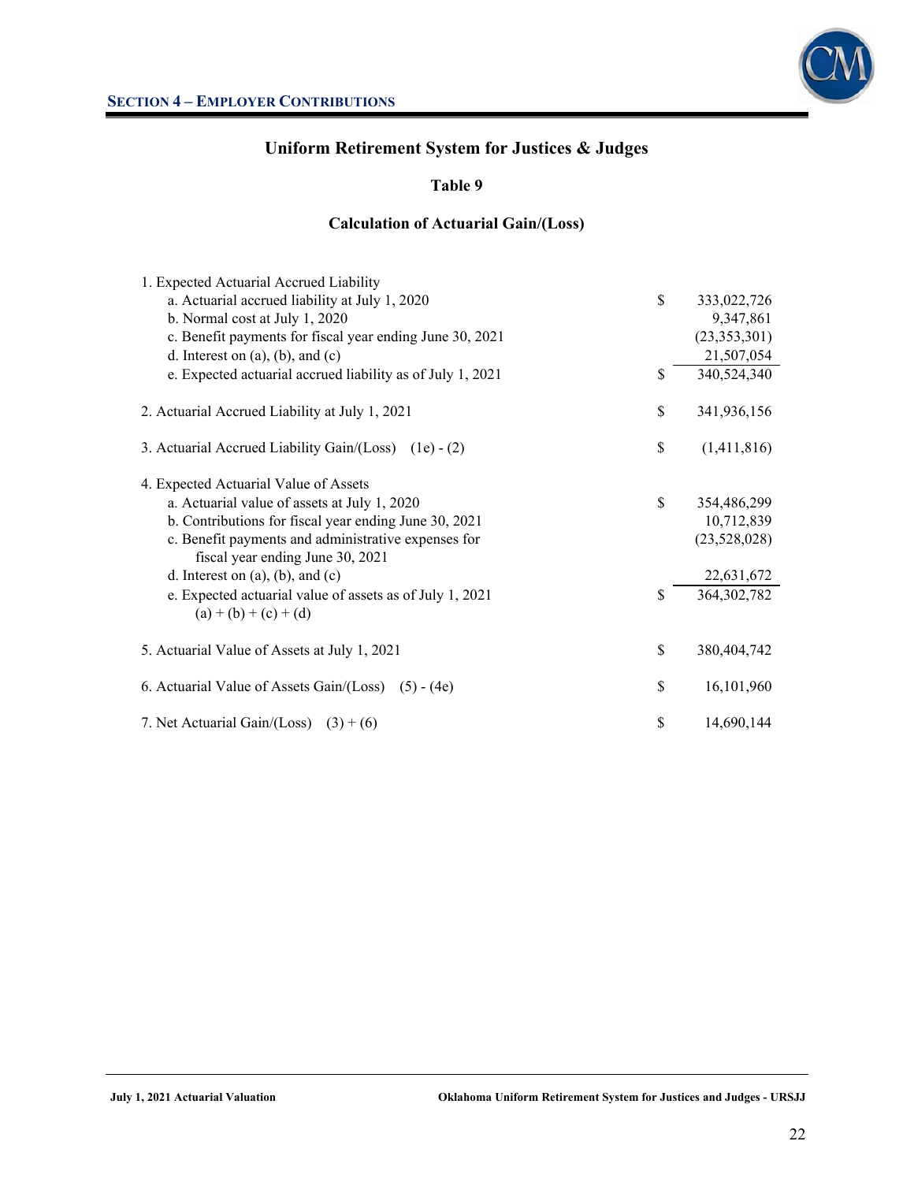## SECTION 4 – EMPLOYER CONTRIBUTIONS

# Uniform Retirement System for Justices & Judges

### Table 9

### Calculation of Actuarial Gain/(Loss)

| | | |
|---|---|---|
| 1. Expected Actuarial Accrued Liability | | |
| a. Actuarial accrued liability at July 1, 2020 | $ | 333,022,726 |
| b. Normal cost at July 1, 2020 | | 9,347,861 |
| c. Benefit payments for fiscal year ending June 30, 2021 | | (23,353,301) |
| d. Interest on (a), (b), and (c) | | 21,507,054 |
| e. Expected actuarial accrued liability as of July 1, 2021 | $ | 340,524,340 |
| 2. Actuarial Accrued Liability at July 1, 2021 | $ | 341,936,156 |
| 3. Actuarial Accrued Liability Gain/(Loss) (1e) - (2) | $ | (1,411,816) |
| 4. Expected Actuarial Value of Assets | | |
| a. Actuarial value of assets at July 1, 2020 | $ | 354,486,299 |
| b. Contributions for fiscal year ending June 30, 2021 | | 10,712,839 |
| c. Benefit payments and administrative expenses for fiscal year ending June 30, 2021 | | (23,528,028) |
| d. Interest on (a), (b), and (c) | | 22,631,672 |
| e. Expected actuarial value of assets as of July 1, 2021 (a) + (b) + (c) + (d) | $ | 364,302,782 |
| 5. Actuarial Value of Assets at July 1, 2021 | $ | 380,404,742 |
| 6. Actuarial Value of Assets Gain/(Loss) (5) - (4e) | $ | 16,101,960 |
| 7. Net Actuarial Gain/(Loss) (3) + (6) | $ | 14,690,144 |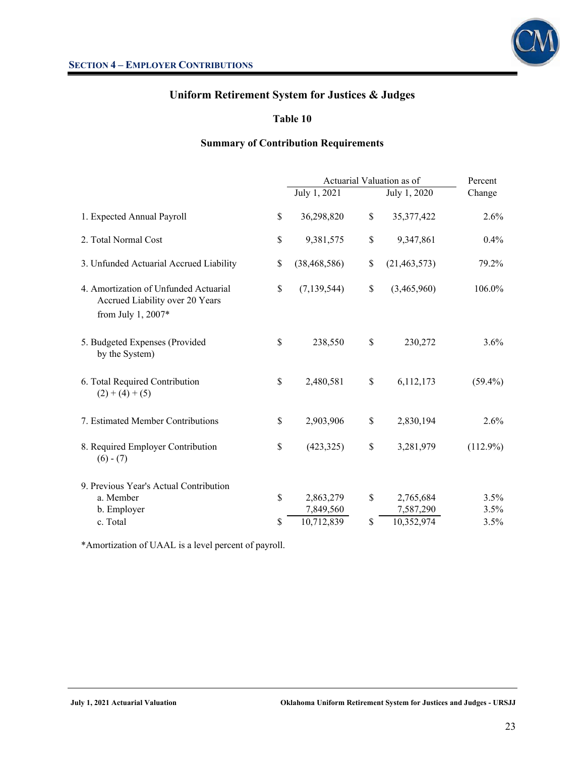## SECTION 4 – EMPLOYER CONTRIBUTIONS

### Uniform Retirement System for Justices & Judges

#### Table 10

#### Summary of Contribution Requirements

| | Actuarial Valuation as of | | Percent |
|---|---|---|---|
| | July 1, 2021 | July 1, 2020 | Change |
| 1. Expected Annual Payroll | $ 36,298,820 | $ 35,377,422 | 2.6% |
| 2. Total Normal Cost | $ 9,381,575 | $ 9,347,861 | 0.4% |
| 3. Unfunded Actuarial Accrued Liability | $ (38,468,586) | $ (21,463,573) | 79.2% |
| 4. Amortization of Unfunded Actuarial Accrued Liability over 20 Years from July 1, 2007* | $ (7,139,544) | $ (3,465,960) | 106.0% |
| 5. Budgeted Expenses (Provided by the System) | $ 238,550 | $ 230,272 | 3.6% |
| 6. Total Required Contribution (2) + (4) + (5) | $ 2,480,581 | $ 6,112,173 | (59.4%) |
| 7. Estimated Member Contributions | $ 2,903,906 | $ 2,830,194 | 2.6% |
| 8. Required Employer Contribution (6) - (7) | $ (423,325) | $ 3,281,979 | (112.9%) |
| 9. Previous Year's Actual Contribution | | | |
| a. Member | $ 2,863,279 | $ 2,765,684 | 3.5% |
| b. Employer | 7,849,560 | 7,587,290 | 3.5% |
| c. Total | $ 10,712,839 | $ 10,352,974 | 3.5% |

*Amortization of UAAL is a level percent of payroll.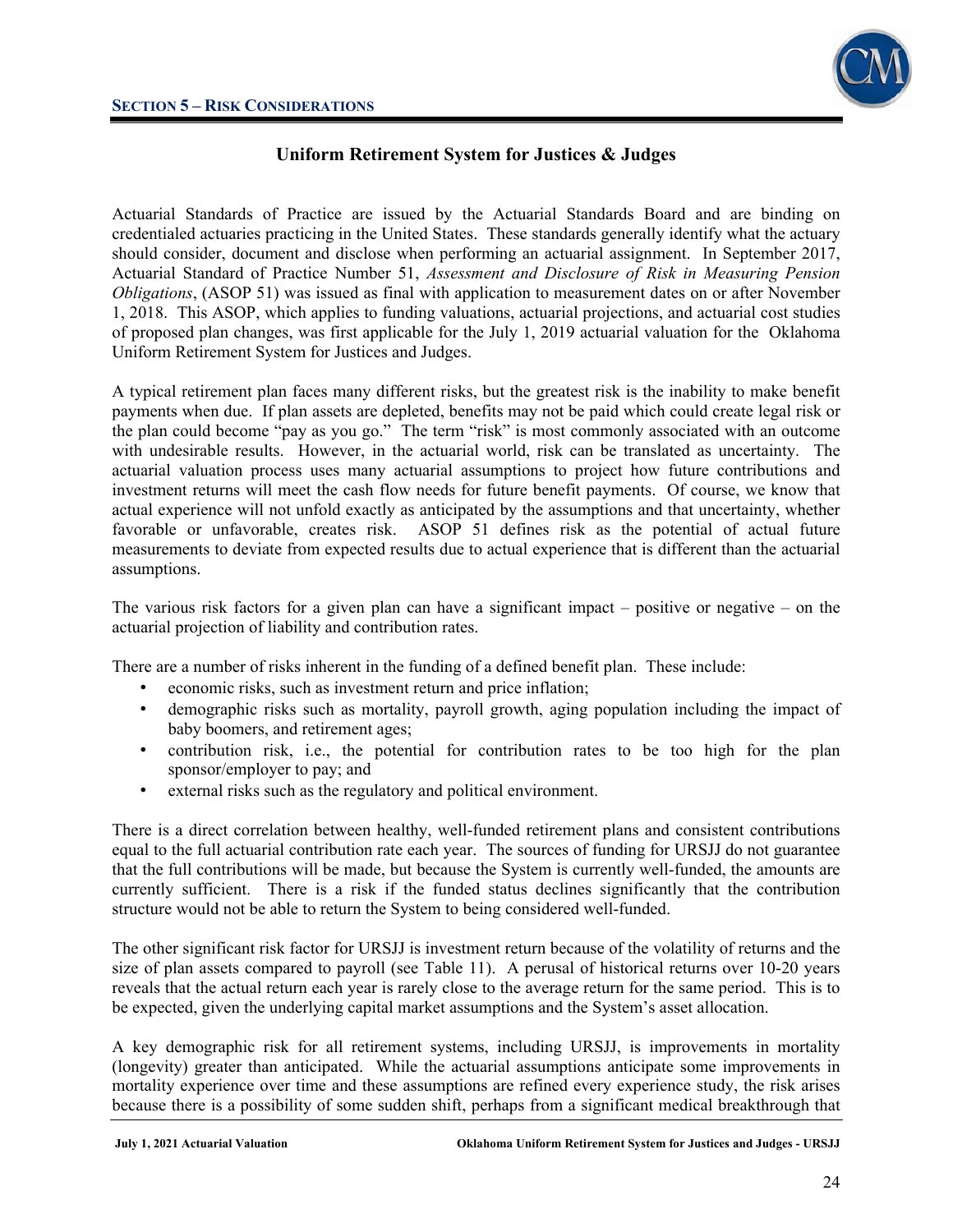## Section 5 – Risk Considerations

### Uniform Retirement System for Justices & Judges

Actuarial Standards of Practice are issued by the Actuarial Standards Board and are binding on credentialed actuaries practicing in the United States. These standards generally identify what the actuary should consider, document and disclose when performing an actuarial assignment. In September 2017, Actuarial Standard of Practice Number 51, *Assessment and Disclosure of Risk in Measuring Pension Obligations*, (ASOP 51) was issued as final with application to measurement dates on or after November 1, 2018. This ASOP, which applies to funding valuations, actuarial projections, and actuarial cost studies of proposed plan changes, was first applicable for the July 1, 2019 actuarial valuation for the Oklahoma Uniform Retirement System for Justices and Judges.

A typical retirement plan faces many different risks, but the greatest risk is the inability to make benefit payments when due. If plan assets are depleted, benefits may not be paid which could create legal risk or the plan could become "pay as you go." The term "risk" is most commonly associated with an outcome with undesirable results. However, in the actuarial world, risk can be translated as uncertainty. The actuarial valuation process uses many actuarial assumptions to project how future contributions and investment returns will meet the cash flow needs for future benefit payments. Of course, we know that actual experience will not unfold exactly as anticipated by the assumptions and that uncertainty, whether favorable or unfavorable, creates risk. ASOP 51 defines risk as the potential of actual future measurements to deviate from expected results due to actual experience that is different than the actuarial assumptions.

The various risk factors for a given plan can have a significant impact – positive or negative – on the actuarial projection of liability and contribution rates.

There are a number of risks inherent in the funding of a defined benefit plan. These include:

- economic risks, such as investment return and price inflation;
- demographic risks such as mortality, payroll growth, aging population including the impact of baby boomers, and retirement ages;
- contribution risk, i.e., the potential for contribution rates to be too high for the plan sponsor/employer to pay; and
- external risks such as the regulatory and political environment.

There is a direct correlation between healthy, well-funded retirement plans and consistent contributions equal to the full actuarial contribution rate each year. The sources of funding for URSJJ do not guarantee that the full contributions will be made, but because the System is currently well-funded, the amounts are currently sufficient. There is a risk if the funded status declines significantly that the contribution structure would not be able to return the System to being considered well-funded.

The other significant risk factor for URSJJ is investment return because of the volatility of returns and the size of plan assets compared to payroll (see Table 11). A perusal of historical returns over 10-20 years reveals that the actual return each year is rarely close to the average return for the same period. This is to be expected, given the underlying capital market assumptions and the System's asset allocation.

A key demographic risk for all retirement systems, including URSJJ, is improvements in mortality (longevity) greater than anticipated. While the actuarial assumptions anticipate some improvements in mortality experience over time and these assumptions are refined every experience study, the risk arises because there is a possibility of some sudden shift, perhaps from a significant medical breakthrough that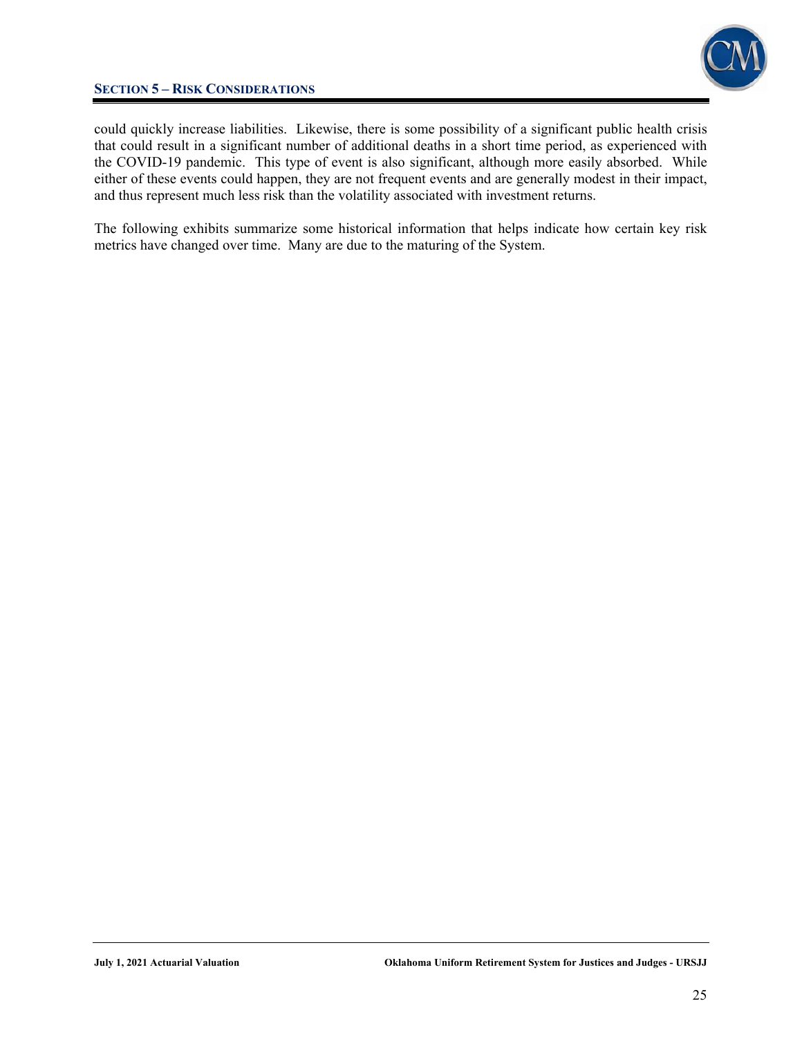could quickly increase liabilities. Likewise, there is some possibility of a significant public health crisis that could result in a significant number of additional deaths in a short time period, as experienced with the COVID-19 pandemic. This type of event is also significant, although more easily absorbed. While either of these events could happen, they are not frequent events and are generally modest in their impact, and thus represent much less risk than the volatility associated with investment returns.

The following exhibits summarize some historical information that helps indicate how certain key risk metrics have changed over time. Many are due to the maturing of the System.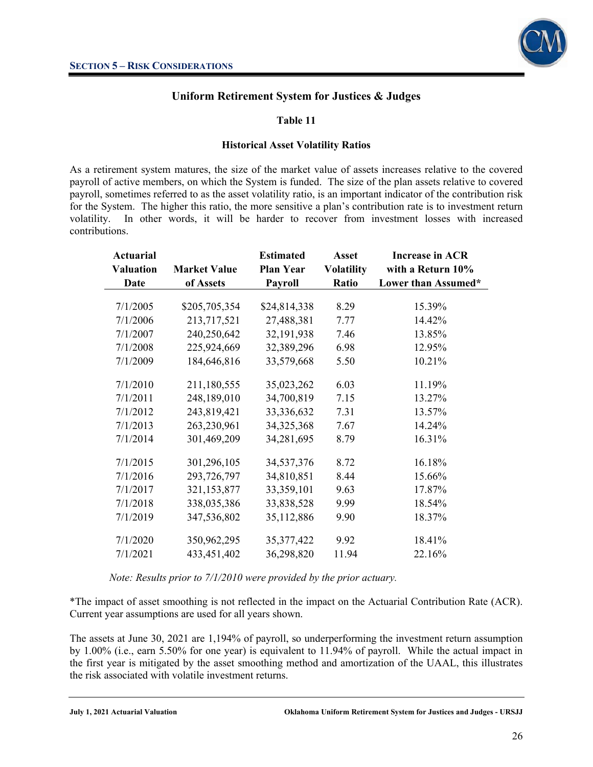**Section 5 – Risk Considerations**

## Uniform Retirement System for Justices & Judges

### Table 11

### Historical Asset Volatility Ratios

As a retirement system matures, the size of the market value of assets increases relative to the covered payroll of active members, on which the System is funded. The size of the plan assets relative to covered payroll, sometimes referred to as the asset volatility ratio, is an important indicator of the contribution risk for the System. The higher this ratio, the more sensitive a plan's contribution rate is to investment return volatility. In other words, it will be harder to recover from investment losses with increased contributions.

| Actuarial Valuation Date | Market Value of Assets | Estimated Plan Year Payroll | Asset Volatility Ratio | Increase in ACR with a Return 10% Lower than Assumed* |
|---|---|---|---|---|
| 7/1/2005 | $205,705,354 | $24,814,338 | 8.29 | 15.39% |
| 7/1/2006 | 213,717,521 | 27,488,381 | 7.77 | 14.42% |
| 7/1/2007 | 240,250,642 | 32,191,938 | 7.46 | 13.85% |
| 7/1/2008 | 225,924,669 | 32,389,296 | 6.98 | 12.95% |
| 7/1/2009 | 184,646,816 | 33,579,668 | 5.50 | 10.21% |
| 7/1/2010 | 211,180,555 | 35,023,262 | 6.03 | 11.19% |
| 7/1/2011 | 248,189,010 | 34,700,819 | 7.15 | 13.27% |
| 7/1/2012 | 243,819,421 | 33,336,632 | 7.31 | 13.57% |
| 7/1/2013 | 263,230,961 | 34,325,368 | 7.67 | 14.24% |
| 7/1/2014 | 301,469,209 | 34,281,695 | 8.79 | 16.31% |
| 7/1/2015 | 301,296,105 | 34,537,376 | 8.72 | 16.18% |
| 7/1/2016 | 293,726,797 | 34,810,851 | 8.44 | 15.66% |
| 7/1/2017 | 321,153,877 | 33,359,101 | 9.63 | 17.87% |
| 7/1/2018 | 338,035,386 | 33,838,528 | 9.99 | 18.54% |
| 7/1/2019 | 347,536,802 | 35,112,886 | 9.90 | 18.37% |
| 7/1/2020 | 350,962,295 | 35,377,422 | 9.92 | 18.41% |
| 7/1/2021 | 433,451,402 | 36,298,820 | 11.94 | 22.16% |

*Note: Results prior to 7/1/2010 were provided by the prior actuary.*

*The impact of asset smoothing is not reflected in the impact on the Actuarial Contribution Rate (ACR). Current year assumptions are used for all years shown.

The assets at June 30, 2021 are 1,194% of payroll, so underperforming the investment return assumption by 1.00% (i.e., earn 5.50% for one year) is equivalent to 11.94% of payroll. While the actual impact in the first year is mitigated by the asset smoothing method and amortization of the UAAL, this illustrates the risk associated with volatile investment returns.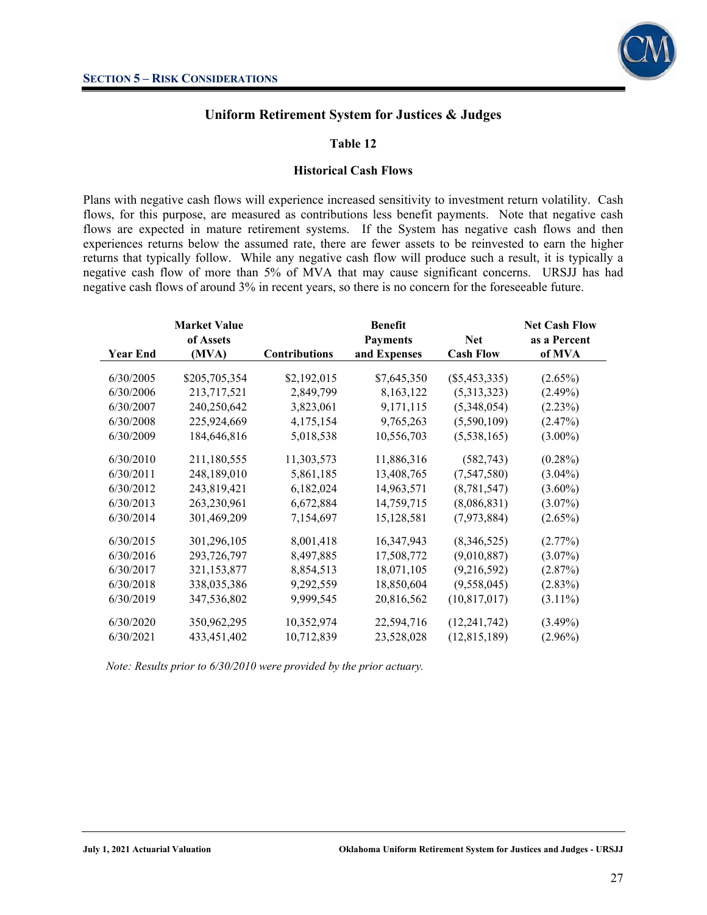**SECTION 5 – RISK CONSIDERATIONS**

## Uniform Retirement System for Justices & Judges

### Table 12

### Historical Cash Flows

Plans with negative cash flows will experience increased sensitivity to investment return volatility. Cash flows, for this purpose, are measured as contributions less benefit payments. Note that negative cash flows are expected in mature retirement systems. If the System has negative cash flows and then experiences returns below the assumed rate, there are fewer assets to be reinvested to earn the higher returns that typically follow. While any negative cash flow will produce such a result, it is typically a negative cash flow of more than 5% of MVA that may cause significant concerns. URSJJ has had negative cash flows of around 3% in recent years, so there is no concern for the foreseeable future.

| Year End | Market Value of Assets (MVA) | Contributions | Benefit Payments and Expenses | Net Cash Flow | Net Cash Flow as a Percent of MVA |
|---|---|---|---|---|---|
| 6/30/2005 | $205,705,354 | $2,192,015 | $7,645,350 | ($5,453,335) | (2.65%) |
| 6/30/2006 | 213,717,521 | 2,849,799 | 8,163,122 | (5,313,323) | (2.49%) |
| 6/30/2007 | 240,250,642 | 3,823,061 | 9,171,115 | (5,348,054) | (2.23%) |
| 6/30/2008 | 225,924,669 | 4,175,154 | 9,765,263 | (5,590,109) | (2.47%) |
| 6/30/2009 | 184,646,816 | 5,018,538 | 10,556,703 | (5,538,165) | (3.00%) |
| 6/30/2010 | 211,180,555 | 11,303,573 | 11,886,316 | (582,743) | (0.28%) |
| 6/30/2011 | 248,189,010 | 5,861,185 | 13,408,765 | (7,547,580) | (3.04%) |
| 6/30/2012 | 243,819,421 | 6,182,024 | 14,963,571 | (8,781,547) | (3.60%) |
| 6/30/2013 | 263,230,961 | 6,672,884 | 14,759,715 | (8,086,831) | (3.07%) |
| 6/30/2014 | 301,469,209 | 7,154,697 | 15,128,581 | (7,973,884) | (2.65%) |
| 6/30/2015 | 301,296,105 | 8,001,418 | 16,347,943 | (8,346,525) | (2.77%) |
| 6/30/2016 | 293,726,797 | 8,497,885 | 17,508,772 | (9,010,887) | (3.07%) |
| 6/30/2017 | 321,153,877 | 8,854,513 | 18,071,105 | (9,216,592) | (2.87%) |
| 6/30/2018 | 338,035,386 | 9,292,559 | 18,850,604 | (9,558,045) | (2.83%) |
| 6/30/2019 | 347,536,802 | 9,999,545 | 20,816,562 | (10,817,017) | (3.11%) |
| 6/30/2020 | 350,962,295 | 10,352,974 | 22,594,716 | (12,241,742) | (3.49%) |
| 6/30/2021 | 433,451,402 | 10,712,839 | 23,528,028 | (12,815,189) | (2.96%) |

*Note: Results prior to 6/30/2010 were provided by the prior actuary.*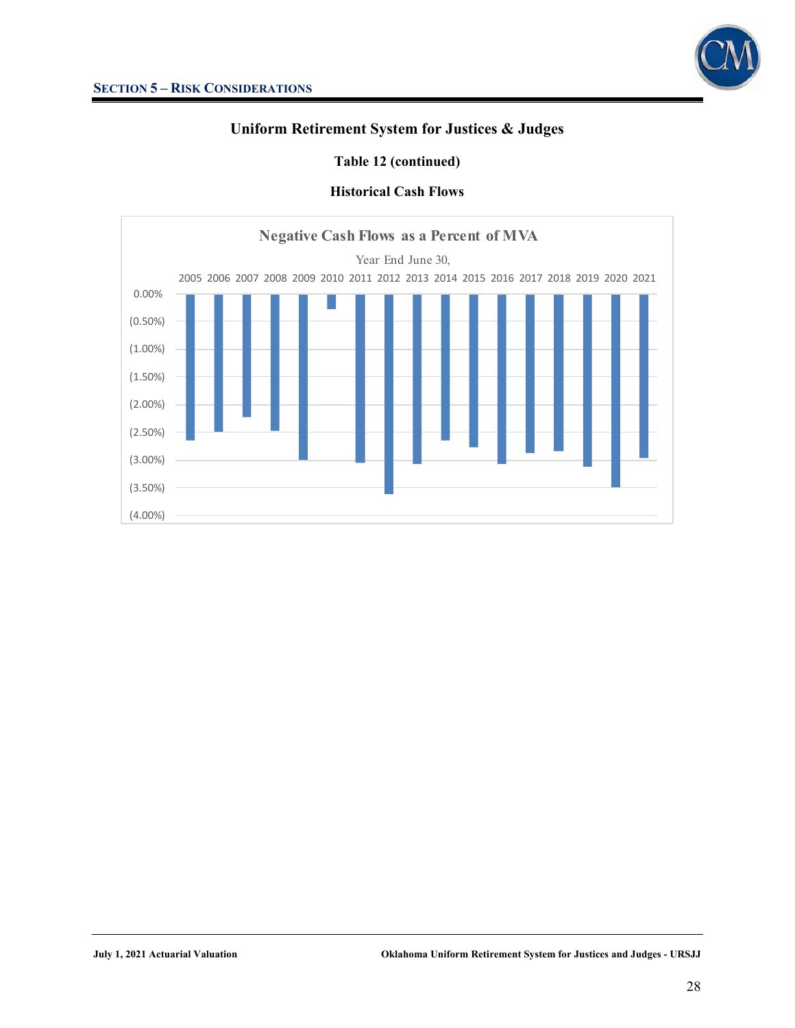## Uniform Retirement System for Justices & Judges

### Table 12 (continued)

### Historical Cash Flows

**Negative Cash Flows as a Percent of MVA**

Year End June 30,

2005 2006 2007 2008 2009 2010 2011 2012 2013 2014 2015 2016 2017 2018 2019 2020 2021

0.00%
(0.50%)
(1.00%)
(1.50%)
(2.00%)
(2.50%)
(3.00%)
(3.50%)
(4.00%)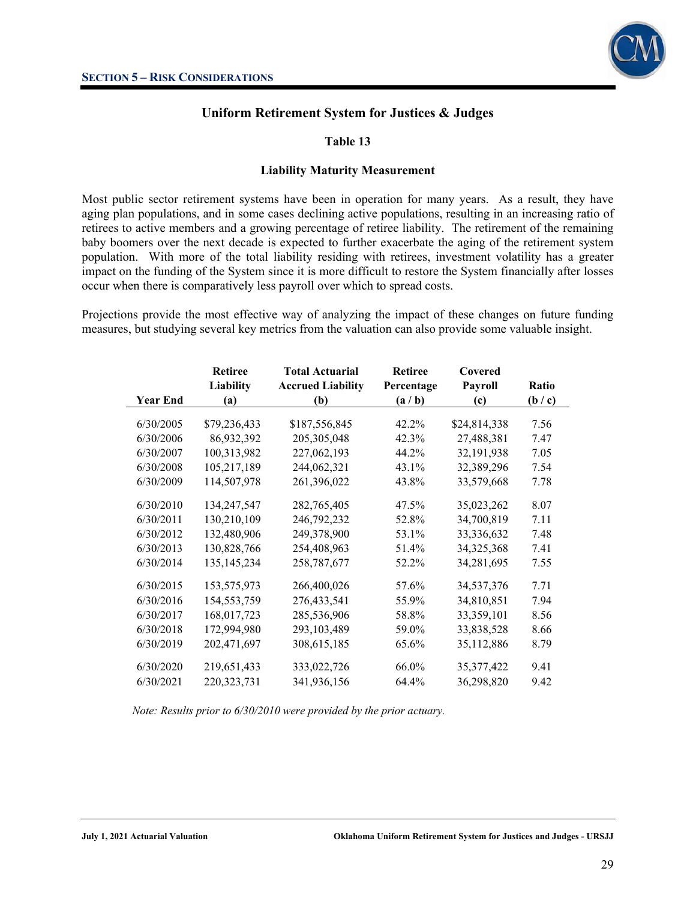**SECTION 5 – RISK CONSIDERATIONS**

## Uniform Retirement System for Justices & Judges

### Table 13

### Liability Maturity Measurement

Most public sector retirement systems have been in operation for many years. As a result, they have aging plan populations, and in some cases declining active populations, resulting in an increasing ratio of retirees to active members and a growing percentage of retiree liability. The retirement of the remaining baby boomers over the next decade is expected to further exacerbate the aging of the retirement system population. With more of the total liability residing with retirees, investment volatility has a greater impact on the funding of the System since it is more difficult to restore the System financially after losses occur when there is comparatively less payroll over which to spread costs.

Projections provide the most effective way of analyzing the impact of these changes on future funding measures, but studying several key metrics from the valuation can also provide some valuable insight.

| Year End | Retiree Liability (a) | Total Actuarial Accrued Liability (b) | Retiree Percentage (a / b) | Covered Payroll (c) | Ratio (b / c) |
|---|---|---|---|---|---|
| 6/30/2005 | $79,236,433 | $187,556,845 | 42.2% | $24,814,338 | 7.56 |
| 6/30/2006 | 86,932,392 | 205,305,048 | 42.3% | 27,488,381 | 7.47 |
| 6/30/2007 | 100,313,982 | 227,062,193 | 44.2% | 32,191,938 | 7.05 |
| 6/30/2008 | 105,217,189 | 244,062,321 | 43.1% | 32,389,296 | 7.54 |
| 6/30/2009 | 114,507,978 | 261,396,022 | 43.8% | 33,579,668 | 7.78 |
| 6/30/2010 | 134,247,547 | 282,765,405 | 47.5% | 35,023,262 | 8.07 |
| 6/30/2011 | 130,210,109 | 246,792,232 | 52.8% | 34,700,819 | 7.11 |
| 6/30/2012 | 132,480,906 | 249,378,900 | 53.1% | 33,336,632 | 7.48 |
| 6/30/2013 | 130,828,766 | 254,408,963 | 51.4% | 34,325,368 | 7.41 |
| 6/30/2014 | 135,145,234 | 258,787,677 | 52.2% | 34,281,695 | 7.55 |
| 6/30/2015 | 153,575,973 | 266,400,026 | 57.6% | 34,537,376 | 7.71 |
| 6/30/2016 | 154,553,759 | 276,433,541 | 55.9% | 34,810,851 | 7.94 |
| 6/30/2017 | 168,017,723 | 285,536,906 | 58.8% | 33,359,101 | 8.56 |
| 6/30/2018 | 172,994,980 | 293,103,489 | 59.0% | 33,838,528 | 8.66 |
| 6/30/2019 | 202,471,697 | 308,615,185 | 65.6% | 35,112,886 | 8.79 |
| 6/30/2020 | 219,651,433 | 333,022,726 | 66.0% | 35,377,422 | 9.41 |
| 6/30/2021 | 220,323,731 | 341,936,156 | 64.4% | 36,298,820 | 9.42 |

*Note: Results prior to 6/30/2010 were provided by the prior actuary.*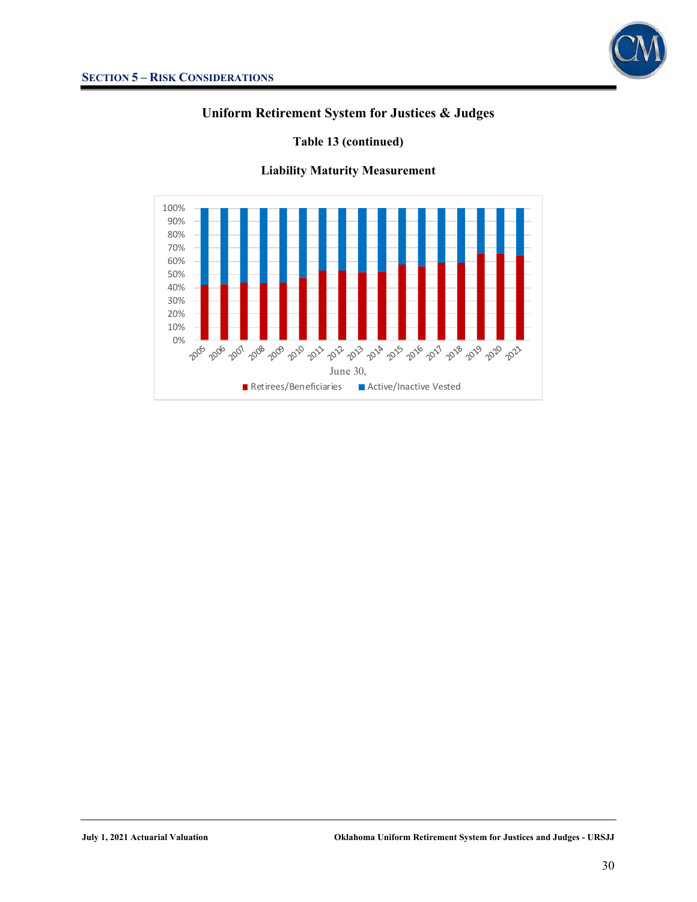## Uniform Retirement System for Justices & Judges

### Table 13 (continued)

### Liability Maturity Measurement

100%
90%
80%
70%
60%
50%
40%
30%
20%
10%
0%

2005 2006 2007 2008 2009 2010 2011 2012 2013 2014 2015 2016 2017 2018 2019 2020 2021

June 30,

Retirees/Beneficiaries   Active/Inactive Vested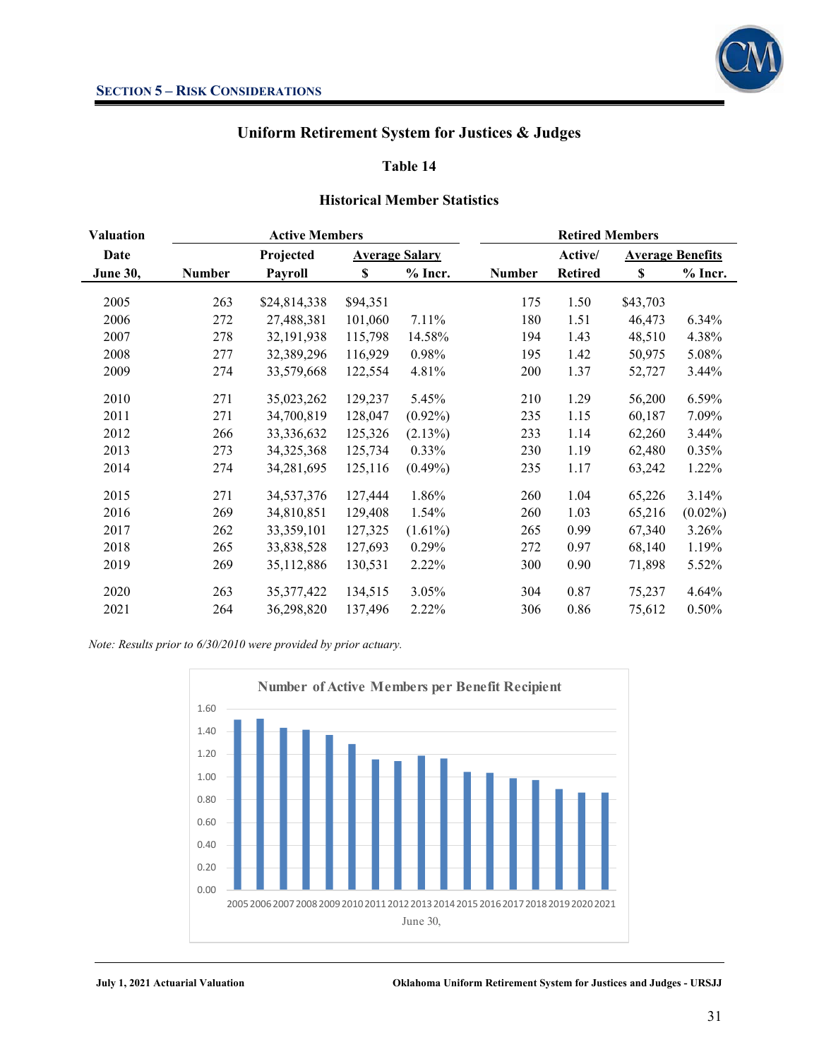**SECTION 5 – RISK CONSIDERATIONS**

## Uniform Retirement System for Justices & Judges

### Table 14

### Historical Member Statistics

| Valuation | Active Members | | | | Retired Members | | | |
|---|---|---|---|---|---|---|---|---|
| Date | | Projected | Average Salary | | | Active/ | Average Benefits | |
| June 30, | Number | Payroll | $ | % Incr. | Number | Retired | $ | % Incr. |
| 2005 | 263 | $24,814,338 | $94,351 | | 175 | 1.50 | $43,703 | |
| 2006 | 272 | 27,488,381 | 101,060 | 7.11% | 180 | 1.51 | 46,473 | 6.34% |
| 2007 | 278 | 32,191,938 | 115,798 | 14.58% | 194 | 1.43 | 48,510 | 4.38% |
| 2008 | 277 | 32,389,296 | 116,929 | 0.98% | 195 | 1.42 | 50,975 | 5.08% |
| 2009 | 274 | 33,579,668 | 122,554 | 4.81% | 200 | 1.37 | 52,727 | 3.44% |
| 2010 | 271 | 35,023,262 | 129,237 | 5.45% | 210 | 1.29 | 56,200 | 6.59% |
| 2011 | 271 | 34,700,819 | 128,047 | (0.92%) | 235 | 1.15 | 60,187 | 7.09% |
| 2012 | 266 | 33,336,632 | 125,326 | (2.13%) | 233 | 1.14 | 62,260 | 3.44% |
| 2013 | 273 | 34,325,368 | 125,734 | 0.33% | 230 | 1.19 | 62,480 | 0.35% |
| 2014 | 274 | 34,281,695 | 125,116 | (0.49%) | 235 | 1.17 | 63,242 | 1.22% |
| 2015 | 271 | 34,537,376 | 127,444 | 1.86% | 260 | 1.04 | 65,226 | 3.14% |
| 2016 | 269 | 34,810,851 | 129,408 | 1.54% | 260 | 1.03 | 65,216 | (0.02%) |
| 2017 | 262 | 33,359,101 | 127,325 | (1.61%) | 265 | 0.99 | 67,340 | 3.26% |
| 2018 | 265 | 33,838,528 | 127,693 | 0.29% | 272 | 0.97 | 68,140 | 1.19% |
| 2019 | 269 | 35,112,886 | 130,531 | 2.22% | 300 | 0.90 | 71,898 | 5.52% |
| 2020 | 263 | 35,377,422 | 134,515 | 3.05% | 304 | 0.87 | 75,237 | 4.64% |
| 2021 | 264 | 36,298,820 | 137,496 | 2.22% | 306 | 0.86 | 75,612 | 0.50% |

*Note: Results prior to 6/30/2010 were provided by prior actuary.*

**Number of Active Members per Benefit Recipient**

| June 30, | Active Members per Benefit Recipient |
|---|---|
| 2005 | 1.50 |
| 2006 | 1.51 |
| 2007 | 1.43 |
| 2008 | 1.42 |
| 2009 | 1.37 |
| 2010 | 1.29 |
| 2011 | 1.15 |
| 2012 | 1.14 |
| 2013 | 1.19 |
| 2014 | 1.17 |
| 2015 | 1.04 |
| 2016 | 1.03 |
| 2017 | 0.99 |
| 2018 | 0.97 |
| 2019 | 0.90 |
| 2020 | 0.87 |
| 2021 | 0.86 |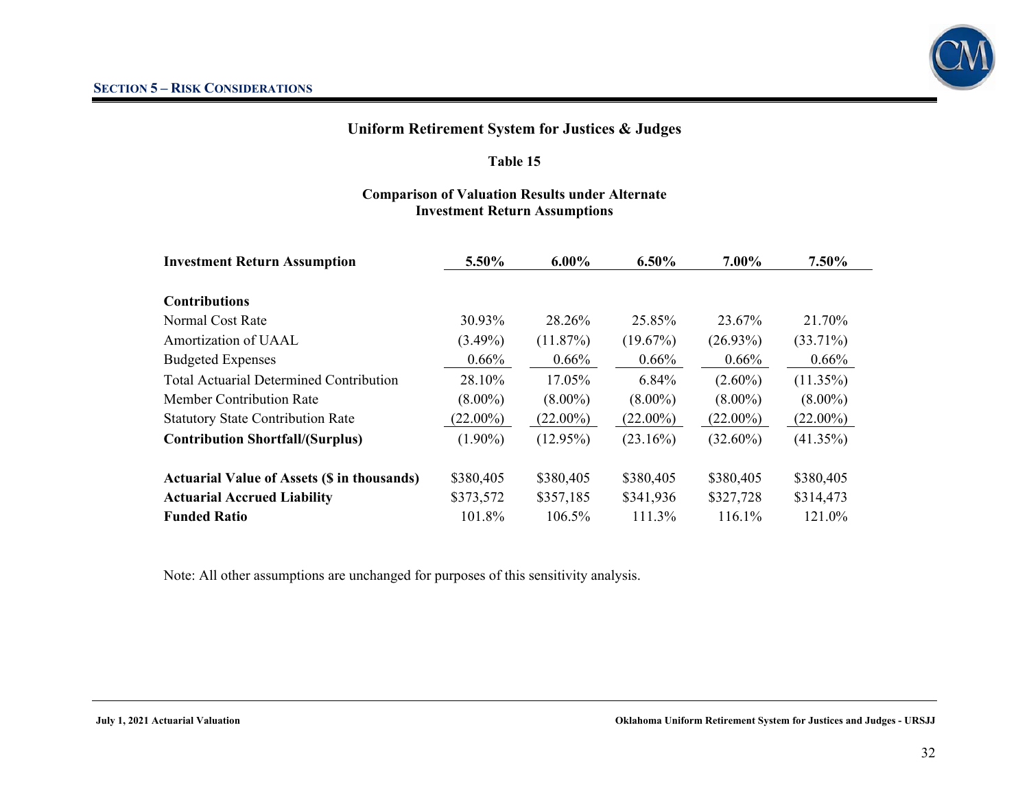## SECTION 5 – RISK CONSIDERATIONS

### Uniform Retirement System for Justices & Judges

**Table 15**

**Comparison of Valuation Results under Alternate Investment Return Assumptions**

| **Investment Return Assumption** | **5.50%** | **6.00%** | **6.50%** | **7.00%** | **7.50%** |
|---|---|---|---|---|---|
| **Contributions** | | | | | |
| Normal Cost Rate | 30.93% | 28.26% | 25.85% | 23.67% | 21.70% |
| Amortization of UAAL | (3.49%) | (11.87%) | (19.67%) | (26.93%) | (33.71%) |
| Budgeted Expenses | 0.66% | 0.66% | 0.66% | 0.66% | 0.66% |
| Total Actuarial Determined Contribution | 28.10% | 17.05% | 6.84% | (2.60%) | (11.35%) |
| Member Contribution Rate | (8.00%) | (8.00%) | (8.00%) | (8.00%) | (8.00%) |
| Statutory State Contribution Rate | (22.00%) | (22.00%) | (22.00%) | (22.00%) | (22.00%) |
| **Contribution Shortfall/(Surplus)** | (1.90%) | (12.95%) | (23.16%) | (32.60%) | (41.35%) |
| | | | | | |
| **Actuarial Value of Assets ($ in thousands)** | $380,405 | $380,405 | $380,405 | $380,405 | $380,405 |
| **Actuarial Accrued Liability** | $373,572 | $357,185 | $341,936 | $327,728 | $314,473 |
| **Funded Ratio** | 101.8% | 106.5% | 111.3% | 116.1% | 121.0% |

Note: All other assumptions are unchanged for purposes of this sensitivity analysis.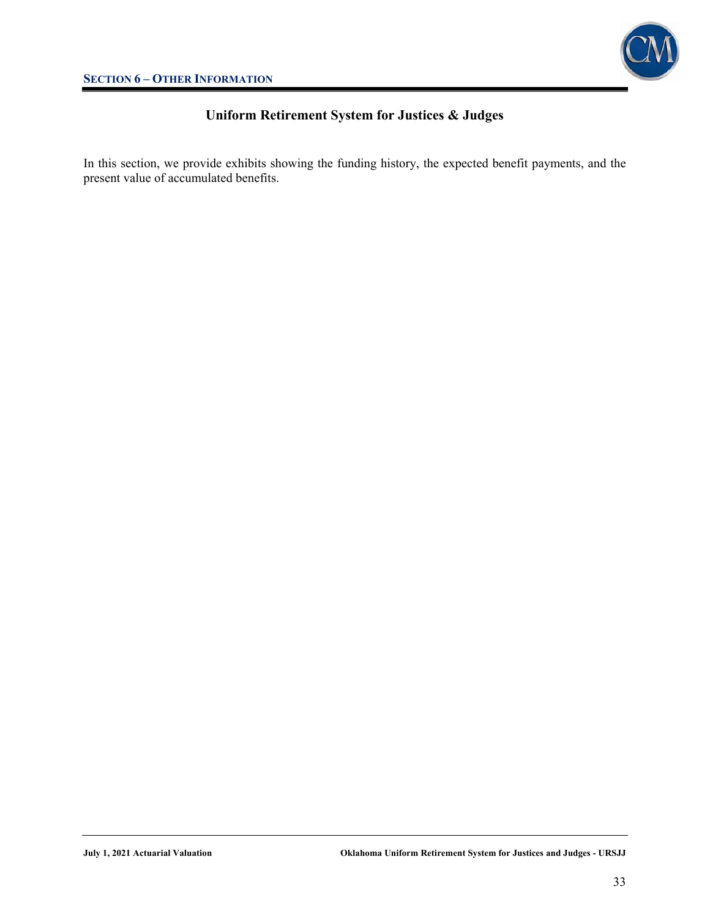## Section 6 – Other Information

### Uniform Retirement System for Justices & Judges

In this section, we provide exhibits showing the funding history, the expected benefit payments, and the present value of accumulated benefits.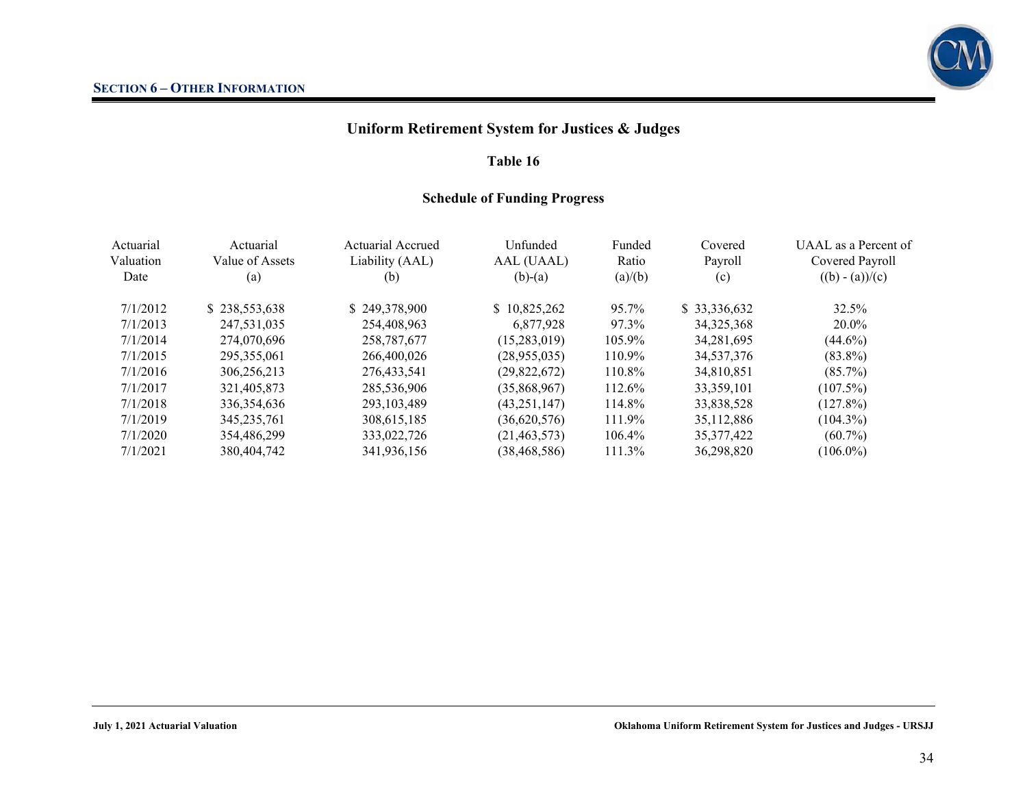**SECTION 6 – OTHER INFORMATION**

## Uniform Retirement System for Justices & Judges

### Table 16

### Schedule of Funding Progress

| Actuarial Valuation Date | Actuarial Value of Assets (a) | Actuarial Accrued Liability (AAL) (b) | Unfunded AAL (UAAL) (b)-(a) | Funded Ratio (a)/(b) | Covered Payroll (c) | UAAL as a Percent of Covered Payroll ((b) - (a))/(c) |
|---|---|---|---|---|---|---|
| 7/1/2012 | $ 238,553,638 | $ 249,378,900 | $ 10,825,262 | 95.7% | $ 33,336,632 | 32.5% |
| 7/1/2013 | 247,531,035 | 254,408,963 | 6,877,928 | 97.3% | 34,325,368 | 20.0% |
| 7/1/2014 | 274,070,696 | 258,787,677 | (15,283,019) | 105.9% | 34,281,695 | (44.6%) |
| 7/1/2015 | 295,355,061 | 266,400,026 | (28,955,035) | 110.9% | 34,537,376 | (83.8%) |
| 7/1/2016 | 306,256,213 | 276,433,541 | (29,822,672) | 110.8% | 34,810,851 | (85.7%) |
| 7/1/2017 | 321,405,873 | 285,536,906 | (35,868,967) | 112.6% | 33,359,101 | (107.5%) |
| 7/1/2018 | 336,354,636 | 293,103,489 | (43,251,147) | 114.8% | 33,838,528 | (127.8%) |
| 7/1/2019 | 345,235,761 | 308,615,185 | (36,620,576) | 111.9% | 35,112,886 | (104.3%) |
| 7/1/2020 | 354,486,299 | 333,022,726 | (21,463,573) | 106.4% | 35,377,422 | (60.7%) |
| 7/1/2021 | 380,404,742 | 341,936,156 | (38,468,586) | 111.3% | 36,298,820 | (106.0%) |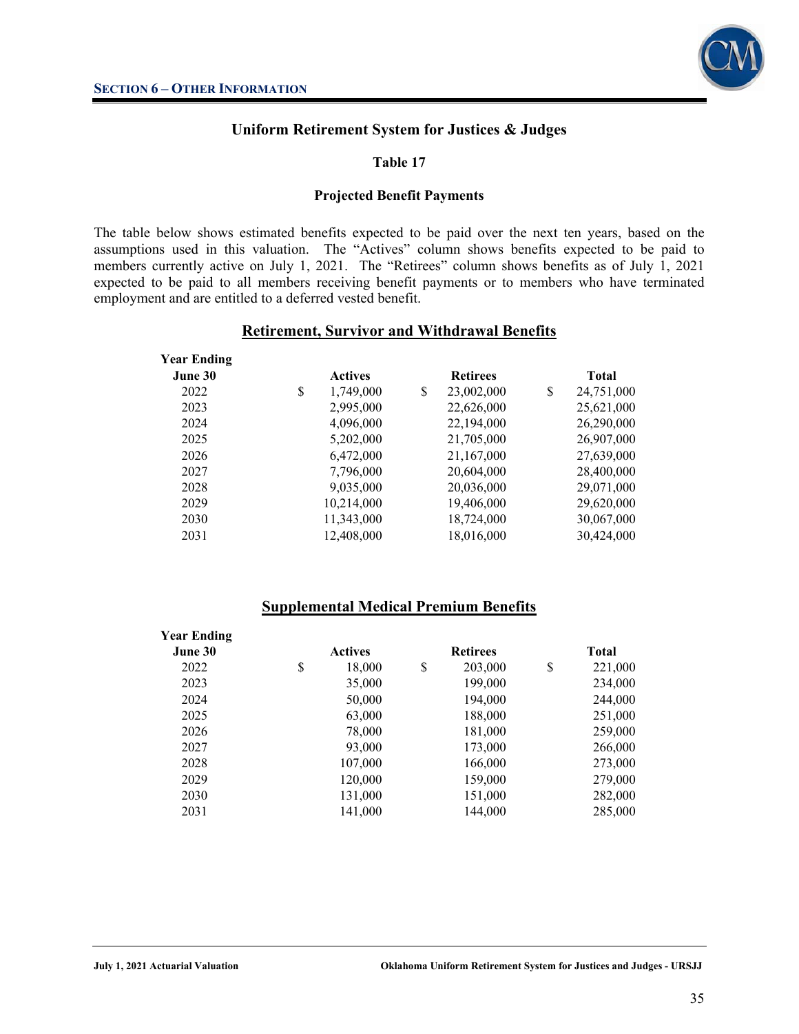## Section 6 – Other Information

### Uniform Retirement System for Justices & Judges

#### Table 17

#### Projected Benefit Payments

The table below shows estimated benefits expected to be paid over the next ten years, based on the assumptions used in this valuation. The "Actives" column shows benefits expected to be paid to members currently active on July 1, 2021. The "Retirees" column shows benefits as of July 1, 2021 expected to be paid to all members receiving benefit payments or to members who have terminated employment and are entitled to a deferred vested benefit.

**Retirement, Survivor and Withdrawal Benefits**

| Year Ending June 30 | Actives | Retirees | Total |
|---|---|---|---|
| 2022 | $ 1,749,000 | $ 23,002,000 | $ 24,751,000 |
| 2023 | 2,995,000 | 22,626,000 | 25,621,000 |
| 2024 | 4,096,000 | 22,194,000 | 26,290,000 |
| 2025 | 5,202,000 | 21,705,000 | 26,907,000 |
| 2026 | 6,472,000 | 21,167,000 | 27,639,000 |
| 2027 | 7,796,000 | 20,604,000 | 28,400,000 |
| 2028 | 9,035,000 | 20,036,000 | 29,071,000 |
| 2029 | 10,214,000 | 19,406,000 | 29,620,000 |
| 2030 | 11,343,000 | 18,724,000 | 30,067,000 |
| 2031 | 12,408,000 | 18,016,000 | 30,424,000 |

**Supplemental Medical Premium Benefits**

| Year Ending June 30 | Actives | Retirees | Total |
|---|---|---|---|
| 2022 | $ 18,000 | $ 203,000 | $ 221,000 |
| 2023 | 35,000 | 199,000 | 234,000 |
| 2024 | 50,000 | 194,000 | 244,000 |
| 2025 | 63,000 | 188,000 | 251,000 |
| 2026 | 78,000 | 181,000 | 259,000 |
| 2027 | 93,000 | 173,000 | 266,000 |
| 2028 | 107,000 | 166,000 | 273,000 |
| 2029 | 120,000 | 159,000 | 279,000 |
| 2030 | 131,000 | 151,000 | 282,000 |
| 2031 | 141,000 | 144,000 | 285,000 |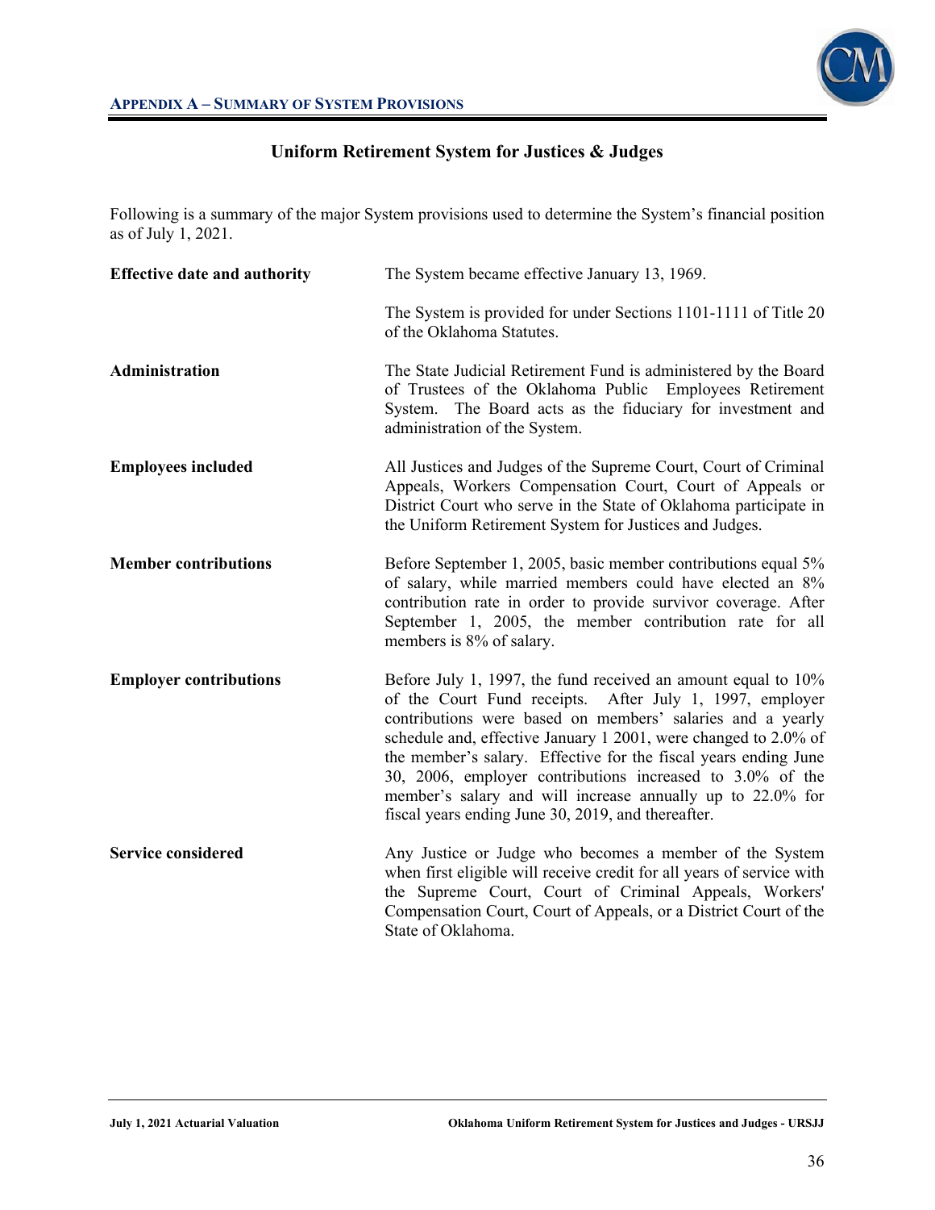## APPENDIX A – SUMMARY OF SYSTEM PROVISIONS

### Uniform Retirement System for Justices & Judges

Following is a summary of the major System provisions used to determine the System's financial position as of July 1, 2021.

**Effective date and authority**

The System became effective January 13, 1969.

The System is provided for under Sections 1101-1111 of Title 20 of the Oklahoma Statutes.

**Administration**

The State Judicial Retirement Fund is administered by the Board of Trustees of the Oklahoma Public Employees Retirement System. The Board acts as the fiduciary for investment and administration of the System.

**Employees included**

All Justices and Judges of the Supreme Court, Court of Criminal Appeals, Workers Compensation Court, Court of Appeals or District Court who serve in the State of Oklahoma participate in the Uniform Retirement System for Justices and Judges.

**Member contributions**

Before September 1, 2005, basic member contributions equal 5% of salary, while married members could have elected an 8% contribution rate in order to provide survivor coverage. After September 1, 2005, the member contribution rate for all members is 8% of salary.

**Employer contributions**

Before July 1, 1997, the fund received an amount equal to 10% of the Court Fund receipts. After July 1, 1997, employer contributions were based on members' salaries and a yearly schedule and, effective January 1 2001, were changed to 2.0% of the member's salary. Effective for the fiscal years ending June 30, 2006, employer contributions increased to 3.0% of the member's salary and will increase annually up to 22.0% for fiscal years ending June 30, 2019, and thereafter.

**Service considered**

Any Justice or Judge who becomes a member of the System when first eligible will receive credit for all years of service with the Supreme Court, Court of Criminal Appeals, Workers' Compensation Court, Court of Appeals, or a District Court of the State of Oklahoma.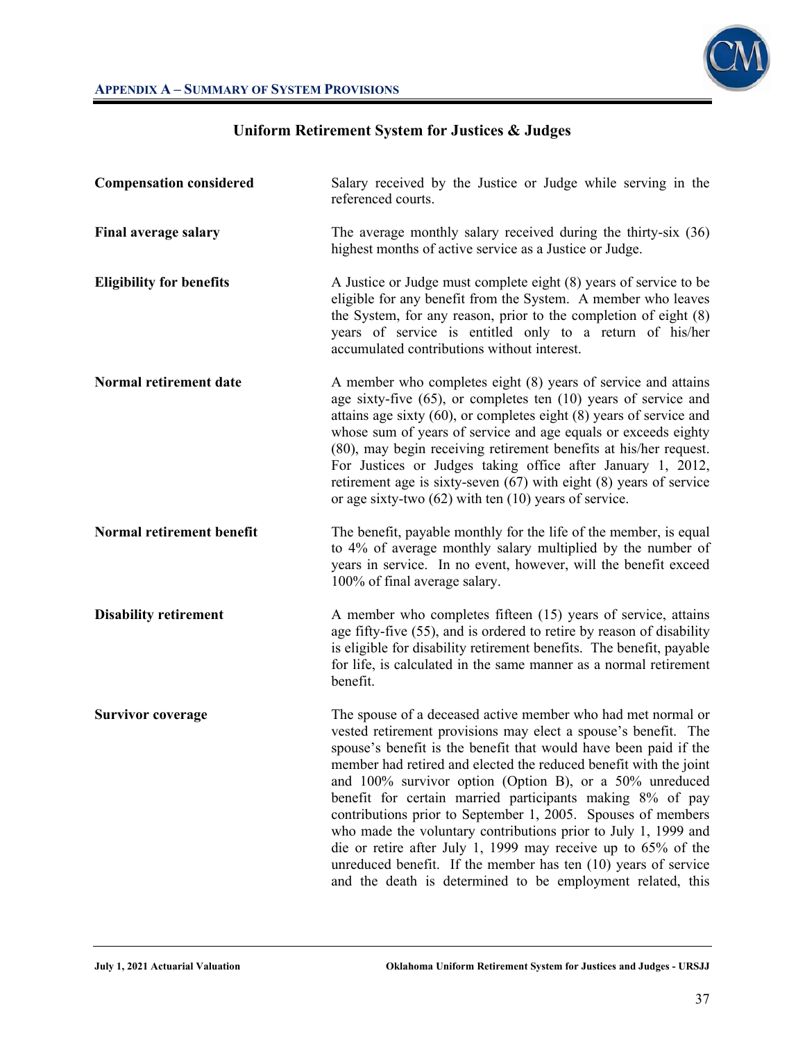## APPENDIX A – SUMMARY OF SYSTEM PROVISIONS

### Uniform Retirement System for Justices & Judges

**Compensation considered**

Salary received by the Justice or Judge while serving in the referenced courts.

**Final average salary**

The average monthly salary received during the thirty-six (36) highest months of active service as a Justice or Judge.

**Eligibility for benefits**

A Justice or Judge must complete eight (8) years of service to be eligible for any benefit from the System. A member who leaves the System, for any reason, prior to the completion of eight (8) years of service is entitled only to a return of his/her accumulated contributions without interest.

**Normal retirement date**

A member who completes eight (8) years of service and attains age sixty-five (65), or completes ten (10) years of service and attains age sixty (60), or completes eight (8) years of service and whose sum of years of service and age equals or exceeds eighty (80), may begin receiving retirement benefits at his/her request. For Justices or Judges taking office after January 1, 2012, retirement age is sixty-seven (67) with eight (8) years of service or age sixty-two (62) with ten (10) years of service.

**Normal retirement benefit**

The benefit, payable monthly for the life of the member, is equal to 4% of average monthly salary multiplied by the number of years in service. In no event, however, will the benefit exceed 100% of final average salary.

**Disability retirement**

A member who completes fifteen (15) years of service, attains age fifty-five (55), and is ordered to retire by reason of disability is eligible for disability retirement benefits. The benefit, payable for life, is calculated in the same manner as a normal retirement benefit.

**Survivor coverage**

The spouse of a deceased active member who had met normal or vested retirement provisions may elect a spouse's benefit. The spouse's benefit is the benefit that would have been paid if the member had retired and elected the reduced benefit with the joint and 100% survivor option (Option B), or a 50% unreduced benefit for certain married participants making 8% of pay contributions prior to September 1, 2005. Spouses of members who made the voluntary contributions prior to July 1, 1999 and die or retire after July 1, 1999 may receive up to 65% of the unreduced benefit. If the member has ten (10) years of service and the death is determined to be employment related, this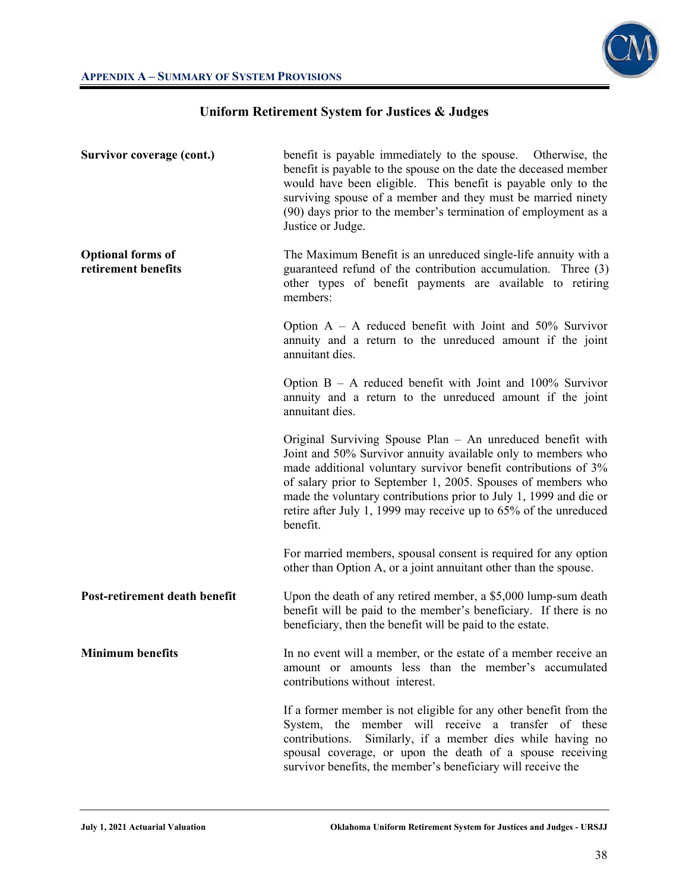## Uniform Retirement System for Justices & Judges

**Survivor coverage (cont.)**

benefit is payable immediately to the spouse. Otherwise, the benefit is payable to the spouse on the date the deceased member would have been eligible. This benefit is payable only to the surviving spouse of a member and they must be married ninety (90) days prior to the member's termination of employment as a Justice or Judge.

**Optional forms of retirement benefits**

The Maximum Benefit is an unreduced single-life annuity with a guaranteed refund of the contribution accumulation. Three (3) other types of benefit payments are available to retiring members:

Option A – A reduced benefit with Joint and 50% Survivor annuity and a return to the unreduced amount if the joint annuitant dies.

Option B – A reduced benefit with Joint and 100% Survivor annuity and a return to the unreduced amount if the joint annuitant dies.

Original Surviving Spouse Plan – An unreduced benefit with Joint and 50% Survivor annuity available only to members who made additional voluntary survivor benefit contributions of 3% of salary prior to September 1, 2005. Spouses of members who made the voluntary contributions prior to July 1, 1999 and die or retire after July 1, 1999 may receive up to 65% of the unreduced benefit.

For married members, spousal consent is required for any option other than Option A, or a joint annuitant other than the spouse.

**Post-retirement death benefit**

Upon the death of any retired member, a $5,000 lump-sum death benefit will be paid to the member's beneficiary. If there is no beneficiary, then the benefit will be paid to the estate.

**Minimum benefits**

In no event will a member, or the estate of a member receive an amount or amounts less than the member's accumulated contributions without interest.

If a former member is not eligible for any other benefit from the System, the member will receive a transfer of these contributions. Similarly, if a member dies while having no spousal coverage, or upon the death of a spouse receiving survivor benefits, the member's beneficiary will receive the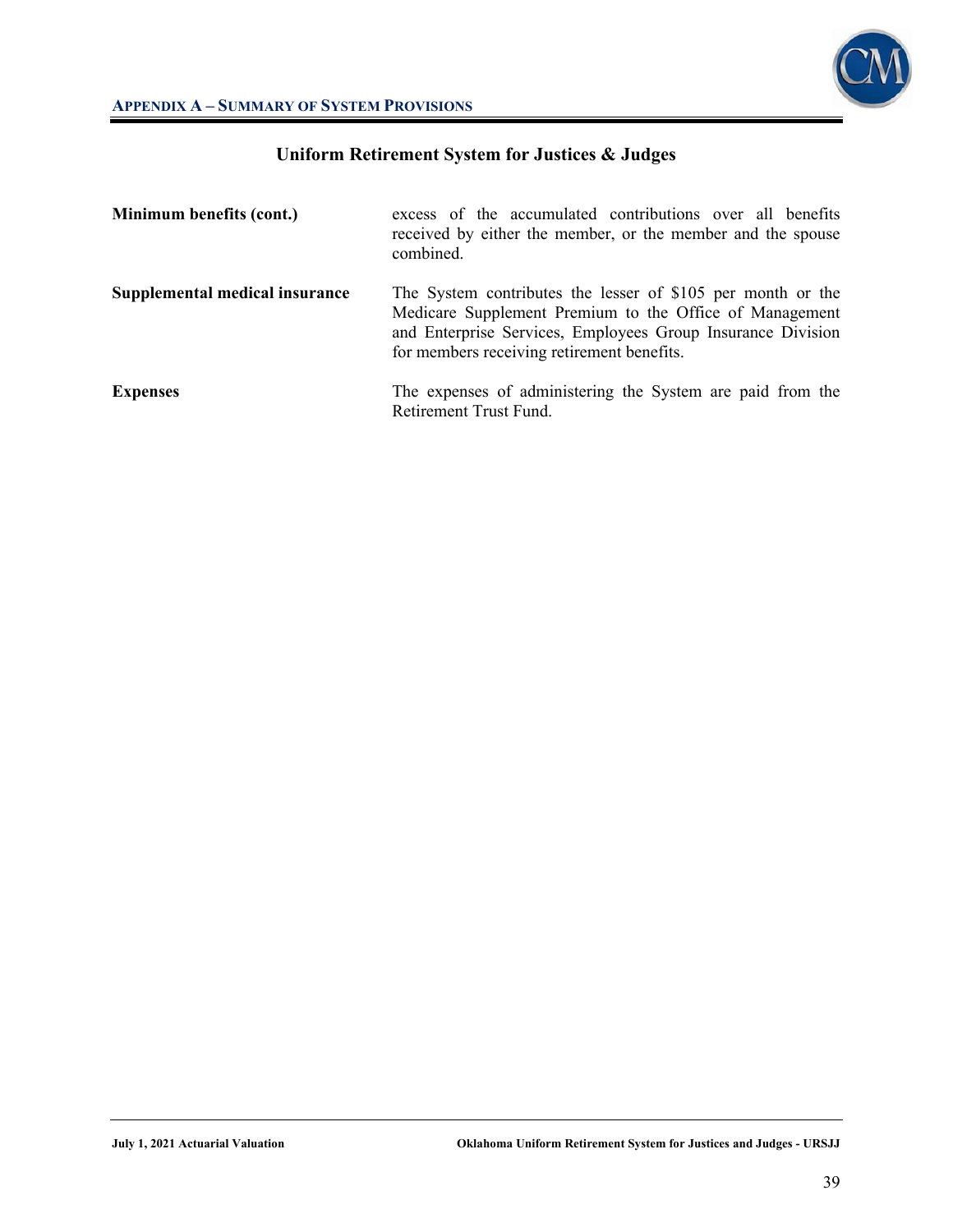## Uniform Retirement System for Justices & Judges

| | |
|---|---|
| **Minimum benefits (cont.)** | excess of the accumulated contributions over all benefits received by either the member, or the member and the spouse combined. |
| **Supplemental medical insurance** | The System contributes the lesser of $105 per month or the Medicare Supplement Premium to the Office of Management and Enterprise Services, Employees Group Insurance Division for members receiving retirement benefits. |
| **Expenses** | The expenses of administering the System are paid from the Retirement Trust Fund. |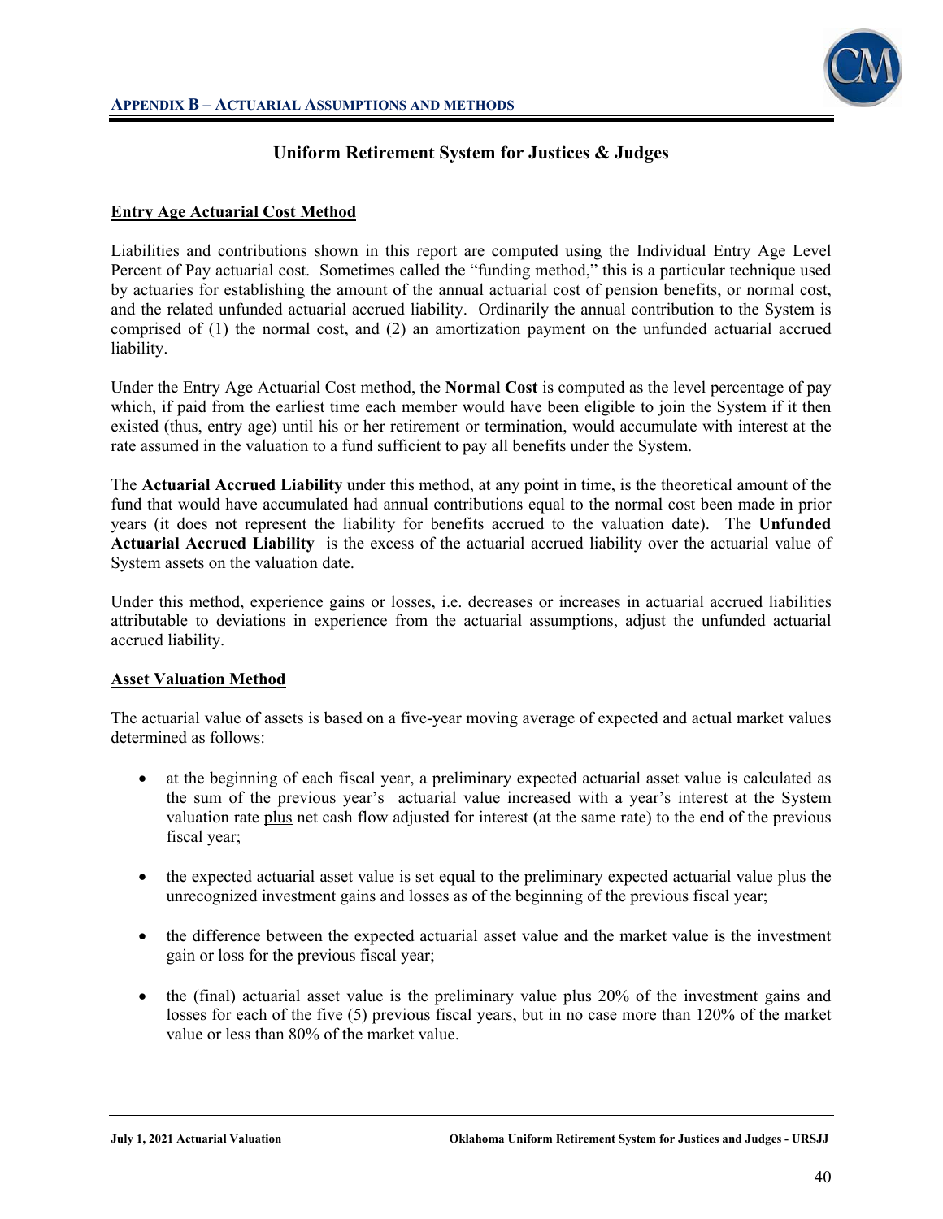**APPENDIX B – ACTUARIAL ASSUMPTIONS AND METHODS**

## Uniform Retirement System for Justices & Judges

### Entry Age Actuarial Cost Method

Liabilities and contributions shown in this report are computed using the Individual Entry Age Level Percent of Pay actuarial cost. Sometimes called the "funding method," this is a particular technique used by actuaries for establishing the amount of the annual actuarial cost of pension benefits, or normal cost, and the related unfunded actuarial accrued liability. Ordinarily the annual contribution to the System is comprised of (1) the normal cost, and (2) an amortization payment on the unfunded actuarial accrued liability.

Under the Entry Age Actuarial Cost method, the **Normal Cost** is computed as the level percentage of pay which, if paid from the earliest time each member would have been eligible to join the System if it then existed (thus, entry age) until his or her retirement or termination, would accumulate with interest at the rate assumed in the valuation to a fund sufficient to pay all benefits under the System.

The **Actuarial Accrued Liability** under this method, at any point in time, is the theoretical amount of the fund that would have accumulated had annual contributions equal to the normal cost been made in prior years (it does not represent the liability for benefits accrued to the valuation date). The **Unfunded Actuarial Accrued Liability** is the excess of the actuarial accrued liability over the actuarial value of System assets on the valuation date.

Under this method, experience gains or losses, i.e. decreases or increases in actuarial accrued liabilities attributable to deviations in experience from the actuarial assumptions, adjust the unfunded actuarial accrued liability.

### Asset Valuation Method

The actuarial value of assets is based on a five-year moving average of expected and actual market values determined as follows:

- at the beginning of each fiscal year, a preliminary expected actuarial asset value is calculated as the sum of the previous year's actuarial value increased with a year's interest at the System valuation rate plus net cash flow adjusted for interest (at the same rate) to the end of the previous fiscal year;
- the expected actuarial asset value is set equal to the preliminary expected actuarial value plus the unrecognized investment gains and losses as of the beginning of the previous fiscal year;
- the difference between the expected actuarial asset value and the market value is the investment gain or loss for the previous fiscal year;
- the (final) actuarial asset value is the preliminary value plus 20% of the investment gains and losses for each of the five (5) previous fiscal years, but in no case more than 120% of the market value or less than 80% of the market value.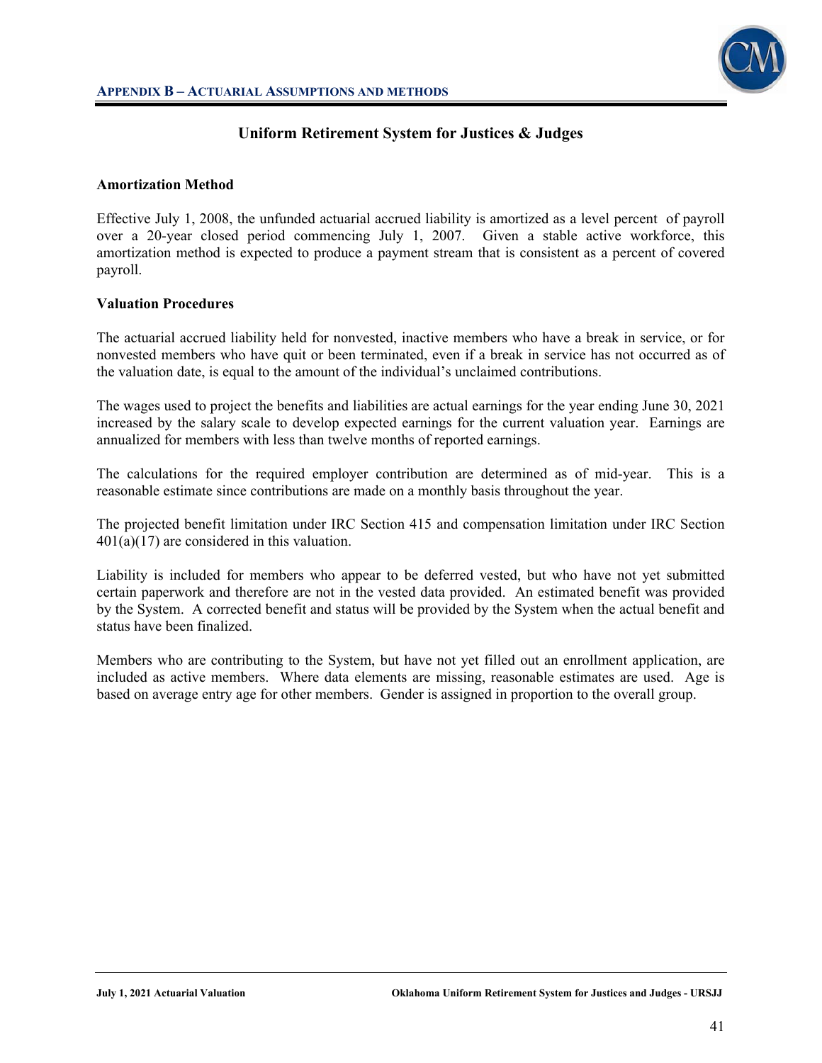## Uniform Retirement System for Justices & Judges

**Amortization Method**

Effective July 1, 2008, the unfunded actuarial accrued liability is amortized as a level percent of payroll over a 20-year closed period commencing July 1, 2007. Given a stable active workforce, this amortization method is expected to produce a payment stream that is consistent as a percent of covered payroll.

**Valuation Procedures**

The actuarial accrued liability held for nonvested, inactive members who have a break in service, or for nonvested members who have quit or been terminated, even if a break in service has not occurred as of the valuation date, is equal to the amount of the individual's unclaimed contributions.

The wages used to project the benefits and liabilities are actual earnings for the year ending June 30, 2021 increased by the salary scale to develop expected earnings for the current valuation year. Earnings are annualized for members with less than twelve months of reported earnings.

The calculations for the required employer contribution are determined as of mid-year. This is a reasonable estimate since contributions are made on a monthly basis throughout the year.

The projected benefit limitation under IRC Section 415 and compensation limitation under IRC Section 401(a)(17) are considered in this valuation.

Liability is included for members who appear to be deferred vested, but who have not yet submitted certain paperwork and therefore are not in the vested data provided. An estimated benefit was provided by the System. A corrected benefit and status will be provided by the System when the actual benefit and status have been finalized.

Members who are contributing to the System, but have not yet filled out an enrollment application, are included as active members. Where data elements are missing, reasonable estimates are used. Age is based on average entry age for other members. Gender is assigned in proportion to the overall group.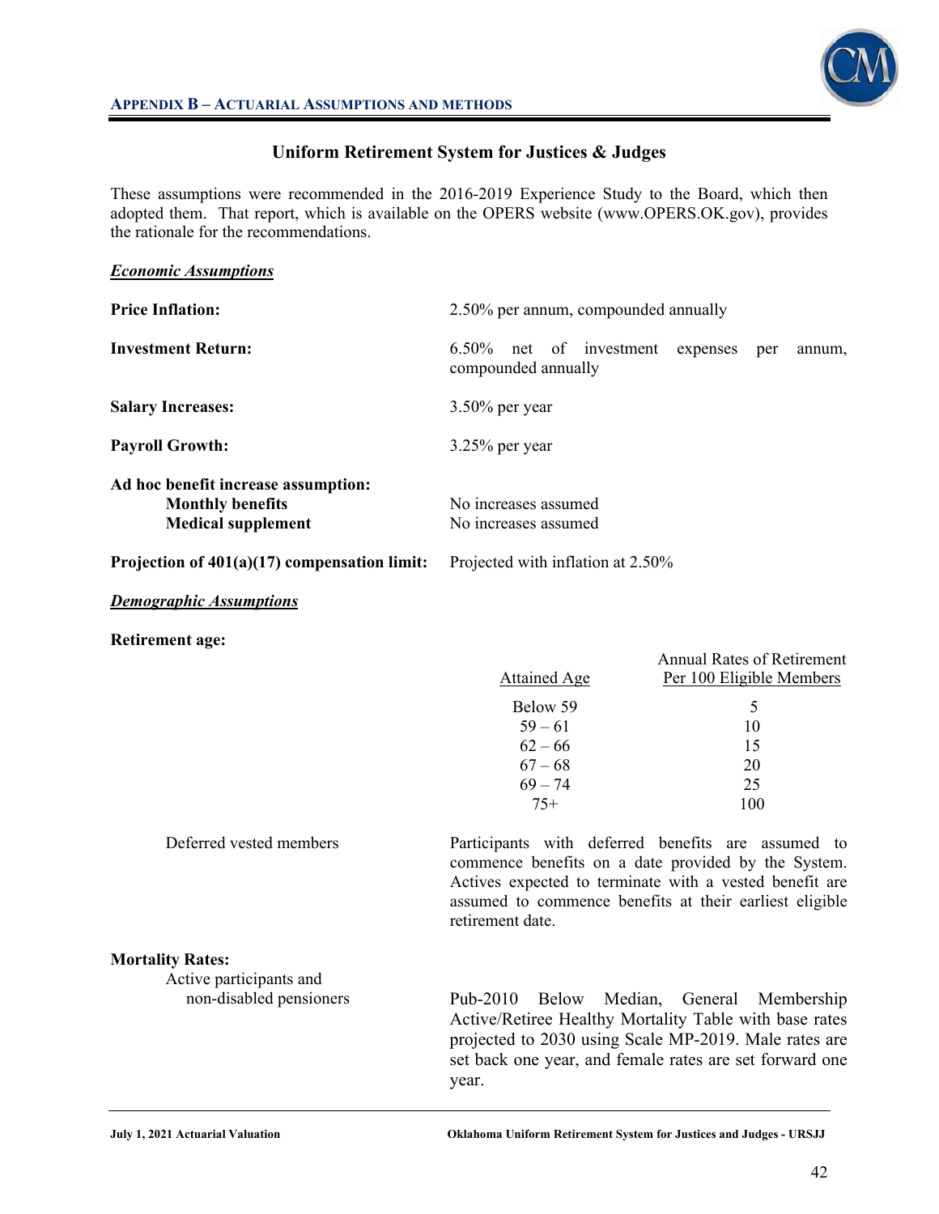## Appendix B – Actuarial Assumptions and Methods

### Uniform Retirement System for Justices & Judges

These assumptions were recommended in the 2016-2019 Experience Study to the Board, which then adopted them. That report, which is available on the OPERS website (www.OPERS.OK.gov), provides the rationale for the recommendations.

***Economic Assumptions***

**Price Inflation:** 2.50% per annum, compounded annually

**Investment Return:** 6.50% net of investment expenses per annum, compounded annually

**Salary Increases:** 3.50% per year

**Payroll Growth:** 3.25% per year

**Ad hoc benefit increase assumption:**

- **Monthly benefits** — No increases assumed
- **Medical supplement** — No increases assumed

**Projection of 401(a)(17) compensation limit:** Projected with inflation at 2.50%

***Demographic Assumptions***

**Retirement age:**

| Attained Age | Annual Rates of Retirement Per 100 Eligible Members |
|---|---|
| Below 59 | 5 |
| 59 – 61 | 10 |
| 62 – 66 | 15 |
| 67 – 68 | 20 |
| 69 – 74 | 25 |
| 75+ | 100 |

Deferred vested members: Participants with deferred benefits are assumed to commence benefits on a date provided by the System. Actives expected to terminate with a vested benefit are assumed to commence benefits at their earliest eligible retirement date.

**Mortality Rates:**

Active participants and non-disabled pensioners: Pub-2010 Below Median, General Membership Active/Retiree Healthy Mortality Table with base rates projected to 2030 using Scale MP-2019. Male rates are set back one year, and female rates are set forward one year.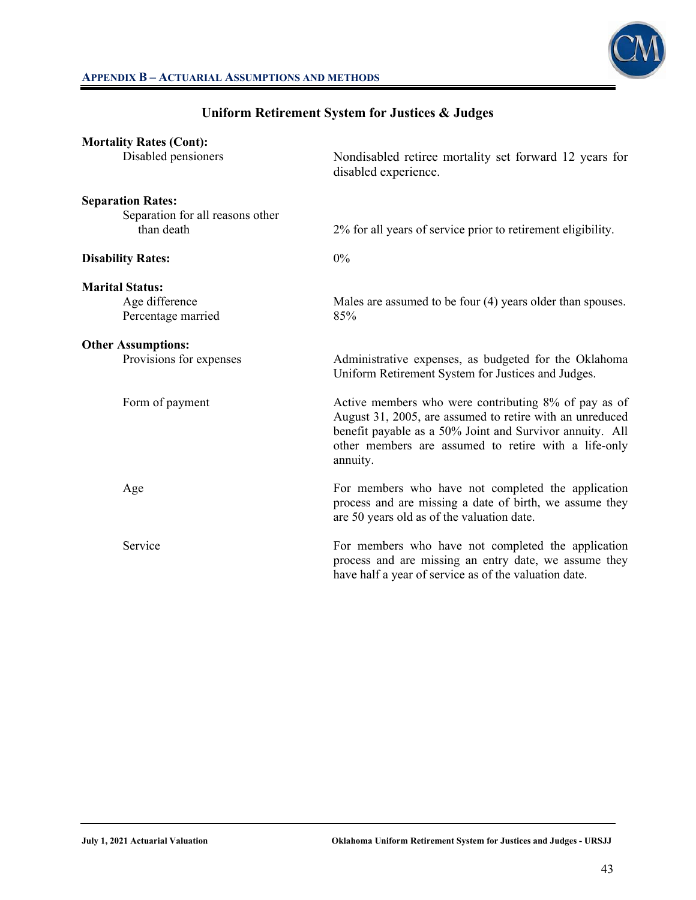## Uniform Retirement System for Justices & Judges

**Mortality Rates (Cont):**

| | |
|---|---|
| Disabled pensioners | Nondisabled retiree mortality set forward 12 years for disabled experience. |

**Separation Rates:**

| | |
|---|---|
| Separation for all reasons other than death | 2% for all years of service prior to retirement eligibility. |

**Disability Rates:** 0%

**Marital Status:**

| | |
|---|---|
| Age difference | Males are assumed to be four (4) years older than spouses. |
| Percentage married | 85% |

**Other Assumptions:**

| | |
|---|---|
| Provisions for expenses | Administrative expenses, as budgeted for the Oklahoma Uniform Retirement System for Justices and Judges. |
| Form of payment | Active members who were contributing 8% of pay as of August 31, 2005, are assumed to retire with an unreduced benefit payable as a 50% Joint and Survivor annuity. All other members are assumed to retire with a life-only annuity. |
| Age | For members who have not completed the application process and are missing a date of birth, we assume they are 50 years old as of the valuation date. |
| Service | For members who have not completed the application process and are missing an entry date, we assume they have half a year of service as of the valuation date. |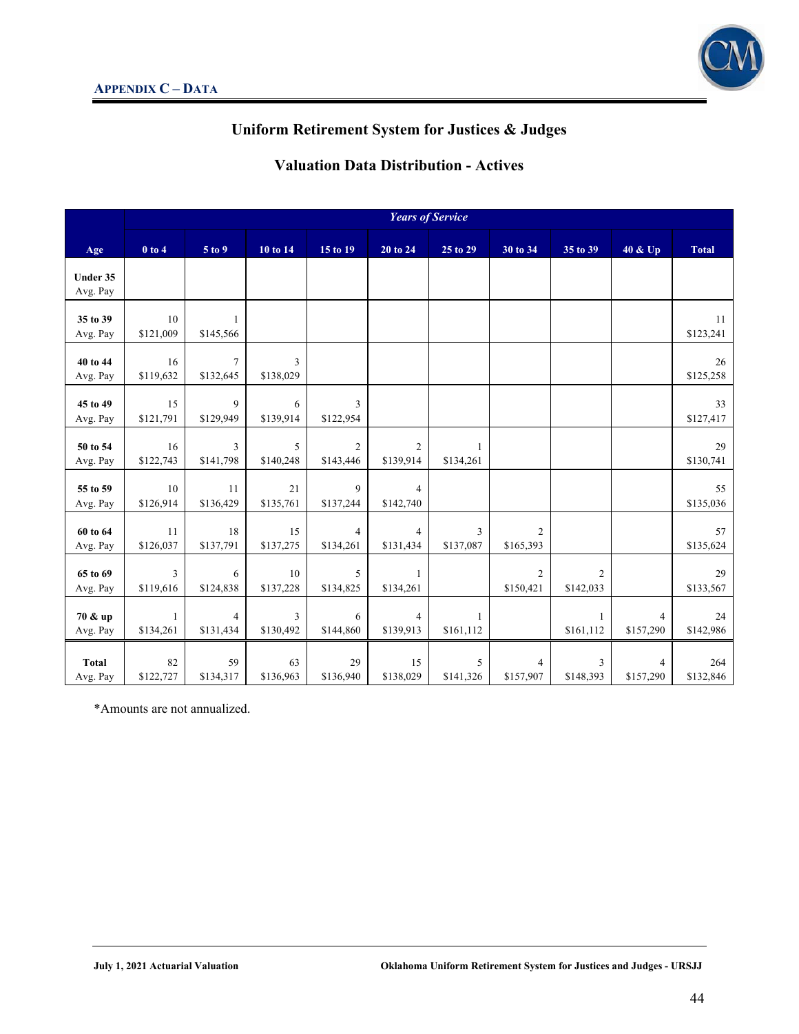## Appendix C – Data

# Uniform Retirement System for Justices & Judges

## Valuation Data Distribution - Actives

| Age | *Years of Service* | | | | | | | | | |
|---|---|---|---|---|---|---|---|---|---|---|
| | 0 to 4 | 5 to 9 | 10 to 14 | 15 to 19 | 20 to 24 | 25 to 29 | 30 to 34 | 35 to 39 | 40 & Up | Total |
| **Under 35**<br>Avg. Pay | | | | | | | | | | |
| **35 to 39**<br>Avg. Pay | 10<br>$121,009 | 1<br>$145,566 | | | | | | | | 11<br>$123,241 |
| **40 to 44**<br>Avg. Pay | 16<br>$119,632 | 7<br>$132,645 | 3<br>$138,029 | | | | | | | 26<br>$125,258 |
| **45 to 49**<br>Avg. Pay | 15<br>$121,791 | 9<br>$129,949 | 6<br>$139,914 | 3<br>$122,954 | | | | | | 33<br>$127,417 |
| **50 to 54**<br>Avg. Pay | 16<br>$122,743 | 3<br>$141,798 | 5<br>$140,248 | 2<br>$143,446 | 2<br>$139,914 | 1<br>$134,261 | | | | 29<br>$130,741 |
| **55 to 59**<br>Avg. Pay | 10<br>$126,914 | 11<br>$136,429 | 21<br>$135,761 | 9<br>$137,244 | 4<br>$142,740 | | | | | 55<br>$135,036 |
| **60 to 64**<br>Avg. Pay | 11<br>$126,037 | 18<br>$137,791 | 15<br>$137,275 | 4<br>$134,261 | 4<br>$131,434 | 3<br>$137,087 | 2<br>$165,393 | | | 57<br>$135,624 |
| **65 to 69**<br>Avg. Pay | 3<br>$119,616 | 6<br>$124,838 | 10<br>$137,228 | 5<br>$134,825 | 1<br>$134,261 | | 2<br>$150,421 | 2<br>$142,033 | | 29<br>$133,567 |
| **70 & up**<br>Avg. Pay | 1<br>$134,261 | 4<br>$131,434 | 3<br>$130,492 | 6<br>$144,860 | 4<br>$139,913 | 1<br>$161,112 | | 1<br>$161,112 | 4<br>$157,290 | 24<br>$142,986 |
| **Total**<br>Avg. Pay | 82<br>$122,727 | 59<br>$134,317 | 63<br>$136,963 | 29<br>$136,940 | 15<br>$138,029 | 5<br>$141,326 | 4<br>$157,907 | 3<br>$148,393 | 4<br>$157,290 | 264<br>$132,846 |

*Amounts are not annualized.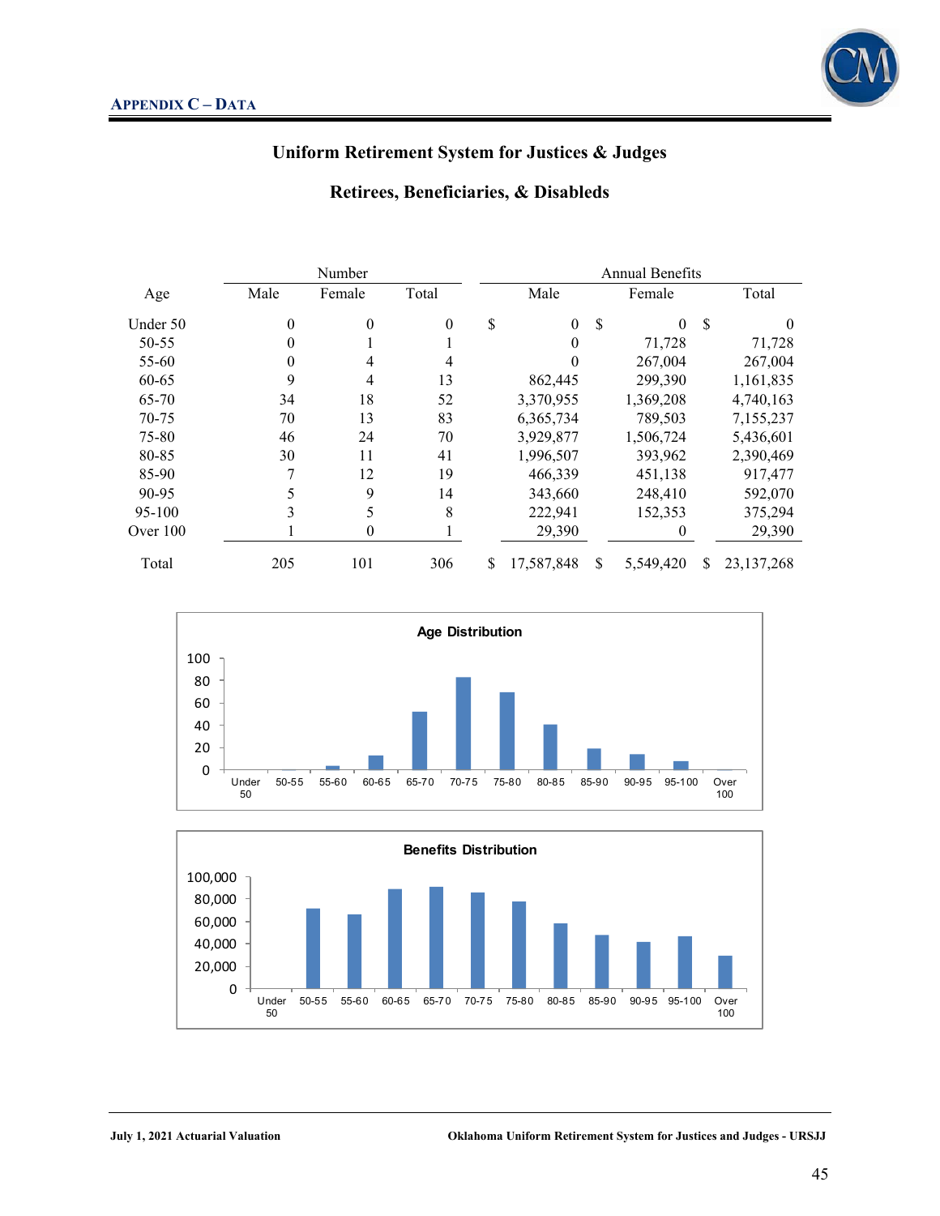## APPENDIX C – DATA

### Uniform Retirement System for Justices & Judges

### Retirees, Beneficiaries, & Disableds

| Age | Number | | | Annual Benefits | | |
|---|---|---|---|---|---|---|
| | Male | Female | Total | Male | Female | Total |
| Under 50 | 0 | 0 | 0 | $ 0 | $ 0 | $ 0 |
| 50-55 | 0 | 1 | 1 | 0 | 71,728 | 71,728 |
| 55-60 | 0 | 4 | 4 | 0 | 267,004 | 267,004 |
| 60-65 | 9 | 4 | 13 | 862,445 | 299,390 | 1,161,835 |
| 65-70 | 34 | 18 | 52 | 3,370,955 | 1,369,208 | 4,740,163 |
| 70-75 | 70 | 13 | 83 | 6,365,734 | 789,503 | 7,155,237 |
| 75-80 | 46 | 24 | 70 | 3,929,877 | 1,506,724 | 5,436,601 |
| 80-85 | 30 | 11 | 41 | 1,996,507 | 393,962 | 2,390,469 |
| 85-90 | 7 | 12 | 19 | 466,339 | 451,138 | 917,477 |
| 90-95 | 5 | 9 | 14 | 343,660 | 248,410 | 592,070 |
| 95-100 | 3 | 5 | 8 | 222,941 | 152,353 | 375,294 |
| Over 100 | 1 | 0 | 1 | 29,390 | 0 | 29,390 |
| Total | 205 | 101 | 306 | $ 17,587,848 | $ 5,549,420 | $ 23,137,268 |

**Age Distribution**

**Benefits Distribution**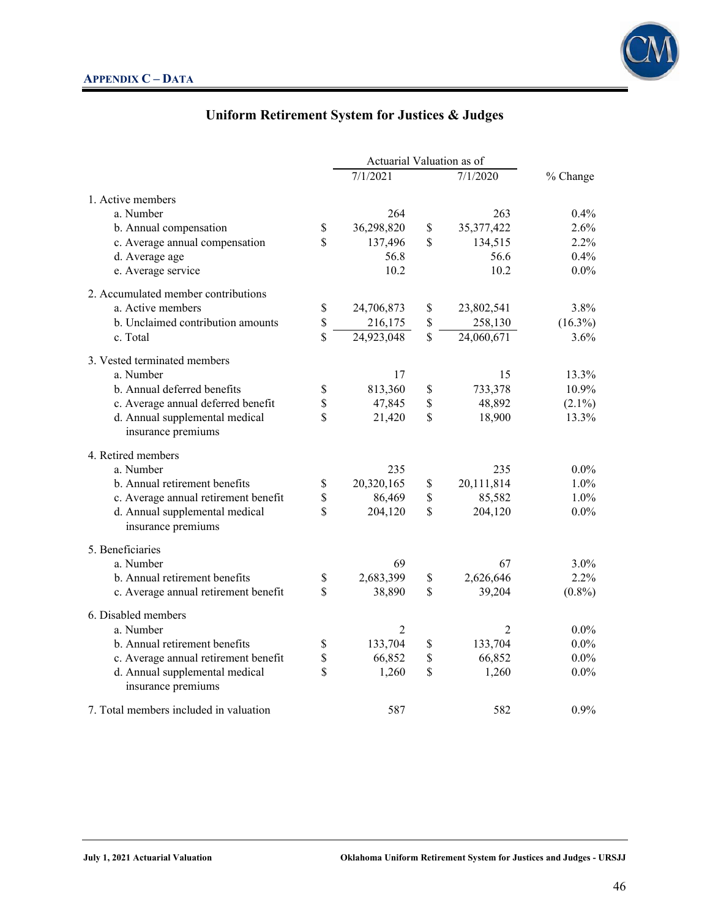## APPENDIX C – DATA

### Uniform Retirement System for Justices & Judges

| | Actuarial Valuation as of | | |
|---|---|---|---|
| | 7/1/2021 | 7/1/2020 | % Change |
| 1. Active members | | | |
| a. Number | 264 | 263 | 0.4% |
| b. Annual compensation | $ 36,298,820 | $ 35,377,422 | 2.6% |
| c. Average annual compensation | $ 137,496 | $ 134,515 | 2.2% |
| d. Average age | 56.8 | 56.6 | 0.4% |
| e. Average service | 10.2 | 10.2 | 0.0% |
| 2. Accumulated member contributions | | | |
| a. Active members | $ 24,706,873 | $ 23,802,541 | 3.8% |
| b. Unclaimed contribution amounts | $ 216,175 | $ 258,130 | (16.3%) |
| c. Total | $ 24,923,048 | $ 24,060,671 | 3.6% |
| 3. Vested terminated members | | | |
| a. Number | 17 | 15 | 13.3% |
| b. Annual deferred benefits | $ 813,360 | $ 733,378 | 10.9% |
| c. Average annual deferred benefit | $ 47,845 | $ 48,892 | (2.1%) |
| d. Annual supplemental medical insurance premiums | $ 21,420 | $ 18,900 | 13.3% |
| 4. Retired members | | | |
| a. Number | 235 | 235 | 0.0% |
| b. Annual retirement benefits | $ 20,320,165 | $ 20,111,814 | 1.0% |
| c. Average annual retirement benefit | $ 86,469 | $ 85,582 | 1.0% |
| d. Annual supplemental medical insurance premiums | $ 204,120 | $ 204,120 | 0.0% |
| 5. Beneficiaries | | | |
| a. Number | 69 | 67 | 3.0% |
| b. Annual retirement benefits | $ 2,683,399 | $ 2,626,646 | 2.2% |
| c. Average annual retirement benefit | $ 38,890 | $ 39,204 | (0.8%) |
| 6. Disabled members | | | |
| a. Number | 2 | 2 | 0.0% |
| b. Annual retirement benefits | $ 133,704 | $ 133,704 | 0.0% |
| c. Average annual retirement benefit | $ 66,852 | $ 66,852 | 0.0% |
| d. Annual supplemental medical insurance premiums | $ 1,260 | $ 1,260 | 0.0% |
| 7. Total members included in valuation | 587 | 582 | 0.9% |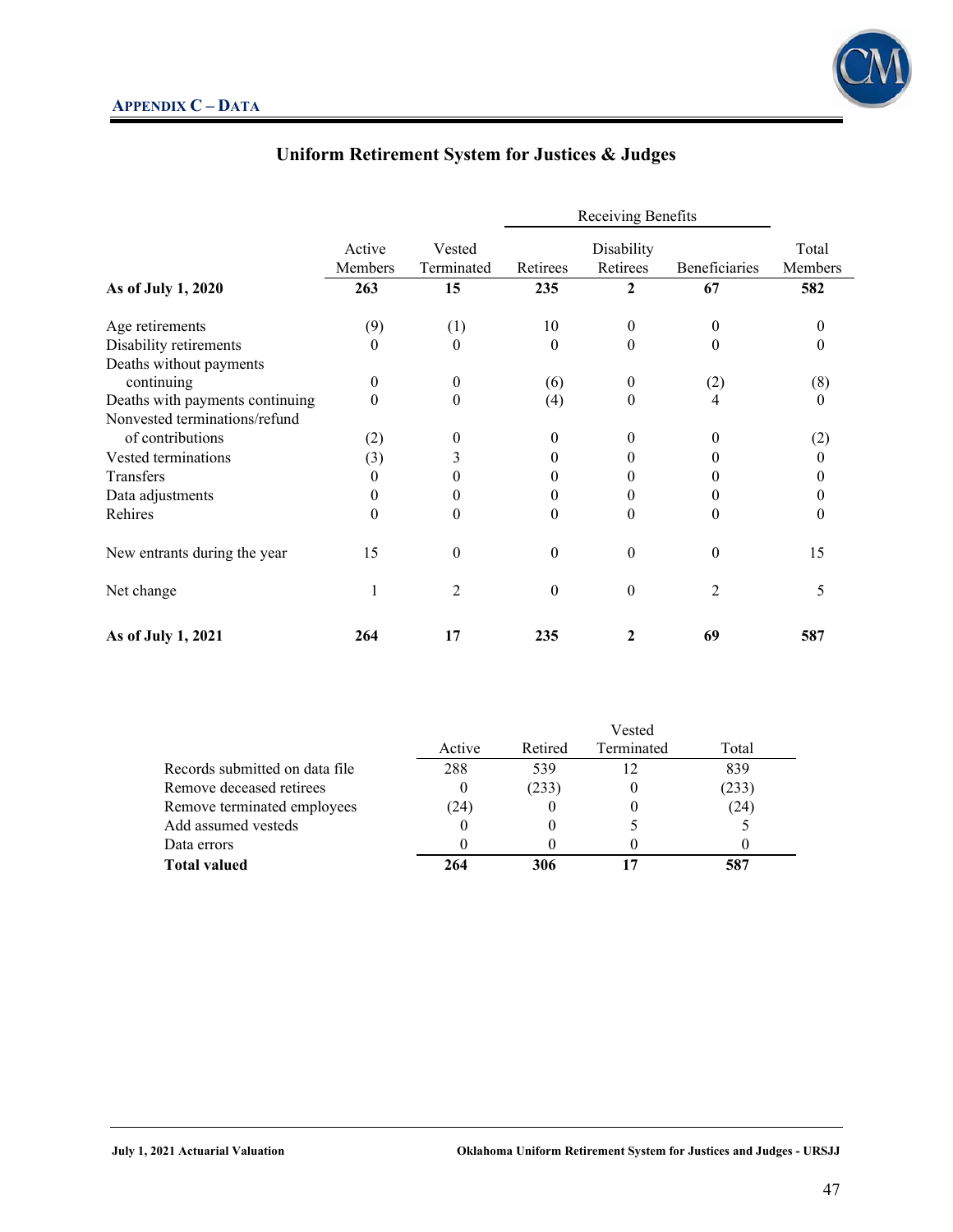## APPENDIX C – DATA

### Uniform Retirement System for Justices & Judges

| | Active Members | Vested Terminated | Receiving Benefits: Retirees | Receiving Benefits: Disability Retirees | Receiving Benefits: Beneficiaries | Total Members |
|---|---|---|---|---|---|---|
| **As of July 1, 2020** | **263** | **15** | **235** | **2** | **67** | **582** |
| Age retirements | (9) | (1) | 10 | 0 | 0 | 0 |
| Disability retirements | 0 | 0 | 0 | 0 | 0 | 0 |
| Deaths without payments continuing | 0 | 0 | (6) | 0 | (2) | (8) |
| Deaths with payments continuing | 0 | 0 | (4) | 0 | 4 | 0 |
| Nonvested terminations/refund of contributions | (2) | 0 | 0 | 0 | 0 | (2) |
| Vested terminations | (3) | 3 | 0 | 0 | 0 | 0 |
| Transfers | 0 | 0 | 0 | 0 | 0 | 0 |
| Data adjustments | 0 | 0 | 0 | 0 | 0 | 0 |
| Rehires | 0 | 0 | 0 | 0 | 0 | 0 |
| New entrants during the year | 15 | 0 | 0 | 0 | 0 | 15 |
| Net change | 1 | 2 | 0 | 0 | 2 | 5 |
| **As of July 1, 2021** | **264** | **17** | **235** | **2** | **69** | **587** |

| | Active | Retired | Vested Terminated | Total |
|---|---|---|---|---|
| Records submitted on data file | 288 | 539 | 12 | 839 |
| Remove deceased retirees | 0 | (233) | 0 | (233) |
| Remove terminated employees | (24) | 0 | 0 | (24) |
| Add assumed vesteds | 0 | 0 | 5 | 5 |
| Data errors | 0 | 0 | 0 | 0 |
| **Total valued** | **264** | **306** | **17** | **587** |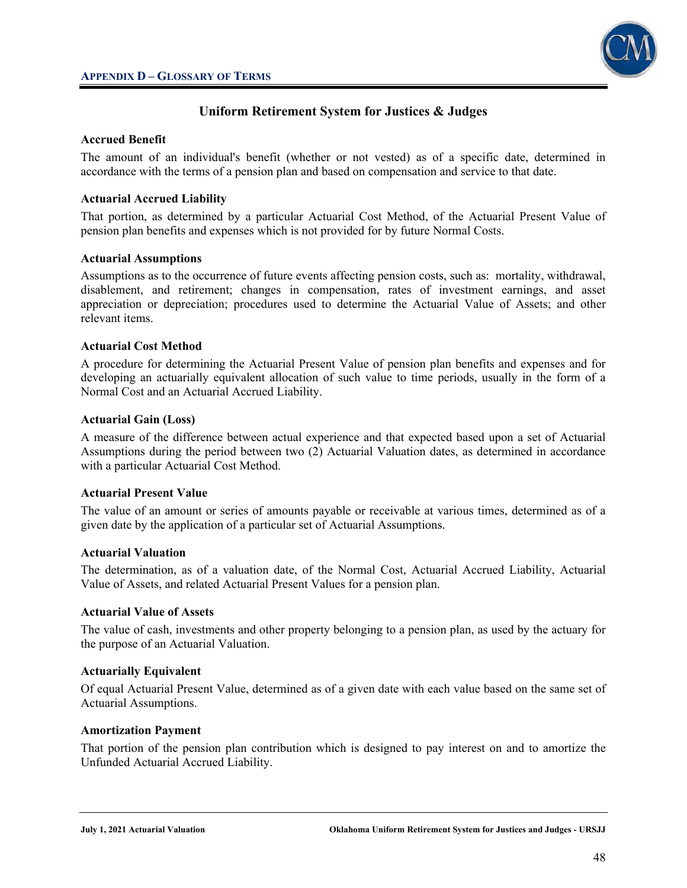## Appendix D – Glossary of Terms

### Uniform Retirement System for Justices & Judges

**Accrued Benefit**

The amount of an individual's benefit (whether or not vested) as of a specific date, determined in accordance with the terms of a pension plan and based on compensation and service to that date.

**Actuarial Accrued Liability**

That portion, as determined by a particular Actuarial Cost Method, of the Actuarial Present Value of pension plan benefits and expenses which is not provided for by future Normal Costs.

**Actuarial Assumptions**

Assumptions as to the occurrence of future events affecting pension costs, such as: mortality, withdrawal, disablement, and retirement; changes in compensation, rates of investment earnings, and asset appreciation or depreciation; procedures used to determine the Actuarial Value of Assets; and other relevant items.

**Actuarial Cost Method**

A procedure for determining the Actuarial Present Value of pension plan benefits and expenses and for developing an actuarially equivalent allocation of such value to time periods, usually in the form of a Normal Cost and an Actuarial Accrued Liability.

**Actuarial Gain (Loss)**

A measure of the difference between actual experience and that expected based upon a set of Actuarial Assumptions during the period between two (2) Actuarial Valuation dates, as determined in accordance with a particular Actuarial Cost Method.

**Actuarial Present Value**

The value of an amount or series of amounts payable or receivable at various times, determined as of a given date by the application of a particular set of Actuarial Assumptions.

**Actuarial Valuation**

The determination, as of a valuation date, of the Normal Cost, Actuarial Accrued Liability, Actuarial Value of Assets, and related Actuarial Present Values for a pension plan.

**Actuarial Value of Assets**

The value of cash, investments and other property belonging to a pension plan, as used by the actuary for the purpose of an Actuarial Valuation.

**Actuarially Equivalent**

Of equal Actuarial Present Value, determined as of a given date with each value based on the same set of Actuarial Assumptions.

**Amortization Payment**

That portion of the pension plan contribution which is designed to pay interest on and to amortize the Unfunded Actuarial Accrued Liability.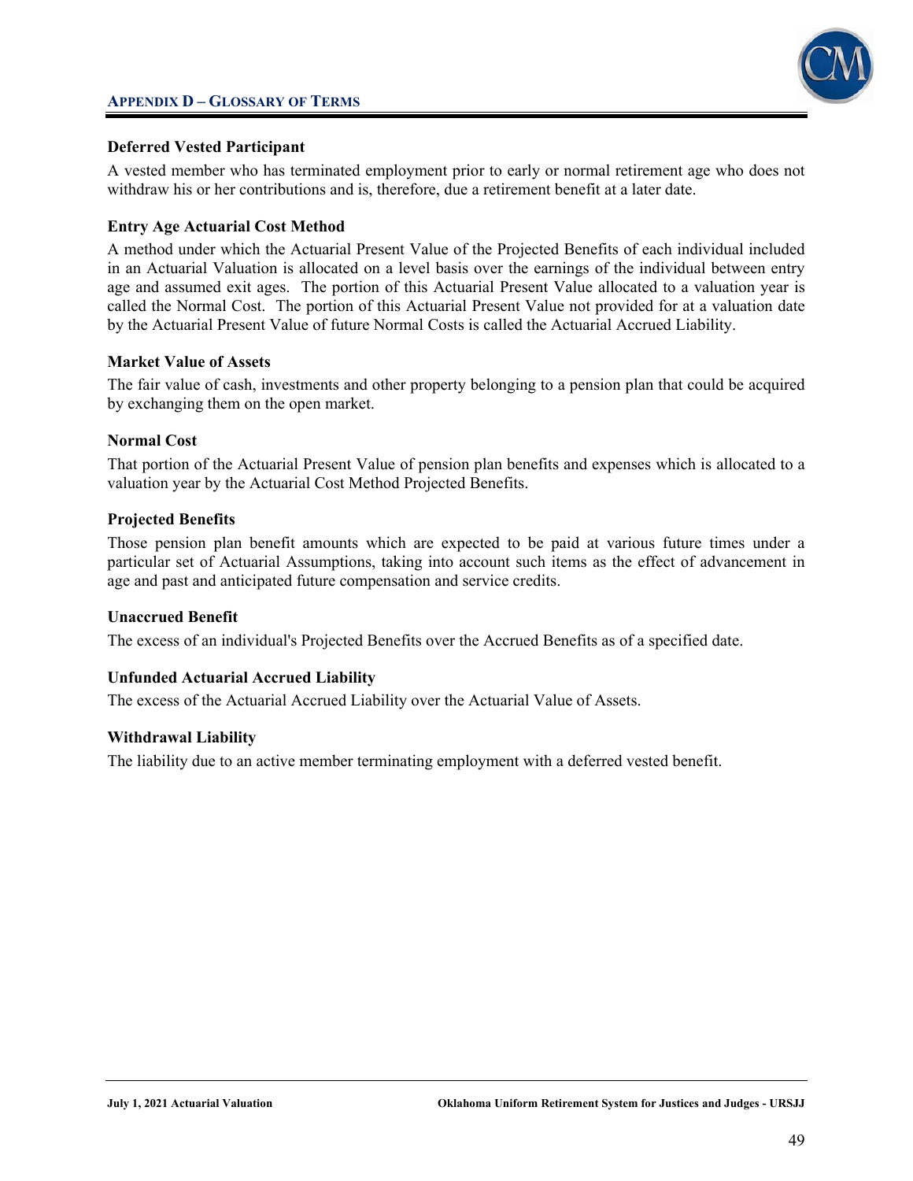**Deferred Vested Participant**

A vested member who has terminated employment prior to early or normal retirement age who does not withdraw his or her contributions and is, therefore, due a retirement benefit at a later date.

**Entry Age Actuarial Cost Method**

A method under which the Actuarial Present Value of the Projected Benefits of each individual included in an Actuarial Valuation is allocated on a level basis over the earnings of the individual between entry age and assumed exit ages. The portion of this Actuarial Present Value allocated to a valuation year is called the Normal Cost. The portion of this Actuarial Present Value not provided for at a valuation date by the Actuarial Present Value of future Normal Costs is called the Actuarial Accrued Liability.

**Market Value of Assets**

The fair value of cash, investments and other property belonging to a pension plan that could be acquired by exchanging them on the open market.

**Normal Cost**

That portion of the Actuarial Present Value of pension plan benefits and expenses which is allocated to a valuation year by the Actuarial Cost Method Projected Benefits.

**Projected Benefits**

Those pension plan benefit amounts which are expected to be paid at various future times under a particular set of Actuarial Assumptions, taking into account such items as the effect of advancement in age and past and anticipated future compensation and service credits.

**Unaccrued Benefit**

The excess of an individual's Projected Benefits over the Accrued Benefits as of a specified date.

**Unfunded Actuarial Accrued Liability**

The excess of the Actuarial Accrued Liability over the Actuarial Value of Assets.

**Withdrawal Liability**

The liability due to an active member terminating employment with a deferred vested benefit.